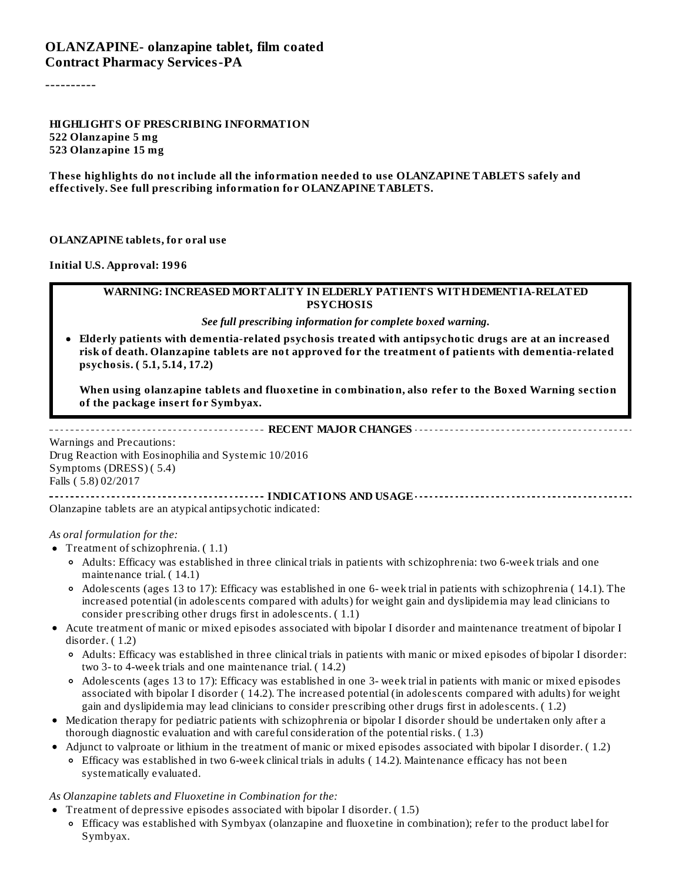# OLANZAPINE- olanzapine tablet, film coated
**Contract Pharmacy Services-PA**

----------

**HIGHLIGHTS OF PRESCRIBING INFORMATION**
**522 Olanzapine 5 mg**
**523 Olanzapine 15 mg**

**These highlights do not include all the information needed to use OLANZAPINE TABLETS safely and effectively. See full prescribing information for OLANZAPINE TABLETS.**

**OLANZAPINE tablets, for oral use**

**Initial U.S. Approval: 1996**

**WARNING: INCREASED MORTALITY IN ELDERLY PATIENTS WITH DEMENTIA-RELATED PSYCHOSIS**

*See full prescribing information for complete boxed warning.*

- **Elderly patients with dementia-related psychosis treated with antipsychotic drugs are at an increased risk of death. Olanzapine tablets are not approved for the treatment of patients with dementia-related psychosis. ( 5.1, 5.14, 17.2)**

  **When using olanzapine tablets and fluoxetine in combination, also refer to the Boxed Warning section of the package insert for Symbyax.**

**RECENT MAJOR CHANGES**

Warnings and Precautions:
Drug Reaction with Eosinophilia and Systemic 10/2016
Symptoms (DRESS) ( 5.4)
Falls ( 5.8) 02/2017

**INDICATIONS AND USAGE**

Olanzapine tablets are an atypical antipsychotic indicated:

*As oral formulation for the:*

- Treatment of schizophrenia. ( 1.1)
  - Adults: Efficacy was established in three clinical trials in patients with schizophrenia: two 6-week trials and one maintenance trial. ( 14.1)
  - Adolescents (ages 13 to 17): Efficacy was established in one 6- week trial in patients with schizophrenia ( 14.1). The increased potential (in adolescents compared with adults) for weight gain and dyslipidemia may lead clinicians to consider prescribing other drugs first in adolescents. ( 1.1)
- Acute treatment of manic or mixed episodes associated with bipolar I disorder and maintenance treatment of bipolar I disorder. ( 1.2)
  - Adults: Efficacy was established in three clinical trials in patients with manic or mixed episodes of bipolar I disorder: two 3- to 4-week trials and one maintenance trial. ( 14.2)
  - Adolescents (ages 13 to 17): Efficacy was established in one 3- week trial in patients with manic or mixed episodes associated with bipolar I disorder ( 14.2). The increased potential (in adolescents compared with adults) for weight gain and dyslipidemia may lead clinicians to consider prescribing other drugs first in adolescents. ( 1.2)
- Medication therapy for pediatric patients with schizophrenia or bipolar I disorder should be undertaken only after a thorough diagnostic evaluation and with careful consideration of the potential risks. ( 1.3)
- Adjunct to valproate or lithium in the treatment of manic or mixed episodes associated with bipolar I disorder. ( 1.2)
  - Efficacy was established in two 6-week clinical trials in adults ( 14.2). Maintenance efficacy has not been systematically evaluated.

*As Olanzapine tablets and Fluoxetine in Combination for the:*

- Treatment of depressive episodes associated with bipolar I disorder. ( 1.5)
  - Efficacy was established with Symbyax (olanzapine and fluoxetine in combination); refer to the product label for Symbyax.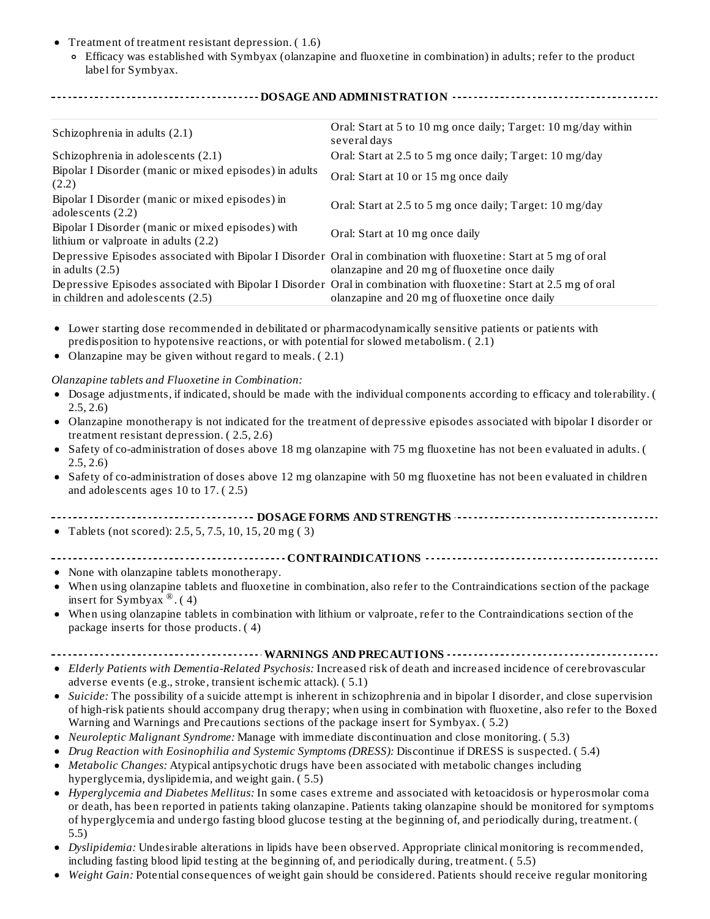- Treatment of treatment resistant depression. ( 1.6)
  - Efficacy was established with Symbyax (olanzapine and fluoxetine in combination) in adults; refer to the product label for Symbyax.

## DOSAGE AND ADMINISTRATION

| | |
|---|---|
| Schizophrenia in adults (2.1) | Oral: Start at 5 to 10 mg once daily; Target: 10 mg/day within several days |
| Schizophrenia in adolescents (2.1) | Oral: Start at 2.5 to 5 mg once daily; Target: 10 mg/day |
| Bipolar I Disorder (manic or mixed episodes) in adults (2.2) | Oral: Start at 10 or 15 mg once daily |
| Bipolar I Disorder (manic or mixed episodes) in adolescents (2.2) | Oral: Start at 2.5 to 5 mg once daily; Target: 10 mg/day |
| Bipolar I Disorder (manic or mixed episodes) with lithium or valproate in adults (2.2) | Oral: Start at 10 mg once daily |
| Depressive Episodes associated with Bipolar I Disorder in adults (2.5) | Oral in combination with fluoxetine: Start at 5 mg of oral olanzapine and 20 mg of fluoxetine once daily |
| Depressive Episodes associated with Bipolar I Disorder in children and adolescents (2.5) | Oral in combination with fluoxetine: Start at 2.5 mg of oral olanzapine and 20 mg of fluoxetine once daily |

- Lower starting dose recommended in debilitated or pharmacodynamically sensitive patients or patients with predisposition to hypotensive reactions, or with potential for slowed metabolism. ( 2.1)
- Olanzapine may be given without regard to meals. ( 2.1)

*Olanzapine tablets and Fluoxetine in Combination:*

- Dosage adjustments, if indicated, should be made with the individual components according to efficacy and tolerability. ( 2.5, 2.6)
- Olanzapine monotherapy is not indicated for the treatment of depressive episodes associated with bipolar I disorder or treatment resistant depression. ( 2.5, 2.6)
- Safety of co-administration of doses above 18 mg olanzapine with 75 mg fluoxetine has not been evaluated in adults. ( 2.5, 2.6)
- Safety of co-administration of doses above 12 mg olanzapine with 50 mg fluoxetine has not been evaluated in children and adolescents ages 10 to 17. ( 2.5)

## DOSAGE FORMS AND STRENGTHS

- Tablets (not scored): 2.5, 5, 7.5, 10, 15, 20 mg ( 3)

## CONTRAINDICATIONS

- None with olanzapine tablets monotherapy.
- When using olanzapine tablets and fluoxetine in combination, also refer to the Contraindications section of the package insert for Symbyax®. ( 4)
- When using olanzapine tablets in combination with lithium or valproate, refer to the Contraindications section of the package inserts for those products. ( 4)

## WARNINGS AND PRECAUTIONS

- *Elderly Patients with Dementia-Related Psychosis:* Increased risk of death and increased incidence of cerebrovascular adverse events (e.g., stroke, transient ischemic attack). ( 5.1)
- *Suicide:* The possibility of a suicide attempt is inherent in schizophrenia and in bipolar I disorder, and close supervision of high-risk patients should accompany drug therapy; when using in combination with fluoxetine, also refer to the Boxed Warning and Warnings and Precautions sections of the package insert for Symbyax. ( 5.2)
- *Neuroleptic Malignant Syndrome:* Manage with immediate discontinuation and close monitoring. ( 5.3)
- *Drug Reaction with Eosinophilia and Systemic Symptoms (DRESS):* Discontinue if DRESS is suspected. ( 5.4)
- *Metabolic Changes:* Atypical antipsychotic drugs have been associated with metabolic changes including hyperglycemia, dyslipidemia, and weight gain. ( 5.5)
- *Hyperglycemia and Diabetes Mellitus:* In some cases extreme and associated with ketoacidosis or hyperosmolar coma or death, has been reported in patients taking olanzapine. Patients taking olanzapine should be monitored for symptoms of hyperglycemia and undergo fasting blood glucose testing at the beginning of, and periodically during, treatment. ( 5.5)
- *Dyslipidemia:* Undesirable alterations in lipids have been observed. Appropriate clinical monitoring is recommended, including fasting blood lipid testing at the beginning of, and periodically during, treatment. ( 5.5)
- *Weight Gain:* Potential consequences of weight gain should be considered. Patients should receive regular monitoring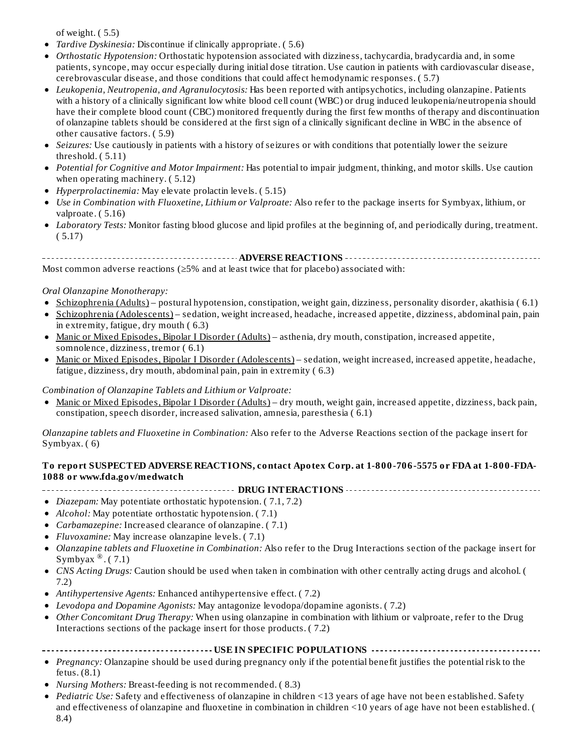of weight. ( 5.5)

- *Tardive Dyskinesia:* Discontinue if clinically appropriate. ( 5.6)
- *Orthostatic Hypotension:* Orthostatic hypotension associated with dizziness, tachycardia, bradycardia and, in some patients, syncope, may occur especially during initial dose titration. Use caution in patients with cardiovascular disease, cerebrovascular disease, and those conditions that could affect hemodynamic responses. ( 5.7)
- *Leukopenia, Neutropenia, and Agranulocytosis:* Has been reported with antipsychotics, including olanzapine. Patients with a history of a clinically significant low white blood cell count (WBC) or drug induced leukopenia/neutropenia should have their complete blood count (CBC) monitored frequently during the first few months of therapy and discontinuation of olanzapine tablets should be considered at the first sign of a clinically significant decline in WBC in the absence of other causative factors. ( 5.9)
- *Seizures:* Use cautiously in patients with a history of seizures or with conditions that potentially lower the seizure threshold. ( 5.11)
- *Potential for Cognitive and Motor Impairment:* Has potential to impair judgment, thinking, and motor skills. Use caution when operating machinery. ( 5.12)
- *Hyperprolactinemia:* May elevate prolactin levels. ( 5.15)
- *Use in Combination with Fluoxetine, Lithium or Valproate:* Also refer to the package inserts for Symbyax, lithium, or valproate. ( 5.16)
- *Laboratory Tests:* Monitor fasting blood glucose and lipid profiles at the beginning of, and periodically during, treatment. ( 5.17)

## ADVERSE REACTIONS

Most common adverse reactions (≥5% and at least twice that for placebo) associated with:

*Oral Olanzapine Monotherapy:*

- Schizophrenia (Adults) – postural hypotension, constipation, weight gain, dizziness, personality disorder, akathisia ( 6.1)
- Schizophrenia (Adolescents) – sedation, weight increased, headache, increased appetite, dizziness, abdominal pain, pain in extremity, fatigue, dry mouth ( 6.3)
- Manic or Mixed Episodes, Bipolar I Disorder (Adults) – asthenia, dry mouth, constipation, increased appetite, somnolence, dizziness, tremor ( 6.1)
- Manic or Mixed Episodes, Bipolar I Disorder (Adolescents) – sedation, weight increased, increased appetite, headache, fatigue, dizziness, dry mouth, abdominal pain, pain in extremity ( 6.3)

*Combination of Olanzapine Tablets and Lithium or Valproate:*

- Manic or Mixed Episodes, Bipolar I Disorder (Adults) – dry mouth, weight gain, increased appetite, dizziness, back pain, constipation, speech disorder, increased salivation, amnesia, paresthesia ( 6.1)

*Olanzapine tablets and Fluoxetine in Combination:* Also refer to the Adverse Reactions section of the package insert for Symbyax. ( 6)

**To report SUSPECTED ADVERSE REACTIONS, contact Apotex Corp. at 1-800-706-5575 or FDA at 1-800-FDA-1088 or www.fda.gov/medwatch**

## DRUG INTERACTIONS

- *Diazepam:* May potentiate orthostatic hypotension. ( 7.1, 7.2)
- *Alcohol:* May potentiate orthostatic hypotension. ( 7.1)
- *Carbamazepine:* Increased clearance of olanzapine. ( 7.1)
- *Fluvoxamine:* May increase olanzapine levels. ( 7.1)
- *Olanzapine tablets and Fluoxetine in Combination:* Also refer to the Drug Interactions section of the package insert for Symbyax®. ( 7.1)
- *CNS Acting Drugs:* Caution should be used when taken in combination with other centrally acting drugs and alcohol. ( 7.2)
- *Antihypertensive Agents:* Enhanced antihypertensive effect. ( 7.2)
- *Levodopa and Dopamine Agonists:* May antagonize levodopa/dopamine agonists. ( 7.2)
- *Other Concomitant Drug Therapy:* When using olanzapine in combination with lithium or valproate, refer to the Drug Interactions sections of the package insert for those products. ( 7.2)

## USE IN SPECIFIC POPULATIONS

- *Pregnancy:* Olanzapine should be used during pregnancy only if the potential benefit justifies the potential risk to the fetus. (8.1)
- *Nursing Mothers:* Breast-feeding is not recommended. ( 8.3)
- *Pediatric Use:* Safety and effectiveness of olanzapine in children <13 years of age have not been established. Safety and effectiveness of olanzapine and fluoxetine in combination in children <10 years of age have not been established. ( 8.4)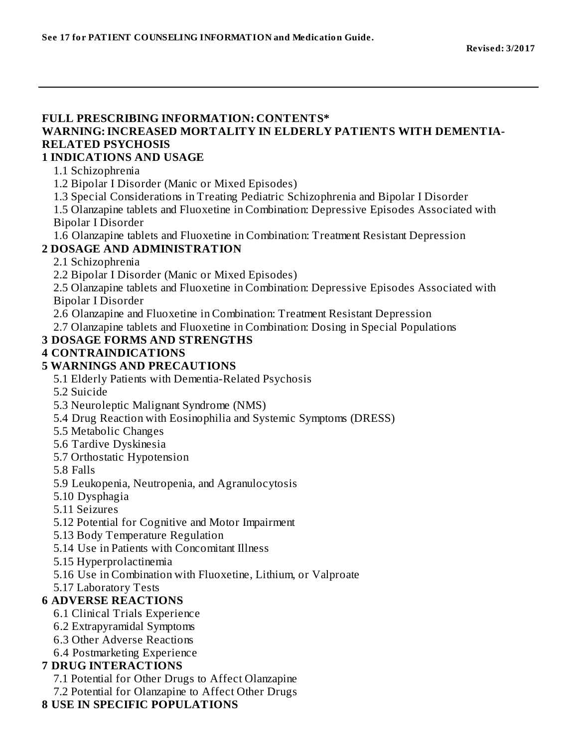**See 17 for PATIENT COUNSELING INFORMATION and Medication Guide.**

**Revised: 3/2017**

---

**FULL PRESCRIBING INFORMATION: CONTENTS***

**WARNING: INCREASED MORTALITY IN ELDERLY PATIENTS WITH DEMENTIA-RELATED PSYCHOSIS**

**1 INDICATIONS AND USAGE**

- 1.1 Schizophrenia
- 1.2 Bipolar I Disorder (Manic or Mixed Episodes)
- 1.3 Special Considerations in Treating Pediatric Schizophrenia and Bipolar I Disorder
- 1.5 Olanzapine tablets and Fluoxetine in Combination: Depressive Episodes Associated with Bipolar I Disorder
- 1.6 Olanzapine tablets and Fluoxetine in Combination: Treatment Resistant Depression

**2 DOSAGE AND ADMINISTRATION**

- 2.1 Schizophrenia
- 2.2 Bipolar I Disorder (Manic or Mixed Episodes)
- 2.5 Olanzapine tablets and Fluoxetine in Combination: Depressive Episodes Associated with Bipolar I Disorder
- 2.6 Olanzapine and Fluoxetine in Combination: Treatment Resistant Depression
- 2.7 Olanzapine tablets and Fluoxetine in Combination: Dosing in Special Populations

**3 DOSAGE FORMS AND STRENGTHS**

**4 CONTRAINDICATIONS**

**5 WARNINGS AND PRECAUTIONS**

- 5.1 Elderly Patients with Dementia-Related Psychosis
- 5.2 Suicide
- 5.3 Neuroleptic Malignant Syndrome (NMS)
- 5.4 Drug Reaction with Eosinophilia and Systemic Symptoms (DRESS)
- 5.5 Metabolic Changes
- 5.6 Tardive Dyskinesia
- 5.7 Orthostatic Hypotension
- 5.8 Falls
- 5.9 Leukopenia, Neutropenia, and Agranulocytosis
- 5.10 Dysphagia
- 5.11 Seizures
- 5.12 Potential for Cognitive and Motor Impairment
- 5.13 Body Temperature Regulation
- 5.14 Use in Patients with Concomitant Illness
- 5.15 Hyperprolactinemia
- 5.16 Use in Combination with Fluoxetine, Lithium, or Valproate
- 5.17 Laboratory Tests

**6 ADVERSE REACTIONS**

- 6.1 Clinical Trials Experience
- 6.2 Extrapyramidal Symptoms
- 6.3 Other Adverse Reactions
- 6.4 Postmarketing Experience

**7 DRUG INTERACTIONS**

- 7.1 Potential for Other Drugs to Affect Olanzapine
- 7.2 Potential for Olanzapine to Affect Other Drugs

**8 USE IN SPECIFIC POPULATIONS**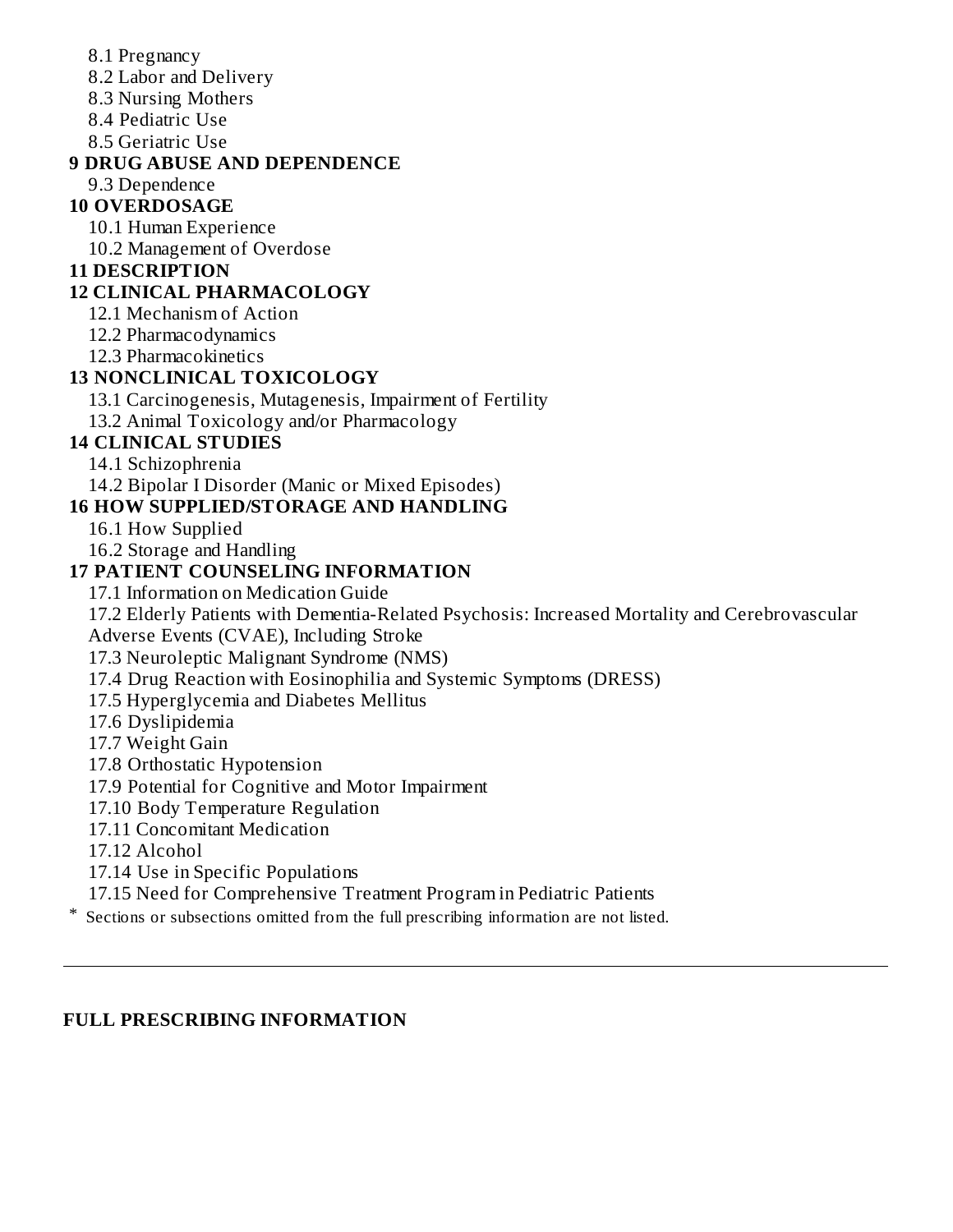8.1 Pregnancy
8.2 Labor and Delivery
8.3 Nursing Mothers
8.4 Pediatric Use
8.5 Geriatric Use

**9 DRUG ABUSE AND DEPENDENCE**

9.3 Dependence

**10 OVERDOSAGE**

10.1 Human Experience
10.2 Management of Overdose

**11 DESCRIPTION**

**12 CLINICAL PHARMACOLOGY**

12.1 Mechanism of Action
12.2 Pharmacodynamics
12.3 Pharmacokinetics

**13 NONCLINICAL TOXICOLOGY**

13.1 Carcinogenesis, Mutagenesis, Impairment of Fertility
13.2 Animal Toxicology and/or Pharmacology

**14 CLINICAL STUDIES**

14.1 Schizophrenia
14.2 Bipolar I Disorder (Manic or Mixed Episodes)

**16 HOW SUPPLIED/STORAGE AND HANDLING**

16.1 How Supplied
16.2 Storage and Handling

**17 PATIENT COUNSELING INFORMATION**

17.1 Information on Medication Guide
17.2 Elderly Patients with Dementia-Related Psychosis: Increased Mortality and Cerebrovascular Adverse Events (CVAE), Including Stroke
17.3 Neuroleptic Malignant Syndrome (NMS)
17.4 Drug Reaction with Eosinophilia and Systemic Symptoms (DRESS)
17.5 Hyperglycemia and Diabetes Mellitus
17.6 Dyslipidemia
17.7 Weight Gain
17.8 Orthostatic Hypotension
17.9 Potential for Cognitive and Motor Impairment
17.10 Body Temperature Regulation
17.11 Concomitant Medication
17.12 Alcohol
17.14 Use in Specific Populations
17.15 Need for Comprehensive Treatment Program in Pediatric Patients

\* Sections or subsections omitted from the full prescribing information are not listed.

---

**FULL PRESCRIBING INFORMATION**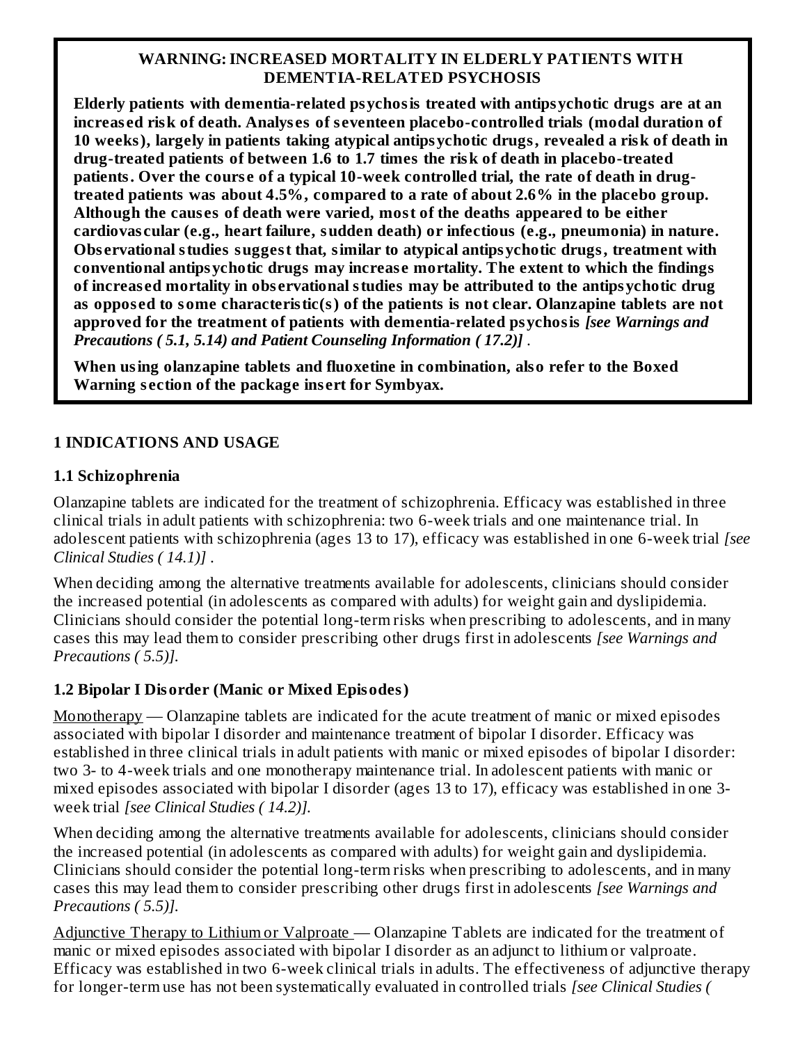**WARNING: INCREASED MORTALITY IN ELDERLY PATIENTS WITH DEMENTIA-RELATED PSYCHOSIS**

**Elderly patients with dementia-related psychosis treated with antipsychotic drugs are at an increased risk of death. Analyses of seventeen placebo-controlled trials (modal duration of 10 weeks), largely in patients taking atypical antipsychotic drugs, revealed a risk of death in drug-treated patients of between 1.6 to 1.7 times the risk of death in placebo-treated patients. Over the course of a typical 10-week controlled trial, the rate of death in drug-treated patients was about 4.5%, compared to a rate of about 2.6% in the placebo group. Although the causes of death were varied, most of the deaths appeared to be either cardiovascular (e.g., heart failure, sudden death) or infectious (e.g., pneumonia) in nature. Observational studies suggest that, similar to atypical antipsychotic drugs, treatment with conventional antipsychotic drugs may increase mortality. The extent to which the findings of increased mortality in observational studies may be attributed to the antipsychotic drug as opposed to some characteristic(s) of the patients is not clear. Olanzapine tablets are not approved for the treatment of patients with dementia-related psychosis** ***[see Warnings and Precautions ( 5.1, 5.14) and Patient Counseling Information ( 17.2)]*** .

**When using olanzapine tablets and fluoxetine in combination, also refer to the Boxed Warning section of the package insert for Symbyax.**

## 1 INDICATIONS AND USAGE

### 1.1 Schizophrenia

Olanzapine tablets are indicated for the treatment of schizophrenia. Efficacy was established in three clinical trials in adult patients with schizophrenia: two 6-week trials and one maintenance trial. In adolescent patients with schizophrenia (ages 13 to 17), efficacy was established in one 6-week trial *[see Clinical Studies ( 14.1)]* .

When deciding among the alternative treatments available for adolescents, clinicians should consider the increased potential (in adolescents as compared with adults) for weight gain and dyslipidemia. Clinicians should consider the potential long-term risks when prescribing to adolescents, and in many cases this may lead them to consider prescribing other drugs first in adolescents *[see Warnings and Precautions ( 5.5)].*

### 1.2 Bipolar I Disorder (Manic or Mixed Episodes)

Monotherapy — Olanzapine tablets are indicated for the acute treatment of manic or mixed episodes associated with bipolar I disorder and maintenance treatment of bipolar I disorder. Efficacy was established in three clinical trials in adult patients with manic or mixed episodes of bipolar I disorder: two 3- to 4-week trials and one monotherapy maintenance trial. In adolescent patients with manic or mixed episodes associated with bipolar I disorder (ages 13 to 17), efficacy was established in one 3-week trial *[see Clinical Studies ( 14.2)].*

When deciding among the alternative treatments available for adolescents, clinicians should consider the increased potential (in adolescents as compared with adults) for weight gain and dyslipidemia. Clinicians should consider the potential long-term risks when prescribing to adolescents, and in many cases this may lead them to consider prescribing other drugs first in adolescents *[see Warnings and Precautions ( 5.5)].*

Adjunctive Therapy to Lithium or Valproate — Olanzapine Tablets are indicated for the treatment of manic or mixed episodes associated with bipolar I disorder as an adjunct to lithium or valproate. Efficacy was established in two 6-week clinical trials in adults. The effectiveness of adjunctive therapy for longer-term use has not been systematically evaluated in controlled trials *[see Clinical Studies (*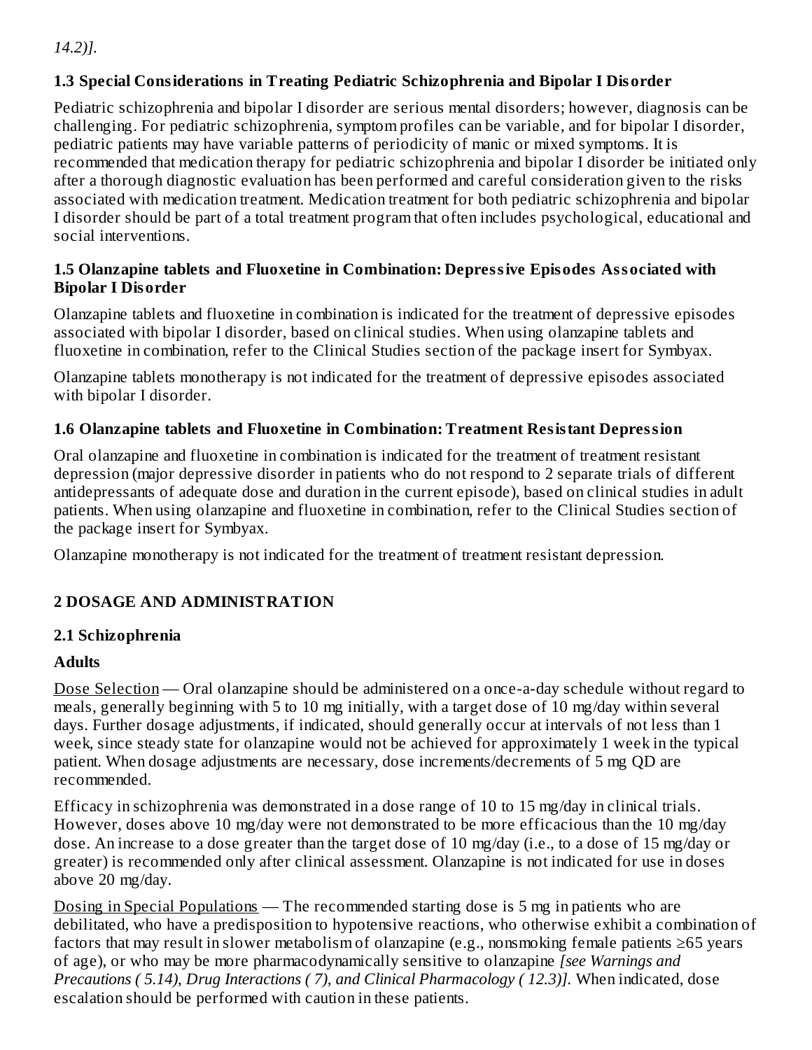*14.2)].*

### 1.3 Special Considerations in Treating Pediatric Schizophrenia and Bipolar I Disorder

Pediatric schizophrenia and bipolar I disorder are serious mental disorders; however, diagnosis can be challenging. For pediatric schizophrenia, symptom profiles can be variable, and for bipolar I disorder, pediatric patients may have variable patterns of periodicity of manic or mixed symptoms. It is recommended that medication therapy for pediatric schizophrenia and bipolar I disorder be initiated only after a thorough diagnostic evaluation has been performed and careful consideration given to the risks associated with medication treatment. Medication treatment for both pediatric schizophrenia and bipolar I disorder should be part of a total treatment program that often includes psychological, educational and social interventions.

### 1.5 Olanzapine tablets and Fluoxetine in Combination: Depressive Episodes Associated with Bipolar I Disorder

Olanzapine tablets and fluoxetine in combination is indicated for the treatment of depressive episodes associated with bipolar I disorder, based on clinical studies. When using olanzapine tablets and fluoxetine in combination, refer to the Clinical Studies section of the package insert for Symbyax.

Olanzapine tablets monotherapy is not indicated for the treatment of depressive episodes associated with bipolar I disorder.

### 1.6 Olanzapine tablets and Fluoxetine in Combination: Treatment Resistant Depression

Oral olanzapine and fluoxetine in combination is indicated for the treatment of treatment resistant depression (major depressive disorder in patients who do not respond to 2 separate trials of different antidepressants of adequate dose and duration in the current episode), based on clinical studies in adult patients. When using olanzapine and fluoxetine in combination, refer to the Clinical Studies section of the package insert for Symbyax.

Olanzapine monotherapy is not indicated for the treatment of treatment resistant depression.

## 2 DOSAGE AND ADMINISTRATION

### 2.1 Schizophrenia

**Adults**

Dose Selection — Oral olanzapine should be administered on a once-a-day schedule without regard to meals, generally beginning with 5 to 10 mg initially, with a target dose of 10 mg/day within several days. Further dosage adjustments, if indicated, should generally occur at intervals of not less than 1 week, since steady state for olanzapine would not be achieved for approximately 1 week in the typical patient. When dosage adjustments are necessary, dose increments/decrements of 5 mg QD are recommended.

Efficacy in schizophrenia was demonstrated in a dose range of 10 to 15 mg/day in clinical trials. However, doses above 10 mg/day were not demonstrated to be more efficacious than the 10 mg/day dose. An increase to a dose greater than the target dose of 10 mg/day (i.e., to a dose of 15 mg/day or greater) is recommended only after clinical assessment. Olanzapine is not indicated for use in doses above 20 mg/day.

Dosing in Special Populations — The recommended starting dose is 5 mg in patients who are debilitated, who have a predisposition to hypotensive reactions, who otherwise exhibit a combination of factors that may result in slower metabolism of olanzapine (e.g., nonsmoking female patients ≥65 years of age), or who may be more pharmacodynamically sensitive to olanzapine *[see Warnings and Precautions ( 5.14), Drug Interactions ( 7), and Clinical Pharmacology ( 12.3)].* When indicated, dose escalation should be performed with caution in these patients.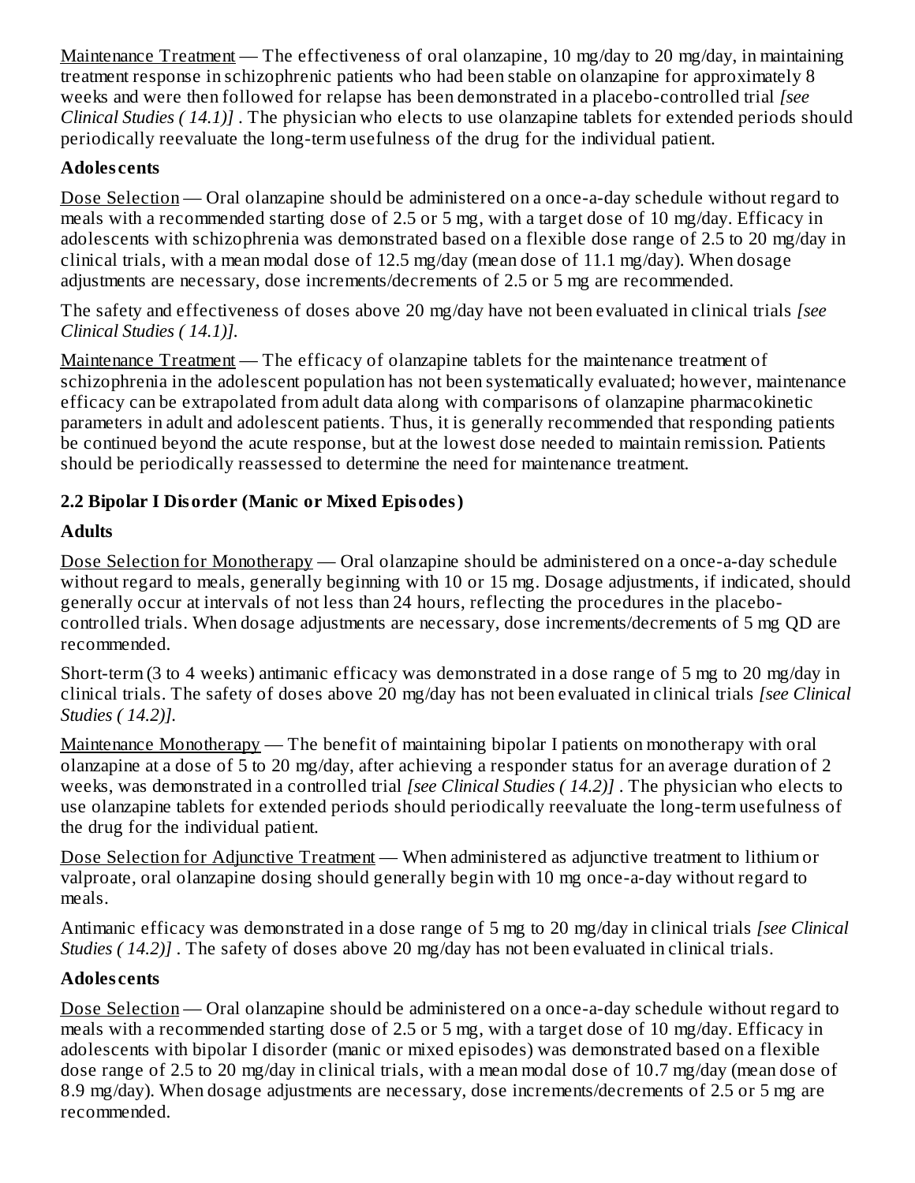Maintenance Treatment — The effectiveness of oral olanzapine, 10 mg/day to 20 mg/day, in maintaining treatment response in schizophrenic patients who had been stable on olanzapine for approximately 8 weeks and were then followed for relapse has been demonstrated in a placebo-controlled trial *[see Clinical Studies ( 14.1)]* . The physician who elects to use olanzapine tablets for extended periods should periodically reevaluate the long-term usefulness of the drug for the individual patient.

**Adolescents**

Dose Selection — Oral olanzapine should be administered on a once-a-day schedule without regard to meals with a recommended starting dose of 2.5 or 5 mg, with a target dose of 10 mg/day. Efficacy in adolescents with schizophrenia was demonstrated based on a flexible dose range of 2.5 to 20 mg/day in clinical trials, with a mean modal dose of 12.5 mg/day (mean dose of 11.1 mg/day). When dosage adjustments are necessary, dose increments/decrements of 2.5 or 5 mg are recommended.

The safety and effectiveness of doses above 20 mg/day have not been evaluated in clinical trials *[see Clinical Studies ( 14.1)].*

Maintenance Treatment — The efficacy of olanzapine tablets for the maintenance treatment of schizophrenia in the adolescent population has not been systematically evaluated; however, maintenance efficacy can be extrapolated from adult data along with comparisons of olanzapine pharmacokinetic parameters in adult and adolescent patients. Thus, it is generally recommended that responding patients be continued beyond the acute response, but at the lowest dose needed to maintain remission. Patients should be periodically reassessed to determine the need for maintenance treatment.

### 2.2 Bipolar I Disorder (Manic or Mixed Episodes)

**Adults**

Dose Selection for Monotherapy — Oral olanzapine should be administered on a once-a-day schedule without regard to meals, generally beginning with 10 or 15 mg. Dosage adjustments, if indicated, should generally occur at intervals of not less than 24 hours, reflecting the procedures in the placebo-controlled trials. When dosage adjustments are necessary, dose increments/decrements of 5 mg QD are recommended.

Short-term (3 to 4 weeks) antimanic efficacy was demonstrated in a dose range of 5 mg to 20 mg/day in clinical trials. The safety of doses above 20 mg/day has not been evaluated in clinical trials *[see Clinical Studies ( 14.2)].*

Maintenance Monotherapy — The benefit of maintaining bipolar I patients on monotherapy with oral olanzapine at a dose of 5 to 20 mg/day, after achieving a responder status for an average duration of 2 weeks, was demonstrated in a controlled trial *[see Clinical Studies ( 14.2)]* . The physician who elects to use olanzapine tablets for extended periods should periodically reevaluate the long-term usefulness of the drug for the individual patient.

Dose Selection for Adjunctive Treatment — When administered as adjunctive treatment to lithium or valproate, oral olanzapine dosing should generally begin with 10 mg once-a-day without regard to meals.

Antimanic efficacy was demonstrated in a dose range of 5 mg to 20 mg/day in clinical trials *[see Clinical Studies ( 14.2)]* . The safety of doses above 20 mg/day has not been evaluated in clinical trials.

**Adolescents**

Dose Selection — Oral olanzapine should be administered on a once-a-day schedule without regard to meals with a recommended starting dose of 2.5 or 5 mg, with a target dose of 10 mg/day. Efficacy in adolescents with bipolar I disorder (manic or mixed episodes) was demonstrated based on a flexible dose range of 2.5 to 20 mg/day in clinical trials, with a mean modal dose of 10.7 mg/day (mean dose of 8.9 mg/day). When dosage adjustments are necessary, dose increments/decrements of 2.5 or 5 mg are recommended.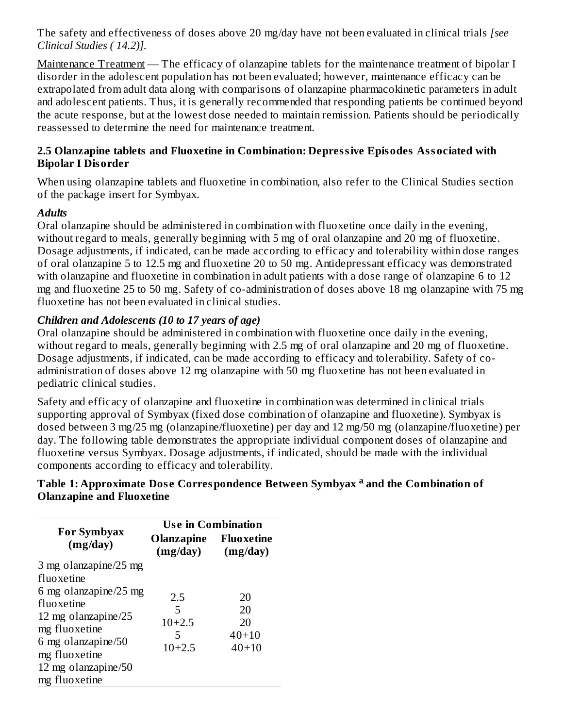The safety and effectiveness of doses above 20 mg/day have not been evaluated in clinical trials *[see Clinical Studies ( 14.2)].*

Maintenance Treatment — The efficacy of olanzapine tablets for the maintenance treatment of bipolar I disorder in the adolescent population has not been evaluated; however, maintenance efficacy can be extrapolated from adult data along with comparisons of olanzapine pharmacokinetic parameters in adult and adolescent patients. Thus, it is generally recommended that responding patients be continued beyond the acute response, but at the lowest dose needed to maintain remission. Patients should be periodically reassessed to determine the need for maintenance treatment.

### 2.5 Olanzapine tablets and Fluoxetine in Combination: Depressive Episodes Associated with Bipolar I Disorder

When using olanzapine tablets and fluoxetine in combination, also refer to the Clinical Studies section of the package insert for Symbyax.

***Adults***

Oral olanzapine should be administered in combination with fluoxetine once daily in the evening, without regard to meals, generally beginning with 5 mg of oral olanzapine and 20 mg of fluoxetine. Dosage adjustments, if indicated, can be made according to efficacy and tolerability within dose ranges of oral olanzapine 5 to 12.5 mg and fluoxetine 20 to 50 mg. Antidepressant efficacy was demonstrated with olanzapine and fluoxetine in combination in adult patients with a dose range of olanzapine 6 to 12 mg and fluoxetine 25 to 50 mg. Safety of co-administration of doses above 18 mg olanzapine with 75 mg fluoxetine has not been evaluated in clinical studies.

***Children and Adolescents (10 to 17 years of age)***

Oral olanzapine should be administered in combination with fluoxetine once daily in the evening, without regard to meals, generally beginning with 2.5 mg of oral olanzapine and 20 mg of fluoxetine. Dosage adjustments, if indicated, can be made according to efficacy and tolerability. Safety of co-administration of doses above 12 mg olanzapine with 50 mg fluoxetine has not been evaluated in pediatric clinical studies.

Safety and efficacy of olanzapine and fluoxetine in combination was determined in clinical trials supporting approval of Symbyax (fixed dose combination of olanzapine and fluoxetine). Symbyax is dosed between 3 mg/25 mg (olanzapine/fluoxetine) per day and 12 mg/50 mg (olanzapine/fluoxetine) per day. The following table demonstrates the appropriate individual component doses of olanzapine and fluoxetine versus Symbyax. Dosage adjustments, if indicated, should be made with the individual components according to efficacy and tolerability.

**Table 1: Approximate Dose Correspondence Between Symbyax [a] and the Combination of Olanzapine and Fluoxetine**

| For Symbyax (mg/day) | Use in Combination | |
|---|---|---|
| | Olanzapine (mg/day) | Fluoxetine (mg/day) |
| 3 mg olanzapine/25 mg fluoxetine | 2.5 | 20 |
| 6 mg olanzapine/25 mg fluoxetine | 5 | 20 |
| 12 mg olanzapine/25 mg fluoxetine | 10+2.5 | 20 |
| 6 mg olanzapine/50 mg fluoxetine | 5 | 40+10 |
| 12 mg olanzapine/50 mg fluoxetine | 10+2.5 | 40+10 |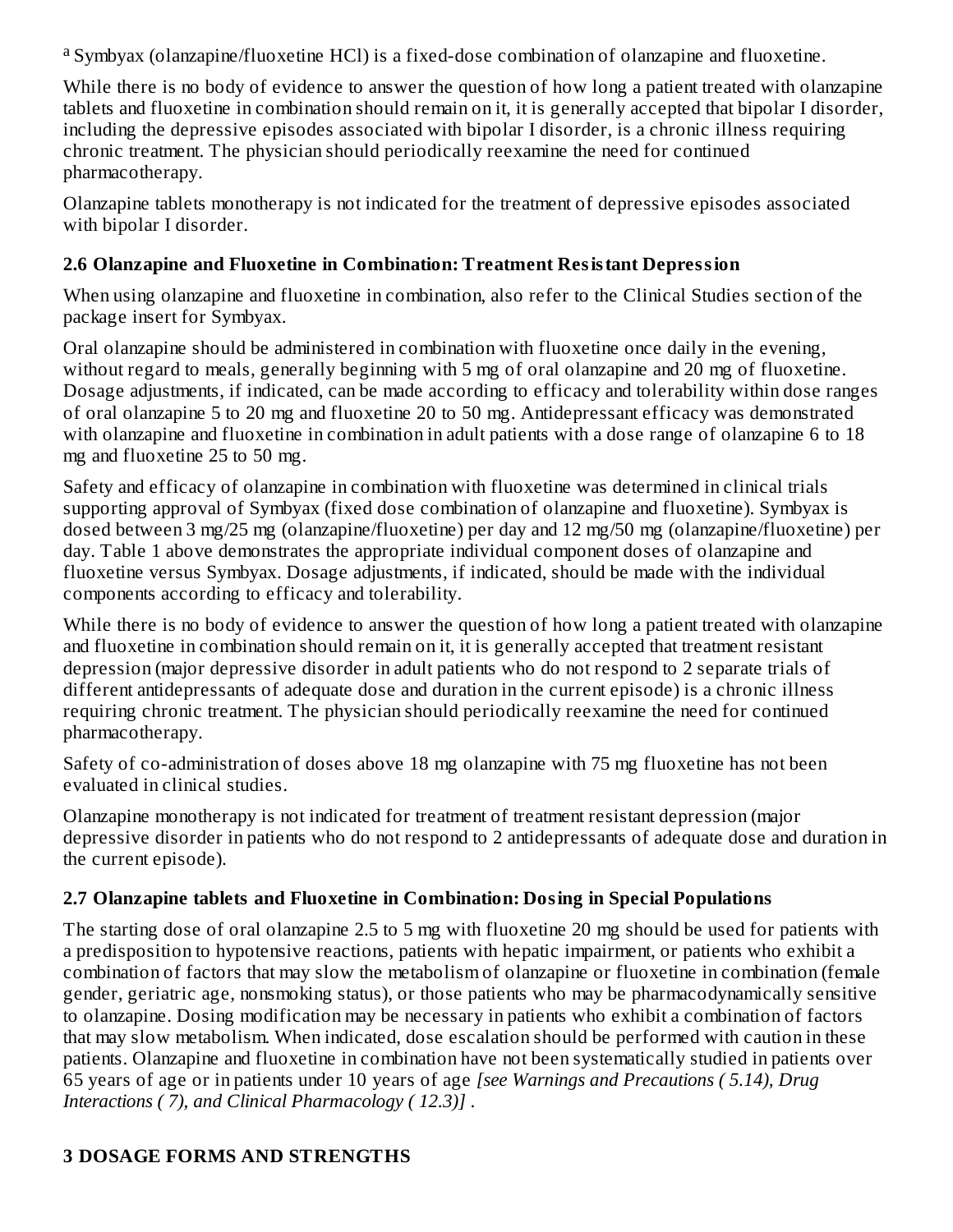[a] Symbyax (olanzapine/fluoxetine HCl) is a fixed-dose combination of olanzapine and fluoxetine.

While there is no body of evidence to answer the question of how long a patient treated with olanzapine tablets and fluoxetine in combination should remain on it, it is generally accepted that bipolar I disorder, including the depressive episodes associated with bipolar I disorder, is a chronic illness requiring chronic treatment. The physician should periodically reexamine the need for continued pharmacotherapy.

Olanzapine tablets monotherapy is not indicated for the treatment of depressive episodes associated with bipolar I disorder.

### 2.6 Olanzapine and Fluoxetine in Combination: Treatment Resistant Depression

When using olanzapine and fluoxetine in combination, also refer to the Clinical Studies section of the package insert for Symbyax.

Oral olanzapine should be administered in combination with fluoxetine once daily in the evening, without regard to meals, generally beginning with 5 mg of oral olanzapine and 20 mg of fluoxetine. Dosage adjustments, if indicated, can be made according to efficacy and tolerability within dose ranges of oral olanzapine 5 to 20 mg and fluoxetine 20 to 50 mg. Antidepressant efficacy was demonstrated with olanzapine and fluoxetine in combination in adult patients with a dose range of olanzapine 6 to 18 mg and fluoxetine 25 to 50 mg.

Safety and efficacy of olanzapine in combination with fluoxetine was determined in clinical trials supporting approval of Symbyax (fixed dose combination of olanzapine and fluoxetine). Symbyax is dosed between 3 mg/25 mg (olanzapine/fluoxetine) per day and 12 mg/50 mg (olanzapine/fluoxetine) per day. Table 1 above demonstrates the appropriate individual component doses of olanzapine and fluoxetine versus Symbyax. Dosage adjustments, if indicated, should be made with the individual components according to efficacy and tolerability.

While there is no body of evidence to answer the question of how long a patient treated with olanzapine and fluoxetine in combination should remain on it, it is generally accepted that treatment resistant depression (major depressive disorder in adult patients who do not respond to 2 separate trials of different antidepressants of adequate dose and duration in the current episode) is a chronic illness requiring chronic treatment. The physician should periodically reexamine the need for continued pharmacotherapy.

Safety of co-administration of doses above 18 mg olanzapine with 75 mg fluoxetine has not been evaluated in clinical studies.

Olanzapine monotherapy is not indicated for treatment of treatment resistant depression (major depressive disorder in patients who do not respond to 2 antidepressants of adequate dose and duration in the current episode).

### 2.7 Olanzapine tablets and Fluoxetine in Combination: Dosing in Special Populations

The starting dose of oral olanzapine 2.5 to 5 mg with fluoxetine 20 mg should be used for patients with a predisposition to hypotensive reactions, patients with hepatic impairment, or patients who exhibit a combination of factors that may slow the metabolism of olanzapine or fluoxetine in combination (female gender, geriatric age, nonsmoking status), or those patients who may be pharmacodynamically sensitive to olanzapine. Dosing modification may be necessary in patients who exhibit a combination of factors that may slow metabolism. When indicated, dose escalation should be performed with caution in these patients. Olanzapine and fluoxetine in combination have not been systematically studied in patients over 65 years of age or in patients under 10 years of age *[see Warnings and Precautions ( 5.14), Drug Interactions ( 7), and Clinical Pharmacology ( 12.3)]* .

## 3 DOSAGE FORMS AND STRENGTHS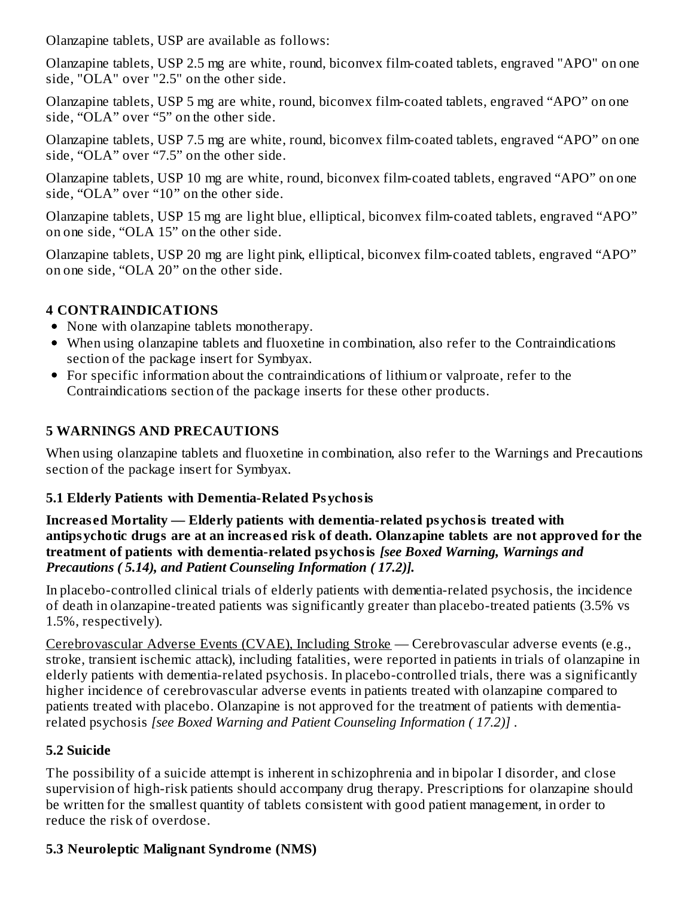Olanzapine tablets, USP are available as follows:

Olanzapine tablets, USP 2.5 mg are white, round, biconvex film-coated tablets, engraved "APO" on one side, "OLA" over "2.5" on the other side.

Olanzapine tablets, USP 5 mg are white, round, biconvex film-coated tablets, engraved “APO” on one side, “OLA” over “5” on the other side.

Olanzapine tablets, USP 7.5 mg are white, round, biconvex film-coated tablets, engraved “APO” on one side, “OLA” over “7.5” on the other side.

Olanzapine tablets, USP 10 mg are white, round, biconvex film-coated tablets, engraved “APO” on one side, “OLA” over “10” on the other side.

Olanzapine tablets, USP 15 mg are light blue, elliptical, biconvex film-coated tablets, engraved “APO” on one side, “OLA 15” on the other side.

Olanzapine tablets, USP 20 mg are light pink, elliptical, biconvex film-coated tablets, engraved “APO” on one side, “OLA 20” on the other side.

## 4 CONTRAINDICATIONS

- None with olanzapine tablets monotherapy.
- When using olanzapine tablets and fluoxetine in combination, also refer to the Contraindications section of the package insert for Symbyax.
- For specific information about the contraindications of lithium or valproate, refer to the Contraindications section of the package inserts for these other products.

## 5 WARNINGS AND PRECAUTIONS

When using olanzapine tablets and fluoxetine in combination, also refer to the Warnings and Precautions section of the package insert for Symbyax.

### 5.1 Elderly Patients with Dementia-Related Psychosis

**Increased Mortality — Elderly patients with dementia-related psychosis treated with antipsychotic drugs are at an increased risk of death. Olanzapine tablets are not approved for the treatment of patients with dementia-related psychosis** ***[see Boxed Warning, Warnings and Precautions ( 5.14), and Patient Counseling Information ( 17.2)].***

In placebo-controlled clinical trials of elderly patients with dementia-related psychosis, the incidence of death in olanzapine-treated patients was significantly greater than placebo-treated patients (3.5% vs 1.5%, respectively).

Cerebrovascular Adverse Events (CVAE), Including Stroke — Cerebrovascular adverse events (e.g., stroke, transient ischemic attack), including fatalities, were reported in patients in trials of olanzapine in elderly patients with dementia-related psychosis. In placebo-controlled trials, there was a significantly higher incidence of cerebrovascular adverse events in patients treated with olanzapine compared to patients treated with placebo. Olanzapine is not approved for the treatment of patients with dementia-related psychosis *[see Boxed Warning and Patient Counseling Information ( 17.2)]* .

### 5.2 Suicide

The possibility of a suicide attempt is inherent in schizophrenia and in bipolar I disorder, and close supervision of high-risk patients should accompany drug therapy. Prescriptions for olanzapine should be written for the smallest quantity of tablets consistent with good patient management, in order to reduce the risk of overdose.

### 5.3 Neuroleptic Malignant Syndrome (NMS)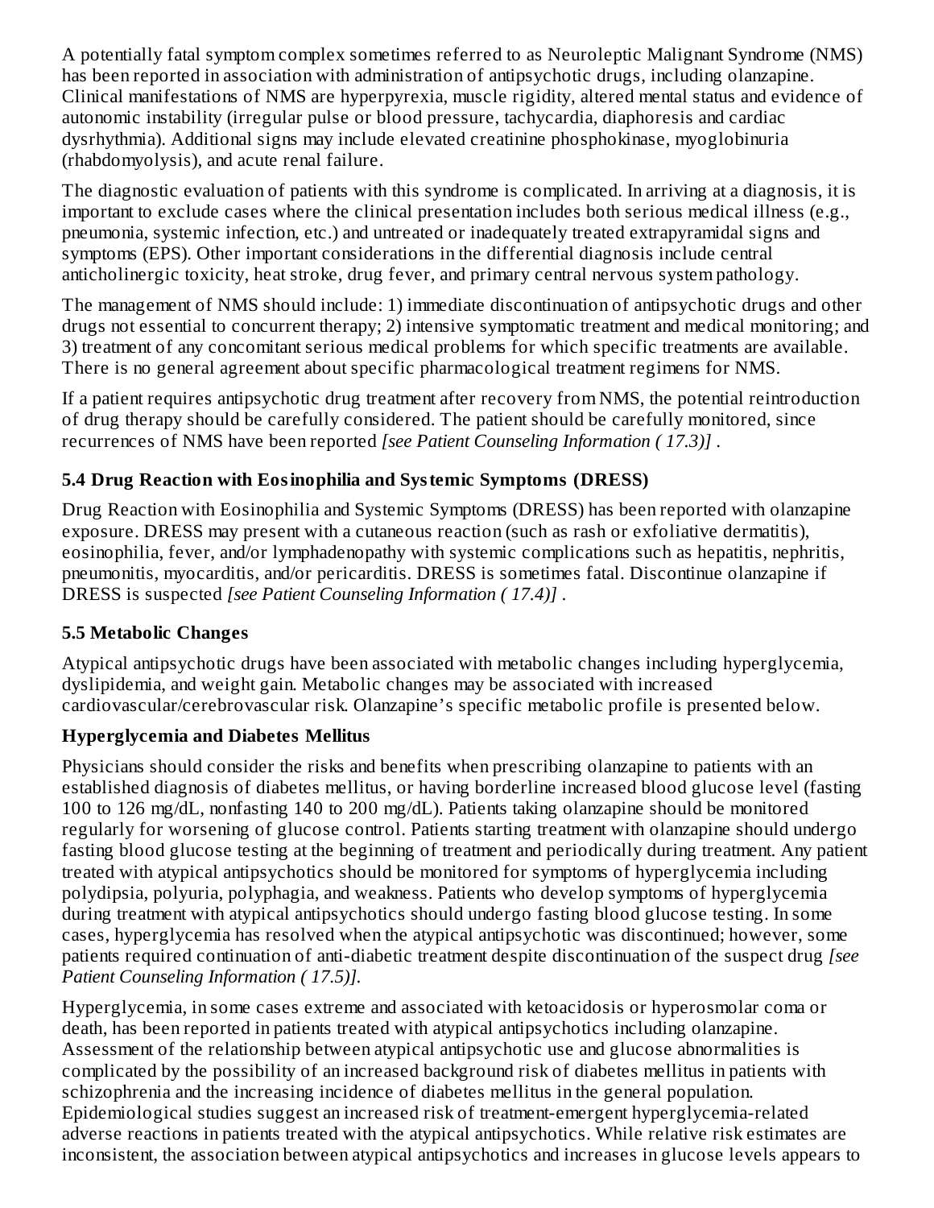A potentially fatal symptom complex sometimes referred to as Neuroleptic Malignant Syndrome (NMS) has been reported in association with administration of antipsychotic drugs, including olanzapine. Clinical manifestations of NMS are hyperpyrexia, muscle rigidity, altered mental status and evidence of autonomic instability (irregular pulse or blood pressure, tachycardia, diaphoresis and cardiac dysrhythmia). Additional signs may include elevated creatinine phosphokinase, myoglobinuria (rhabdomyolysis), and acute renal failure.

The diagnostic evaluation of patients with this syndrome is complicated. In arriving at a diagnosis, it is important to exclude cases where the clinical presentation includes both serious medical illness (e.g., pneumonia, systemic infection, etc.) and untreated or inadequately treated extrapyramidal signs and symptoms (EPS). Other important considerations in the differential diagnosis include central anticholinergic toxicity, heat stroke, drug fever, and primary central nervous system pathology.

The management of NMS should include: 1) immediate discontinuation of antipsychotic drugs and other drugs not essential to concurrent therapy; 2) intensive symptomatic treatment and medical monitoring; and 3) treatment of any concomitant serious medical problems for which specific treatments are available. There is no general agreement about specific pharmacological treatment regimens for NMS.

If a patient requires antipsychotic drug treatment after recovery from NMS, the potential reintroduction of drug therapy should be carefully considered. The patient should be carefully monitored, since recurrences of NMS have been reported *[see Patient Counseling Information ( 17.3)]* .

### 5.4 Drug Reaction with Eosinophilia and Systemic Symptoms (DRESS)

Drug Reaction with Eosinophilia and Systemic Symptoms (DRESS) has been reported with olanzapine exposure. DRESS may present with a cutaneous reaction (such as rash or exfoliative dermatitis), eosinophilia, fever, and/or lymphadenopathy with systemic complications such as hepatitis, nephritis, pneumonitis, myocarditis, and/or pericarditis. DRESS is sometimes fatal. Discontinue olanzapine if DRESS is suspected *[see Patient Counseling Information ( 17.4)]* .

### 5.5 Metabolic Changes

Atypical antipsychotic drugs have been associated with metabolic changes including hyperglycemia, dyslipidemia, and weight gain. Metabolic changes may be associated with increased cardiovascular/cerebrovascular risk. Olanzapine's specific metabolic profile is presented below.

**Hyperglycemia and Diabetes Mellitus**

Physicians should consider the risks and benefits when prescribing olanzapine to patients with an established diagnosis of diabetes mellitus, or having borderline increased blood glucose level (fasting 100 to 126 mg/dL, nonfasting 140 to 200 mg/dL). Patients taking olanzapine should be monitored regularly for worsening of glucose control. Patients starting treatment with olanzapine should undergo fasting blood glucose testing at the beginning of treatment and periodically during treatment. Any patient treated with atypical antipsychotics should be monitored for symptoms of hyperglycemia including polydipsia, polyuria, polyphagia, and weakness. Patients who develop symptoms of hyperglycemia during treatment with atypical antipsychotics should undergo fasting blood glucose testing. In some cases, hyperglycemia has resolved when the atypical antipsychotic was discontinued; however, some patients required continuation of anti-diabetic treatment despite discontinuation of the suspect drug *[see Patient Counseling Information ( 17.5)].*

Hyperglycemia, in some cases extreme and associated with ketoacidosis or hyperosmolar coma or death, has been reported in patients treated with atypical antipsychotics including olanzapine. Assessment of the relationship between atypical antipsychotic use and glucose abnormalities is complicated by the possibility of an increased background risk of diabetes mellitus in patients with schizophrenia and the increasing incidence of diabetes mellitus in the general population. Epidemiological studies suggest an increased risk of treatment-emergent hyperglycemia-related adverse reactions in patients treated with the atypical antipsychotics. While relative risk estimates are inconsistent, the association between atypical antipsychotics and increases in glucose levels appears to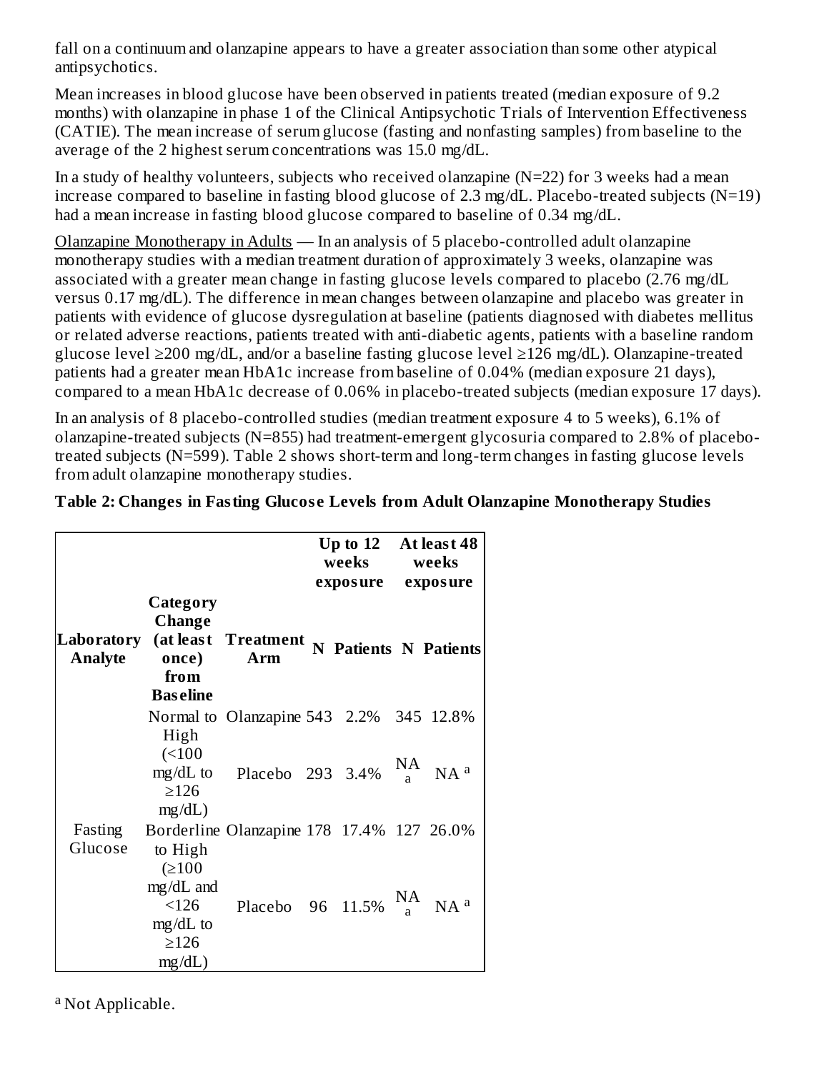fall on a continuum and olanzapine appears to have a greater association than some other atypical antipsychotics.

Mean increases in blood glucose have been observed in patients treated (median exposure of 9.2 months) with olanzapine in phase 1 of the Clinical Antipsychotic Trials of Intervention Effectiveness (CATIE). The mean increase of serum glucose (fasting and nonfasting samples) from baseline to the average of the 2 highest serum concentrations was 15.0 mg/dL.

In a study of healthy volunteers, subjects who received olanzapine (N=22) for 3 weeks had a mean increase compared to baseline in fasting blood glucose of 2.3 mg/dL. Placebo-treated subjects (N=19) had a mean increase in fasting blood glucose compared to baseline of 0.34 mg/dL.

Olanzapine Monotherapy in Adults — In an analysis of 5 placebo-controlled adult olanzapine monotherapy studies with a median treatment duration of approximately 3 weeks, olanzapine was associated with a greater mean change in fasting glucose levels compared to placebo (2.76 mg/dL versus 0.17 mg/dL). The difference in mean changes between olanzapine and placebo was greater in patients with evidence of glucose dysregulation at baseline (patients diagnosed with diabetes mellitus or related adverse reactions, patients treated with anti-diabetic agents, patients with a baseline random glucose level ≥200 mg/dL, and/or a baseline fasting glucose level ≥126 mg/dL). Olanzapine-treated patients had a greater mean HbA1c increase from baseline of 0.04% (median exposure 21 days), compared to a mean HbA1c decrease of 0.06% in placebo-treated subjects (median exposure 17 days).

In an analysis of 8 placebo-controlled studies (median treatment exposure 4 to 5 weeks), 6.1% of olanzapine-treated subjects (N=855) had treatment-emergent glycosuria compared to 2.8% of placebo-treated subjects (N=599). Table 2 shows short-term and long-term changes in fasting glucose levels from adult olanzapine monotherapy studies.

**Table 2: Changes in Fasting Glucose Levels from Adult Olanzapine Monotherapy Studies**

| | | | Up to 12 weeks exposure | | At least 48 weeks exposure | |
|---|---|---|---|---|---|---|
| **Laboratory Analyte** | **Category Change (at least once) from Baseline** | **Treatment Arm** | **N** | **Patients** | **N** | **Patients** |
| Fasting Glucose | Normal to High (<100 mg/dL to ≥126 mg/dL) | Olanzapine | 543 | 2.2% | 345 | 12.8% |
| | | Placebo | 293 | 3.4% | NA [a] | NA [a] |
| | Borderline to High (≥100 mg/dL and <126 mg/dL to ≥126 mg/dL) | Olanzapine | 178 | 17.4% | 127 | 26.0% |
| | | Placebo | 96 | 11.5% | NA [a] | NA [a] |

[a] Not Applicable.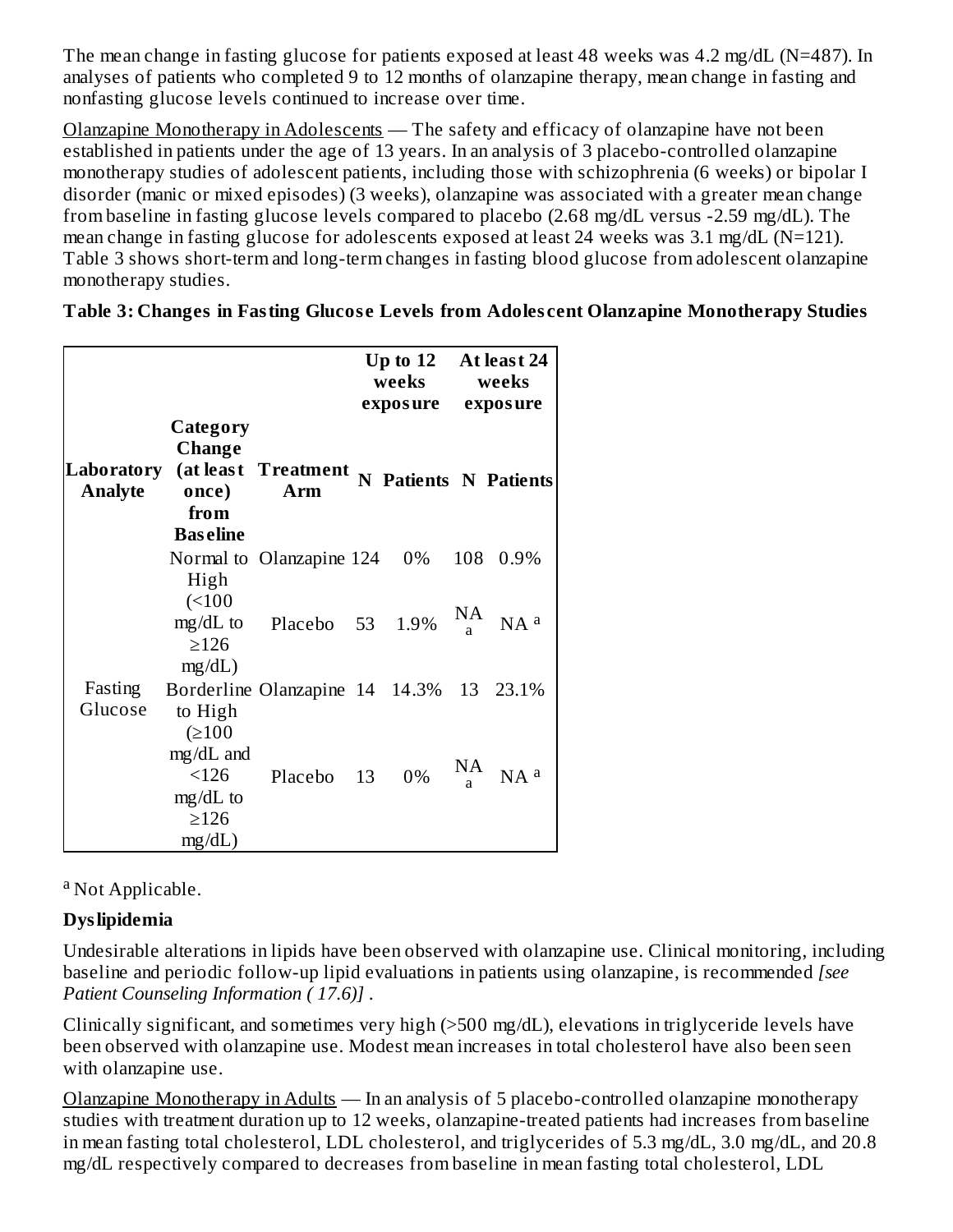The mean change in fasting glucose for patients exposed at least 48 weeks was 4.2 mg/dL (N=487). In analyses of patients who completed 9 to 12 months of olanzapine therapy, mean change in fasting and nonfasting glucose levels continued to increase over time.

Olanzapine Monotherapy in Adolescents — The safety and efficacy of olanzapine have not been established in patients under the age of 13 years. In an analysis of 3 placebo-controlled olanzapine monotherapy studies of adolescent patients, including those with schizophrenia (6 weeks) or bipolar I disorder (manic or mixed episodes) (3 weeks), olanzapine was associated with a greater mean change from baseline in fasting glucose levels compared to placebo (2.68 mg/dL versus -2.59 mg/dL). The mean change in fasting glucose for adolescents exposed at least 24 weeks was 3.1 mg/dL (N=121). Table 3 shows short-term and long-term changes in fasting blood glucose from adolescent olanzapine monotherapy studies.

**Table 3: Changes in Fasting Glucose Levels from Adolescent Olanzapine Monotherapy Studies**

| | | | Up to 12 weeks exposure | | At least 24 weeks exposure | |
|---|---|---|---|---|---|---|
| **Laboratory Analyte** | **Category Change (at least once) from Baseline** | **Treatment Arm** | **N** | **Patients** | **N** | **Patients** |
| Fasting Glucose | Normal to High (<100 mg/dL to ≥126 mg/dL) | Olanzapine | 124 | 0% | 108 | 0.9% |
| | | Placebo | 53 | 1.9% | NA [a] | NA [a] |
| | Borderline to High (≥100 mg/dL and <126 mg/dL to ≥126 mg/dL) | Olanzapine | 14 | 14.3% | 13 | 23.1% |
| | | Placebo | 13 | 0% | NA [a] | NA [a] |

[a] Not Applicable.

**Dyslipidemia**

Undesirable alterations in lipids have been observed with olanzapine use. Clinical monitoring, including baseline and periodic follow-up lipid evaluations in patients using olanzapine, is recommended *[see Patient Counseling Information ( 17.6)]* .

Clinically significant, and sometimes very high (>500 mg/dL), elevations in triglyceride levels have been observed with olanzapine use. Modest mean increases in total cholesterol have also been seen with olanzapine use.

Olanzapine Monotherapy in Adults — In an analysis of 5 placebo-controlled olanzapine monotherapy studies with treatment duration up to 12 weeks, olanzapine-treated patients had increases from baseline in mean fasting total cholesterol, LDL cholesterol, and triglycerides of 5.3 mg/dL, 3.0 mg/dL, and 20.8 mg/dL respectively compared to decreases from baseline in mean fasting total cholesterol, LDL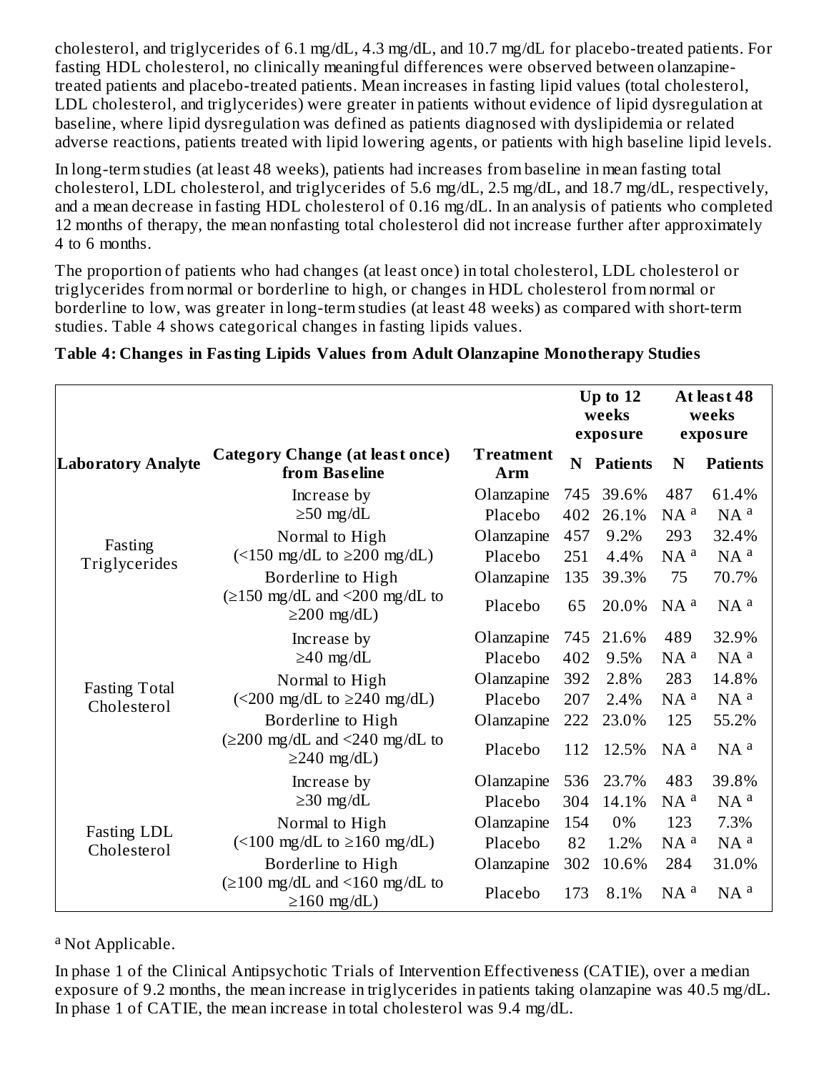cholesterol, and triglycerides of 6.1 mg/dL, 4.3 mg/dL, and 10.7 mg/dL for placebo-treated patients. For fasting HDL cholesterol, no clinically meaningful differences were observed between olanzapine-treated patients and placebo-treated patients. Mean increases in fasting lipid values (total cholesterol, LDL cholesterol, and triglycerides) were greater in patients without evidence of lipid dysregulation at baseline, where lipid dysregulation was defined as patients diagnosed with dyslipidemia or related adverse reactions, patients treated with lipid lowering agents, or patients with high baseline lipid levels.

In long-term studies (at least 48 weeks), patients had increases from baseline in mean fasting total cholesterol, LDL cholesterol, and triglycerides of 5.6 mg/dL, 2.5 mg/dL, and 18.7 mg/dL, respectively, and a mean decrease in fasting HDL cholesterol of 0.16 mg/dL. In an analysis of patients who completed 12 months of therapy, the mean nonfasting total cholesterol did not increase further after approximately 4 to 6 months.

The proportion of patients who had changes (at least once) in total cholesterol, LDL cholesterol or triglycerides from normal or borderline to high, or changes in HDL cholesterol from normal or borderline to low, was greater in long-term studies (at least 48 weeks) as compared with short-term studies. Table 4 shows categorical changes in fasting lipids values.

**Table 4: Changes in Fasting Lipids Values from Adult Olanzapine Monotherapy Studies**

| | | | Up to 12 weeks exposure | | At least 48 weeks exposure | |
|---|---|---|---|---|---|---|
| **Laboratory Analyte** | **Category Change (at least once) from Baseline** | **Treatment Arm** | **N** | **Patients** | **N** | **Patients** |
| Fasting Triglycerides | Increase by ≥50 mg/dL | Olanzapine | 745 | 39.6% | 487 | 61.4% |
| | | Placebo | 402 | 26.1% | NA [a] | NA [a] |
| | Normal to High (<150 mg/dL to ≥200 mg/dL) | Olanzapine | 457 | 9.2% | 293 | 32.4% |
| | | Placebo | 251 | 4.4% | NA [a] | NA [a] |
| | Borderline to High (≥150 mg/dL and <200 mg/dL to ≥200 mg/dL) | Olanzapine | 135 | 39.3% | 75 | 70.7% |
| | | Placebo | 65 | 20.0% | NA [a] | NA [a] |
| Fasting Total Cholesterol | Increase by ≥40 mg/dL | Olanzapine | 745 | 21.6% | 489 | 32.9% |
| | | Placebo | 402 | 9.5% | NA [a] | NA [a] |
| | Normal to High (<200 mg/dL to ≥240 mg/dL) | Olanzapine | 392 | 2.8% | 283 | 14.8% |
| | | Placebo | 207 | 2.4% | NA [a] | NA [a] |
| | Borderline to High (≥200 mg/dL and <240 mg/dL to ≥240 mg/dL) | Olanzapine | 222 | 23.0% | 125 | 55.2% |
| | | Placebo | 112 | 12.5% | NA [a] | NA [a] |
| Fasting LDL Cholesterol | Increase by ≥30 mg/dL | Olanzapine | 536 | 23.7% | 483 | 39.8% |
| | | Placebo | 304 | 14.1% | NA [a] | NA [a] |
| | Normal to High (<100 mg/dL to ≥160 mg/dL) | Olanzapine | 154 | 0% | 123 | 7.3% |
| | | Placebo | 82 | 1.2% | NA [a] | NA [a] |
| | Borderline to High (≥100 mg/dL and <160 mg/dL to ≥160 mg/dL) | Olanzapine | 302 | 10.6% | 284 | 31.0% |
| | | Placebo | 173 | 8.1% | NA [a] | NA [a] |

[a] Not Applicable.

In phase 1 of the Clinical Antipsychotic Trials of Intervention Effectiveness (CATIE), over a median exposure of 9.2 months, the mean increase in triglycerides in patients taking olanzapine was 40.5 mg/dL. In phase 1 of CATIE, the mean increase in total cholesterol was 9.4 mg/dL.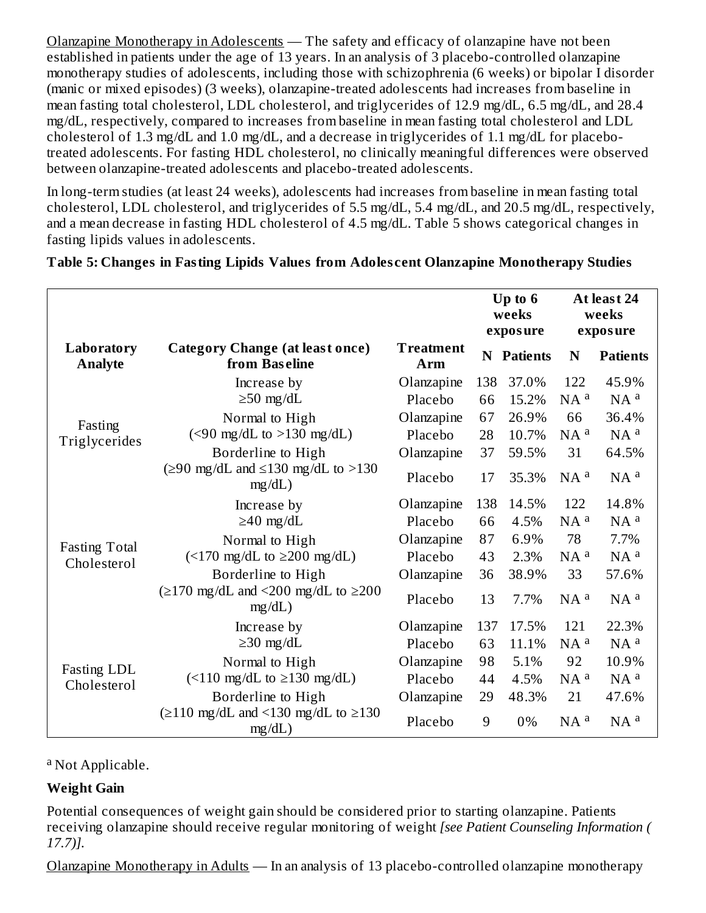Olanzapine Monotherapy in Adolescents — The safety and efficacy of olanzapine have not been established in patients under the age of 13 years. In an analysis of 3 placebo-controlled olanzapine monotherapy studies of adolescents, including those with schizophrenia (6 weeks) or bipolar I disorder (manic or mixed episodes) (3 weeks), olanzapine-treated adolescents had increases from baseline in mean fasting total cholesterol, LDL cholesterol, and triglycerides of 12.9 mg/dL, 6.5 mg/dL, and 28.4 mg/dL, respectively, compared to increases from baseline in mean fasting total cholesterol and LDL cholesterol of 1.3 mg/dL and 1.0 mg/dL, and a decrease in triglycerides of 1.1 mg/dL for placebo-treated adolescents. For fasting HDL cholesterol, no clinically meaningful differences were observed between olanzapine-treated adolescents and placebo-treated adolescents.

In long-term studies (at least 24 weeks), adolescents had increases from baseline in mean fasting total cholesterol, LDL cholesterol, and triglycerides of 5.5 mg/dL, 5.4 mg/dL, and 20.5 mg/dL, respectively, and a mean decrease in fasting HDL cholesterol of 4.5 mg/dL. Table 5 shows categorical changes in fasting lipids values in adolescents.

**Table 5: Changes in Fasting Lipids Values from Adolescent Olanzapine Monotherapy Studies**

| Laboratory Analyte | Category Change (at least once) from Baseline | Treatment Arm | Up to 6 weeks exposure | | At least 24 weeks exposure | |
|---|---|---|---|---|---|---|
| | | | N | Patients | N | Patients |
| Fasting Triglycerides | Increase by ≥50 mg/dL | Olanzapine | 138 | 37.0% | 122 | 45.9% |
| | | Placebo | 66 | 15.2% | NA [a] | NA [a] |
| | Normal to High (<90 mg/dL to >130 mg/dL) | Olanzapine | 67 | 26.9% | 66 | 36.4% |
| | | Placebo | 28 | 10.7% | NA [a] | NA [a] |
| | Borderline to High (≥90 mg/dL and ≤130 mg/dL to >130 mg/dL) | Olanzapine | 37 | 59.5% | 31 | 64.5% |
| | | Placebo | 17 | 35.3% | NA [a] | NA [a] |
| Fasting Total Cholesterol | Increase by ≥40 mg/dL | Olanzapine | 138 | 14.5% | 122 | 14.8% |
| | | Placebo | 66 | 4.5% | NA [a] | NA [a] |
| | Normal to High (<170 mg/dL to ≥200 mg/dL) | Olanzapine | 87 | 6.9% | 78 | 7.7% |
| | | Placebo | 43 | 2.3% | NA [a] | NA [a] |
| | Borderline to High (≥170 mg/dL and <200 mg/dL to ≥200 mg/dL) | Olanzapine | 36 | 38.9% | 33 | 57.6% |
| | | Placebo | 13 | 7.7% | NA [a] | NA [a] |
| Fasting LDL Cholesterol | Increase by ≥30 mg/dL | Olanzapine | 137 | 17.5% | 121 | 22.3% |
| | | Placebo | 63 | 11.1% | NA [a] | NA [a] |
| | Normal to High (<110 mg/dL to ≥130 mg/dL) | Olanzapine | 98 | 5.1% | 92 | 10.9% |
| | | Placebo | 44 | 4.5% | NA [a] | NA [a] |
| | Borderline to High (≥110 mg/dL and <130 mg/dL to ≥130 mg/dL) | Olanzapine | 29 | 48.3% | 21 | 47.6% |
| | | Placebo | 9 | 0% | NA [a] | NA [a] |

[a] Not Applicable.

**Weight Gain**

Potential consequences of weight gain should be considered prior to starting olanzapine. Patients receiving olanzapine should receive regular monitoring of weight *[see Patient Counseling Information (17.7)]*.

Olanzapine Monotherapy in Adults — In an analysis of 13 placebo-controlled olanzapine monotherapy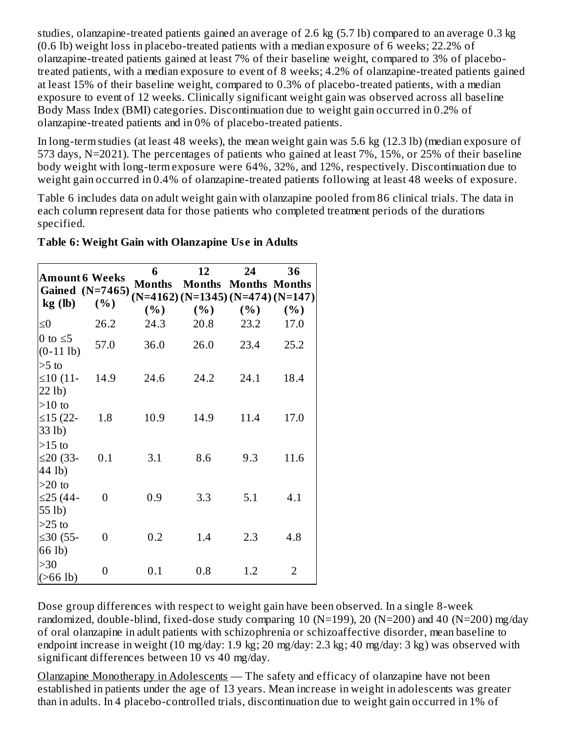studies, olanzapine-treated patients gained an average of 2.6 kg (5.7 lb) compared to an average 0.3 kg (0.6 lb) weight loss in placebo-treated patients with a median exposure of 6 weeks; 22.2% of olanzapine-treated patients gained at least 7% of their baseline weight, compared to 3% of placebo-treated patients, with a median exposure to event of 8 weeks; 4.2% of olanzapine-treated patients gained at least 15% of their baseline weight, compared to 0.3% of placebo-treated patients, with a median exposure to event of 12 weeks. Clinically significant weight gain was observed across all baseline Body Mass Index (BMI) categories. Discontinuation due to weight gain occurred in 0.2% of olanzapine-treated patients and in 0% of placebo-treated patients.

In long-term studies (at least 48 weeks), the mean weight gain was 5.6 kg (12.3 lb) (median exposure of 573 days, N=2021). The percentages of patients who gained at least 7%, 15%, or 25% of their baseline body weight with long-term exposure were 64%, 32%, and 12%, respectively. Discontinuation due to weight gain occurred in 0.4% of olanzapine-treated patients following at least 48 weeks of exposure.

Table 6 includes data on adult weight gain with olanzapine pooled from 86 clinical trials. The data in each column represent data for those patients who completed treatment periods of the durations specified.

**Table 6: Weight Gain with Olanzapine Use in Adults**

| Amount Gained kg (lb) | 6 Weeks (N=7465) (%) | 6 Months (N=4162) (%) | 12 Months (N=1345) (%) | 24 Months (N=474) (%) | 36 Months (N=147) (%) |
|---|---|---|---|---|---|
| ≤0 | 26.2 | 24.3 | 20.8 | 23.2 | 17.0 |
| 0 to ≤5 (0-11 lb) | 57.0 | 36.0 | 26.0 | 23.4 | 25.2 |
| >5 to ≤10 (11-22 lb) | 14.9 | 24.6 | 24.2 | 24.1 | 18.4 |
| >10 to ≤15 (22-33 lb) | 1.8 | 10.9 | 14.9 | 11.4 | 17.0 |
| >15 to ≤20 (33-44 lb) | 0.1 | 3.1 | 8.6 | 9.3 | 11.6 |
| >20 to ≤25 (44-55 lb) | 0 | 0.9 | 3.3 | 5.1 | 4.1 |
| >25 to ≤30 (55-66 lb) | 0 | 0.2 | 1.4 | 2.3 | 4.8 |
| >30 (>66 lb) | 0 | 0.1 | 0.8 | 1.2 | 2 |

Dose group differences with respect to weight gain have been observed. In a single 8-week randomized, double-blind, fixed-dose study comparing 10 (N=199), 20 (N=200) and 40 (N=200) mg/day of oral olanzapine in adult patients with schizophrenia or schizoaffective disorder, mean baseline to endpoint increase in weight (10 mg/day: 1.9 kg; 20 mg/day: 2.3 kg; 40 mg/day: 3 kg) was observed with significant differences between 10 vs 40 mg/day.

<u>Olanzapine Monotherapy in Adolescents</u> — The safety and efficacy of olanzapine have not been established in patients under the age of 13 years. Mean increase in weight in adolescents was greater than in adults. In 4 placebo-controlled trials, discontinuation due to weight gain occurred in 1% of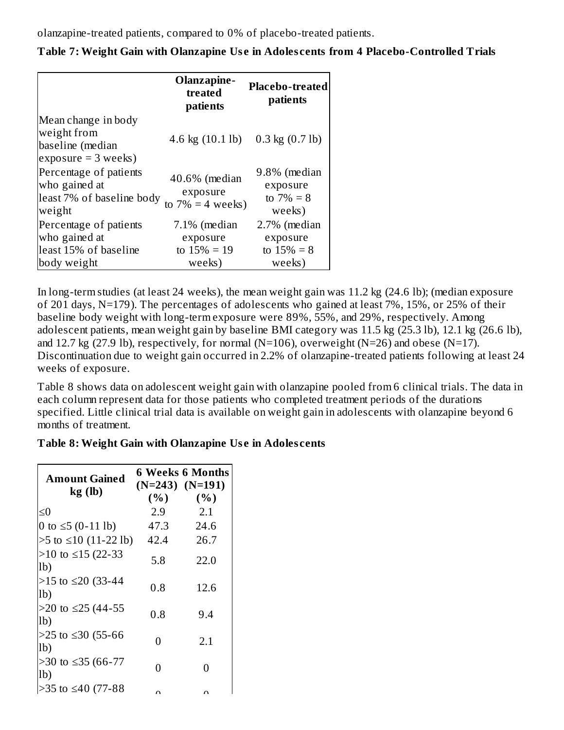olanzapine-treated patients, compared to 0% of placebo-treated patients.

**Table 7: Weight Gain with Olanzapine Use in Adolescents from 4 Placebo-Controlled Trials**

| | Olanzapine-treated patients | Placebo-treated patients |
|---|---|---|
| Mean change in body weight from baseline (median exposure = 3 weeks) | 4.6 kg (10.1 lb) | 0.3 kg (0.7 lb) |
| Percentage of patients who gained at least 7% of baseline body weight | 40.6% (median exposure to 7% = 4 weeks) | 9.8% (median exposure to 7% = 8 weeks) |
| Percentage of patients who gained at least 15% of baseline body weight | 7.1% (median exposure to 15% = 19 weeks) | 2.7% (median exposure to 15% = 8 weeks) |

In long-term studies (at least 24 weeks), the mean weight gain was 11.2 kg (24.6 lb); (median exposure of 201 days, N=179). The percentages of adolescents who gained at least 7%, 15%, or 25% of their baseline body weight with long-term exposure were 89%, 55%, and 29%, respectively. Among adolescent patients, mean weight gain by baseline BMI category was 11.5 kg (25.3 lb), 12.1 kg (26.6 lb), and 12.7 kg (27.9 lb), respectively, for normal (N=106), overweight (N=26) and obese (N=17). Discontinuation due to weight gain occurred in 2.2% of olanzapine-treated patients following at least 24 weeks of exposure.

Table 8 shows data on adolescent weight gain with olanzapine pooled from 6 clinical trials. The data in each column represent data for those patients who completed treatment periods of the durations specified. Little clinical trial data is available on weight gain in adolescents with olanzapine beyond 6 months of treatment.

**Table 8: Weight Gain with Olanzapine Use in Adolescents**

| Amount Gained kg (lb) | 6 Weeks (N=243) (%) | 6 Months (N=191) (%) |
|---|---|---|
| ≤0 | 2.9 | 2.1 |
| 0 to ≤5 (0-11 lb) | 47.3 | 24.6 |
| >5 to ≤10 (11-22 lb) | 42.4 | 26.7 |
| >10 to ≤15 (22-33 lb) | 5.8 | 22.0 |
| >15 to ≤20 (33-44 lb) | 0.8 | 12.6 |
| >20 to ≤25 (44-55 lb) | 0.8 | 9.4 |
| >25 to ≤30 (55-66 lb) | 0 | 2.1 |
| >30 to ≤35 (66-77 lb) | 0 | 0 |
| >35 to ≤40 (77-88 | 0 | 0 |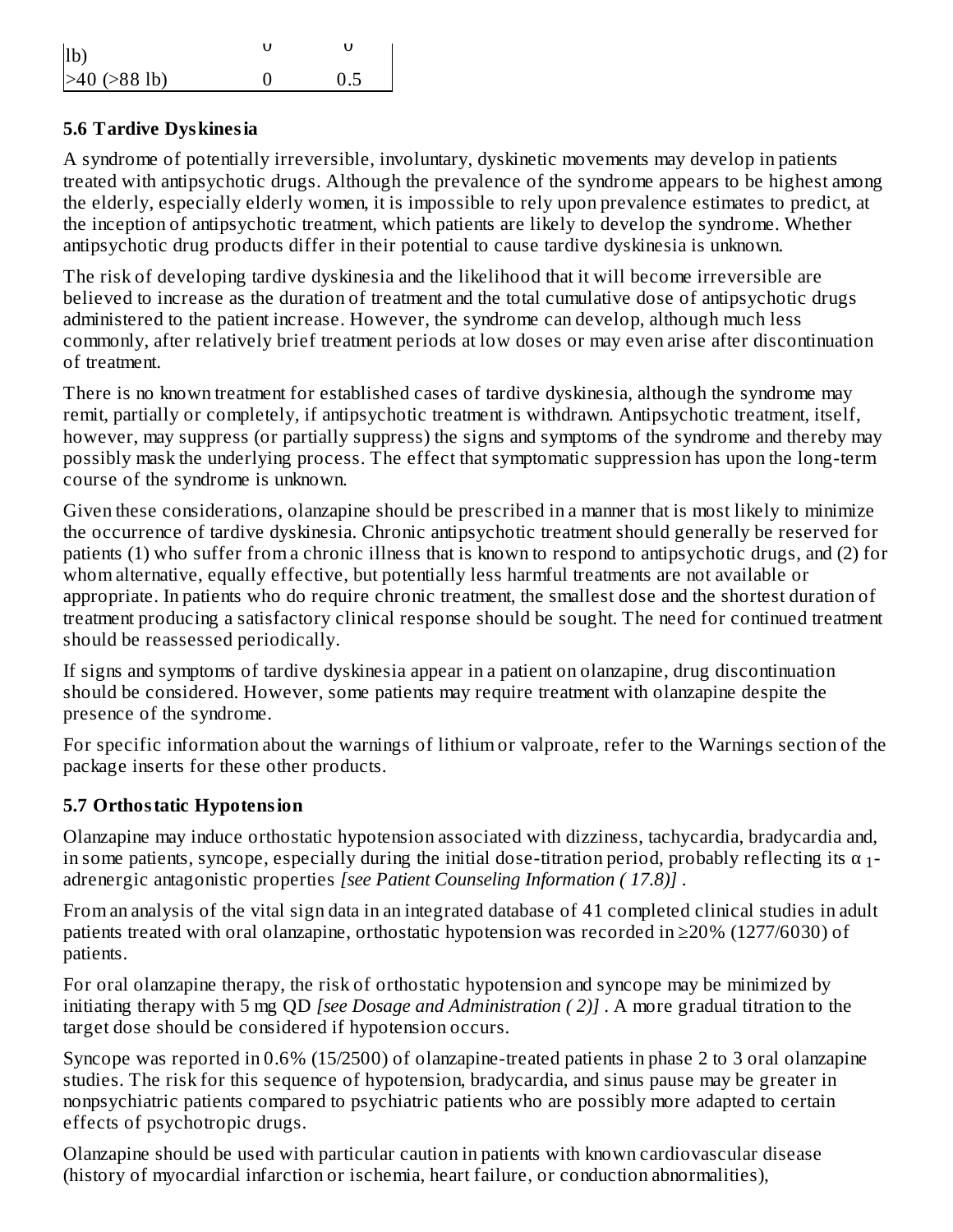| | | |
|---|---|---|
| lb) | 0 | 0 |
| >40 (>88 lb) | 0 | 0.5 |

### 5.6 Tardive Dyskinesia

A syndrome of potentially irreversible, involuntary, dyskinetic movements may develop in patients treated with antipsychotic drugs. Although the prevalence of the syndrome appears to be highest among the elderly, especially elderly women, it is impossible to rely upon prevalence estimates to predict, at the inception of antipsychotic treatment, which patients are likely to develop the syndrome. Whether antipsychotic drug products differ in their potential to cause tardive dyskinesia is unknown.

The risk of developing tardive dyskinesia and the likelihood that it will become irreversible are believed to increase as the duration of treatment and the total cumulative dose of antipsychotic drugs administered to the patient increase. However, the syndrome can develop, although much less commonly, after relatively brief treatment periods at low doses or may even arise after discontinuation of treatment.

There is no known treatment for established cases of tardive dyskinesia, although the syndrome may remit, partially or completely, if antipsychotic treatment is withdrawn. Antipsychotic treatment, itself, however, may suppress (or partially suppress) the signs and symptoms of the syndrome and thereby may possibly mask the underlying process. The effect that symptomatic suppression has upon the long-term course of the syndrome is unknown.

Given these considerations, olanzapine should be prescribed in a manner that is most likely to minimize the occurrence of tardive dyskinesia. Chronic antipsychotic treatment should generally be reserved for patients (1) who suffer from a chronic illness that is known to respond to antipsychotic drugs, and (2) for whom alternative, equally effective, but potentially less harmful treatments are not available or appropriate. In patients who do require chronic treatment, the smallest dose and the shortest duration of treatment producing a satisfactory clinical response should be sought. The need for continued treatment should be reassessed periodically.

If signs and symptoms of tardive dyskinesia appear in a patient on olanzapine, drug discontinuation should be considered. However, some patients may require treatment with olanzapine despite the presence of the syndrome.

For specific information about the warnings of lithium or valproate, refer to the Warnings section of the package inserts for these other products.

### 5.7 Orthostatic Hypotension

Olanzapine may induce orthostatic hypotension associated with dizziness, tachycardia, bradycardia and, in some patients, syncope, especially during the initial dose-titration period, probably reflecting its $\alpha_1$-adrenergic antagonistic properties *[see Patient Counseling Information ( 17.8)]* .

From an analysis of the vital sign data in an integrated database of 41 completed clinical studies in adult patients treated with oral olanzapine, orthostatic hypotension was recorded in ≥20% (1277/6030) of patients.

For oral olanzapine therapy, the risk of orthostatic hypotension and syncope may be minimized by initiating therapy with 5 mg QD *[see Dosage and Administration ( 2)]* . A more gradual titration to the target dose should be considered if hypotension occurs.

Syncope was reported in 0.6% (15/2500) of olanzapine-treated patients in phase 2 to 3 oral olanzapine studies. The risk for this sequence of hypotension, bradycardia, and sinus pause may be greater in nonpsychiatric patients compared to psychiatric patients who are possibly more adapted to certain effects of psychotropic drugs.

Olanzapine should be used with particular caution in patients with known cardiovascular disease (history of myocardial infarction or ischemia, heart failure, or conduction abnormalities),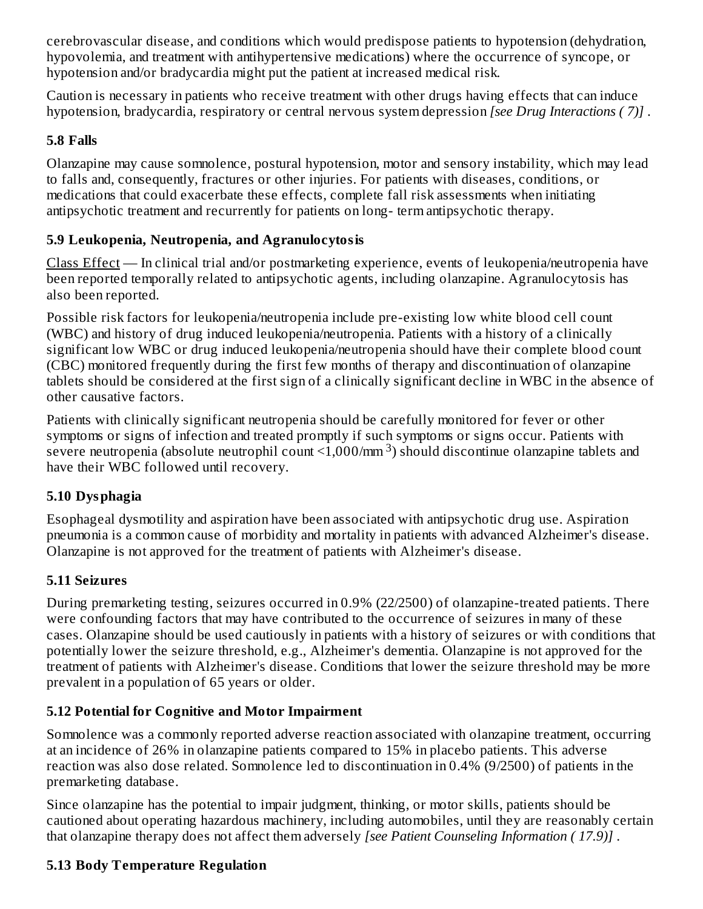cerebrovascular disease, and conditions which would predispose patients to hypotension (dehydration, hypovolemia, and treatment with antihypertensive medications) where the occurrence of syncope, or hypotension and/or bradycardia might put the patient at increased medical risk.

Caution is necessary in patients who receive treatment with other drugs having effects that can induce hypotension, bradycardia, respiratory or central nervous system depression *[see Drug Interactions ( 7)]* .

### 5.8 Falls

Olanzapine may cause somnolence, postural hypotension, motor and sensory instability, which may lead to falls and, consequently, fractures or other injuries. For patients with diseases, conditions, or medications that could exacerbate these effects, complete fall risk assessments when initiating antipsychotic treatment and recurrently for patients on long- term antipsychotic therapy.

### 5.9 Leukopenia, Neutropenia, and Agranulocytosis

Class Effect — In clinical trial and/or postmarketing experience, events of leukopenia/neutropenia have been reported temporally related to antipsychotic agents, including olanzapine. Agranulocytosis has also been reported.

Possible risk factors for leukopenia/neutropenia include pre-existing low white blood cell count (WBC) and history of drug induced leukopenia/neutropenia. Patients with a history of a clinically significant low WBC or drug induced leukopenia/neutropenia should have their complete blood count (CBC) monitored frequently during the first few months of therapy and discontinuation of olanzapine tablets should be considered at the first sign of a clinically significant decline in WBC in the absence of other causative factors.

Patients with clinically significant neutropenia should be carefully monitored for fever or other symptoms or signs of infection and treated promptly if such symptoms or signs occur. Patients with severe neutropenia (absolute neutrophil count <1,000/mm$^3$) should discontinue olanzapine tablets and have their WBC followed until recovery.

### 5.10 Dysphagia

Esophageal dysmotility and aspiration have been associated with antipsychotic drug use. Aspiration pneumonia is a common cause of morbidity and mortality in patients with advanced Alzheimer's disease. Olanzapine is not approved for the treatment of patients with Alzheimer's disease.

### 5.11 Seizures

During premarketing testing, seizures occurred in 0.9% (22/2500) of olanzapine-treated patients. There were confounding factors that may have contributed to the occurrence of seizures in many of these cases. Olanzapine should be used cautiously in patients with a history of seizures or with conditions that potentially lower the seizure threshold, e.g., Alzheimer's dementia. Olanzapine is not approved for the treatment of patients with Alzheimer's disease. Conditions that lower the seizure threshold may be more prevalent in a population of 65 years or older.

### 5.12 Potential for Cognitive and Motor Impairment

Somnolence was a commonly reported adverse reaction associated with olanzapine treatment, occurring at an incidence of 26% in olanzapine patients compared to 15% in placebo patients. This adverse reaction was also dose related. Somnolence led to discontinuation in 0.4% (9/2500) of patients in the premarketing database.

Since olanzapine has the potential to impair judgment, thinking, or motor skills, patients should be cautioned about operating hazardous machinery, including automobiles, until they are reasonably certain that olanzapine therapy does not affect them adversely *[see Patient Counseling Information ( 17.9)]* .

### 5.13 Body Temperature Regulation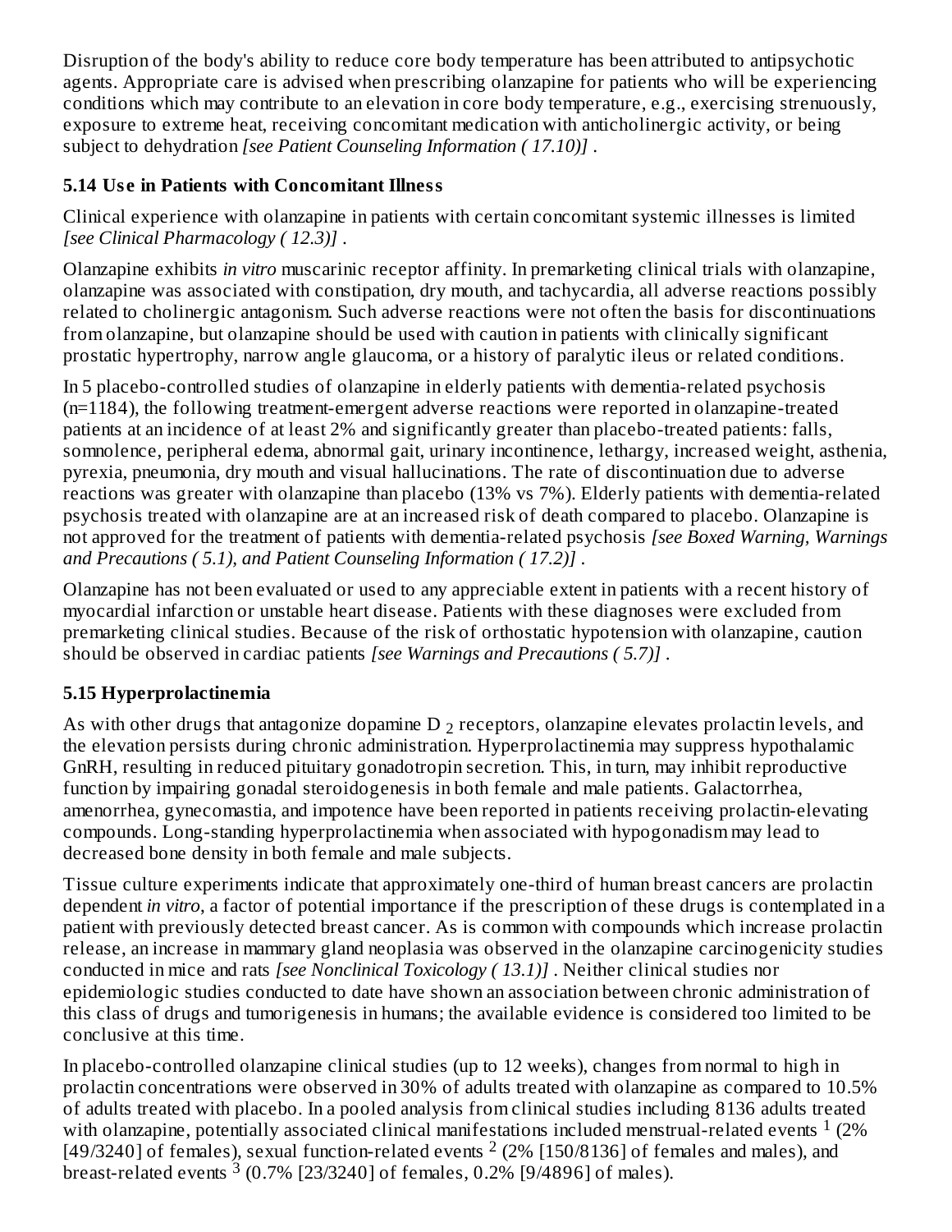Disruption of the body's ability to reduce core body temperature has been attributed to antipsychotic agents. Appropriate care is advised when prescribing olanzapine for patients who will be experiencing conditions which may contribute to an elevation in core body temperature, e.g., exercising strenuously, exposure to extreme heat, receiving concomitant medication with anticholinergic activity, or being subject to dehydration *[see Patient Counseling Information ( 17.10)]* .

### 5.14 Use in Patients with Concomitant Illness

Clinical experience with olanzapine in patients with certain concomitant systemic illnesses is limited *[see Clinical Pharmacology ( 12.3)]* .

Olanzapine exhibits *in vitro* muscarinic receptor affinity. In premarketing clinical trials with olanzapine, olanzapine was associated with constipation, dry mouth, and tachycardia, all adverse reactions possibly related to cholinergic antagonism. Such adverse reactions were not often the basis for discontinuations from olanzapine, but olanzapine should be used with caution in patients with clinically significant prostatic hypertrophy, narrow angle glaucoma, or a history of paralytic ileus or related conditions.

In 5 placebo-controlled studies of olanzapine in elderly patients with dementia-related psychosis (n=1184), the following treatment-emergent adverse reactions were reported in olanzapine-treated patients at an incidence of at least 2% and significantly greater than placebo-treated patients: falls, somnolence, peripheral edema, abnormal gait, urinary incontinence, lethargy, increased weight, asthenia, pyrexia, pneumonia, dry mouth and visual hallucinations. The rate of discontinuation due to adverse reactions was greater with olanzapine than placebo (13% vs 7%). Elderly patients with dementia-related psychosis treated with olanzapine are at an increased risk of death compared to placebo. Olanzapine is not approved for the treatment of patients with dementia-related psychosis *[see Boxed Warning, Warnings and Precautions ( 5.1), and Patient Counseling Information ( 17.2)]* .

Olanzapine has not been evaluated or used to any appreciable extent in patients with a recent history of myocardial infarction or unstable heart disease. Patients with these diagnoses were excluded from premarketing clinical studies. Because of the risk of orthostatic hypotension with olanzapine, caution should be observed in cardiac patients *[see Warnings and Precautions ( 5.7)]* .

### 5.15 Hyperprolactinemia

As with other drugs that antagonize dopamine $D_2$ receptors, olanzapine elevates prolactin levels, and the elevation persists during chronic administration. Hyperprolactinemia may suppress hypothalamic GnRH, resulting in reduced pituitary gonadotropin secretion. This, in turn, may inhibit reproductive function by impairing gonadal steroidogenesis in both female and male patients. Galactorrhea, amenorrhea, gynecomastia, and impotence have been reported in patients receiving prolactin-elevating compounds. Long-standing hyperprolactinemia when associated with hypogonadism may lead to decreased bone density in both female and male subjects.

Tissue culture experiments indicate that approximately one-third of human breast cancers are prolactin dependent *in vitro*, a factor of potential importance if the prescription of these drugs is contemplated in a patient with previously detected breast cancer. As is common with compounds which increase prolactin release, an increase in mammary gland neoplasia was observed in the olanzapine carcinogenicity studies conducted in mice and rats *[see Nonclinical Toxicology ( 13.1)]* . Neither clinical studies nor epidemiologic studies conducted to date have shown an association between chronic administration of this class of drugs and tumorigenesis in humans; the available evidence is considered too limited to be conclusive at this time.

In placebo-controlled olanzapine clinical studies (up to 12 weeks), changes from normal to high in prolactin concentrations were observed in 30% of adults treated with olanzapine as compared to 10.5% of adults treated with placebo. In a pooled analysis from clinical studies including 8136 adults treated with olanzapine, potentially associated clinical manifestations included menstrual-related events [1] (2% [49/3240] of females), sexual function-related events [2] (2% [150/8136] of females and males), and breast-related events [3] (0.7% [23/3240] of females, 0.2% [9/4896] of males).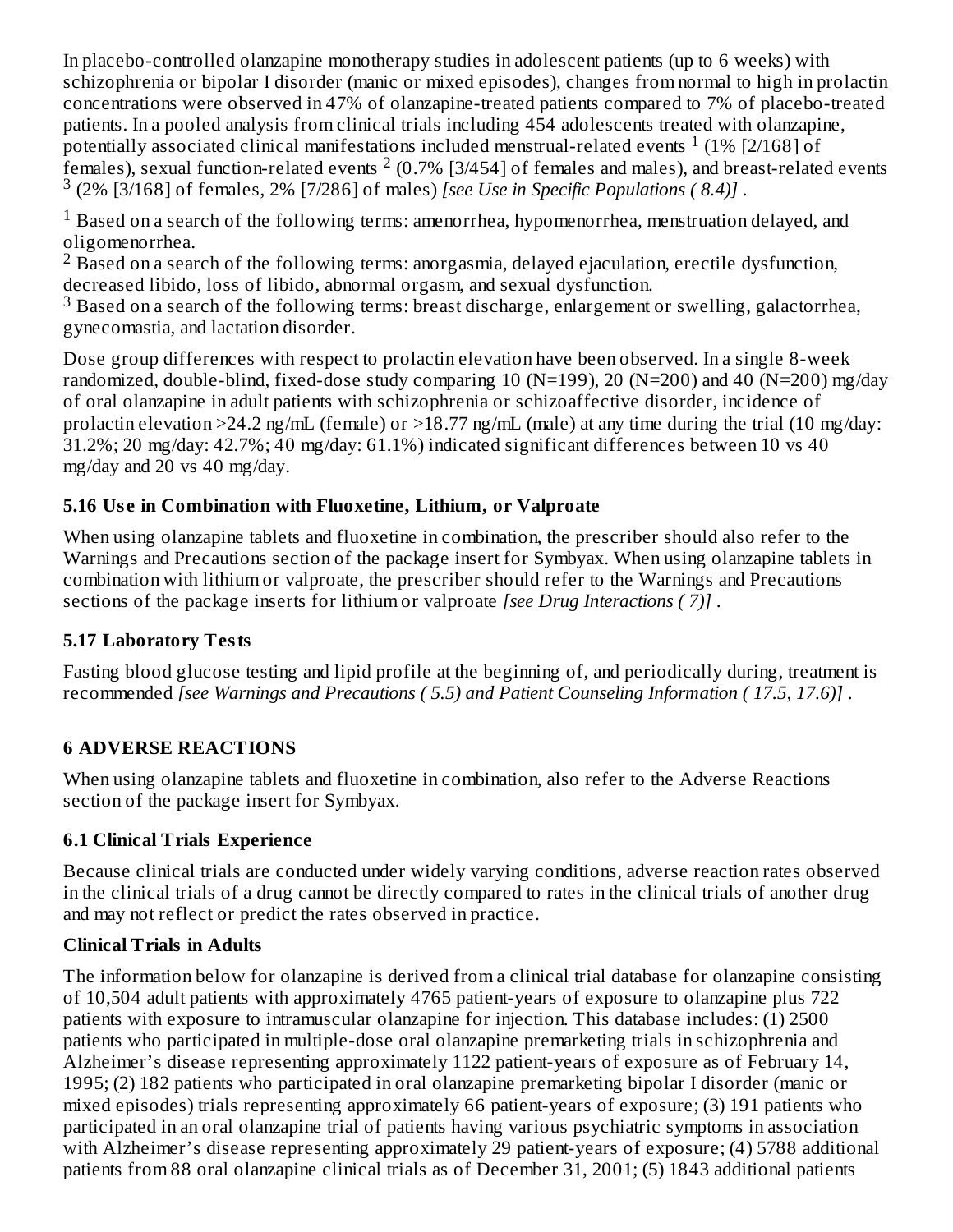In placebo-controlled olanzapine monotherapy studies in adolescent patients (up to 6 weeks) with schizophrenia or bipolar I disorder (manic or mixed episodes), changes from normal to high in prolactin concentrations were observed in 47% of olanzapine-treated patients compared to 7% of placebo-treated patients. In a pooled analysis from clinical trials including 454 adolescents treated with olanzapine, potentially associated clinical manifestations included menstrual-related events [1] (1% [2/168] of females), sexual function-related events [2] (0.7% [3/454] of females and males), and breast-related events [3] (2% [3/168] of females, 2% [7/286] of males) *[see Use in Specific Populations ( 8.4)]* .

[1] Based on a search of the following terms: amenorrhea, hypomenorrhea, menstruation delayed, and oligomenorrhea.
[2] Based on a search of the following terms: anorgasmia, delayed ejaculation, erectile dysfunction, decreased libido, loss of libido, abnormal orgasm, and sexual dysfunction.
[3] Based on a search of the following terms: breast discharge, enlargement or swelling, galactorrhea, gynecomastia, and lactation disorder.

Dose group differences with respect to prolactin elevation have been observed. In a single 8-week randomized, double-blind, fixed-dose study comparing 10 (N=199), 20 (N=200) and 40 (N=200) mg/day of oral olanzapine in adult patients with schizophrenia or schizoaffective disorder, incidence of prolactin elevation >24.2 ng/mL (female) or >18.77 ng/mL (male) at any time during the trial (10 mg/day: 31.2%; 20 mg/day: 42.7%; 40 mg/day: 61.1%) indicated significant differences between 10 vs 40 mg/day and 20 vs 40 mg/day.

### 5.16 Use in Combination with Fluoxetine, Lithium, or Valproate

When using olanzapine tablets and fluoxetine in combination, the prescriber should also refer to the Warnings and Precautions section of the package insert for Symbyax. When using olanzapine tablets in combination with lithium or valproate, the prescriber should refer to the Warnings and Precautions sections of the package inserts for lithium or valproate *[see Drug Interactions ( 7)]* .

### 5.17 Laboratory Tests

Fasting blood glucose testing and lipid profile at the beginning of, and periodically during, treatment is recommended *[see Warnings and Precautions ( 5.5) and Patient Counseling Information ( 17.5, 17.6)]* .

## 6 ADVERSE REACTIONS

When using olanzapine tablets and fluoxetine in combination, also refer to the Adverse Reactions section of the package insert for Symbyax.

### 6.1 Clinical Trials Experience

Because clinical trials are conducted under widely varying conditions, adverse reaction rates observed in the clinical trials of a drug cannot be directly compared to rates in the clinical trials of another drug and may not reflect or predict the rates observed in practice.

**Clinical Trials in Adults**

The information below for olanzapine is derived from a clinical trial database for olanzapine consisting of 10,504 adult patients with approximately 4765 patient-years of exposure to olanzapine plus 722 patients with exposure to intramuscular olanzapine for injection. This database includes: (1) 2500 patients who participated in multiple-dose oral olanzapine premarketing trials in schizophrenia and Alzheimer's disease representing approximately 1122 patient-years of exposure as of February 14, 1995; (2) 182 patients who participated in oral olanzapine premarketing bipolar I disorder (manic or mixed episodes) trials representing approximately 66 patient-years of exposure; (3) 191 patients who participated in an oral olanzapine trial of patients having various psychiatric symptoms in association with Alzheimer's disease representing approximately 29 patient-years of exposure; (4) 5788 additional patients from 88 oral olanzapine clinical trials as of December 31, 2001; (5) 1843 additional patients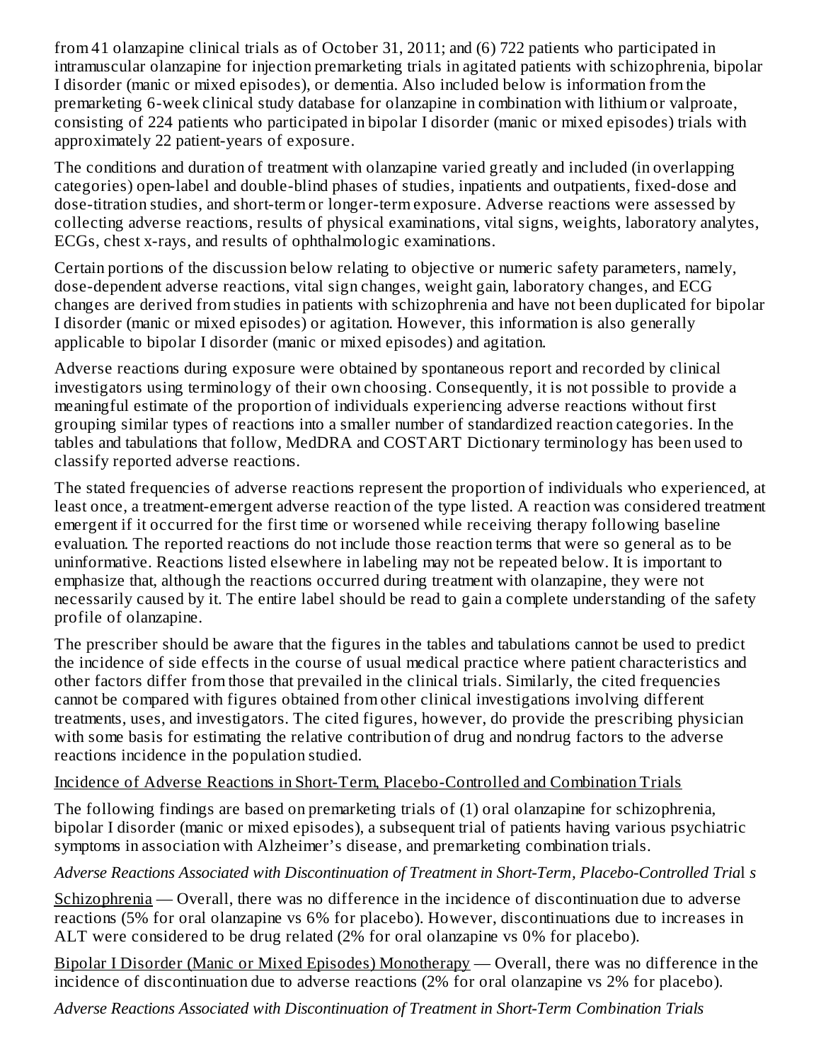from 41 olanzapine clinical trials as of October 31, 2011; and (6) 722 patients who participated in intramuscular olanzapine for injection premarketing trials in agitated patients with schizophrenia, bipolar I disorder (manic or mixed episodes), or dementia. Also included below is information from the premarketing 6-week clinical study database for olanzapine in combination with lithium or valproate, consisting of 224 patients who participated in bipolar I disorder (manic or mixed episodes) trials with approximately 22 patient-years of exposure.

The conditions and duration of treatment with olanzapine varied greatly and included (in overlapping categories) open-label and double-blind phases of studies, inpatients and outpatients, fixed-dose and dose-titration studies, and short-term or longer-term exposure. Adverse reactions were assessed by collecting adverse reactions, results of physical examinations, vital signs, weights, laboratory analytes, ECGs, chest x-rays, and results of ophthalmologic examinations.

Certain portions of the discussion below relating to objective or numeric safety parameters, namely, dose-dependent adverse reactions, vital sign changes, weight gain, laboratory changes, and ECG changes are derived from studies in patients with schizophrenia and have not been duplicated for bipolar I disorder (manic or mixed episodes) or agitation. However, this information is also generally applicable to bipolar I disorder (manic or mixed episodes) and agitation.

Adverse reactions during exposure were obtained by spontaneous report and recorded by clinical investigators using terminology of their own choosing. Consequently, it is not possible to provide a meaningful estimate of the proportion of individuals experiencing adverse reactions without first grouping similar types of reactions into a smaller number of standardized reaction categories. In the tables and tabulations that follow, MedDRA and COSTART Dictionary terminology has been used to classify reported adverse reactions.

The stated frequencies of adverse reactions represent the proportion of individuals who experienced, at least once, a treatment-emergent adverse reaction of the type listed. A reaction was considered treatment emergent if it occurred for the first time or worsened while receiving therapy following baseline evaluation. The reported reactions do not include those reaction terms that were so general as to be uninformative. Reactions listed elsewhere in labeling may not be repeated below. It is important to emphasize that, although the reactions occurred during treatment with olanzapine, they were not necessarily caused by it. The entire label should be read to gain a complete understanding of the safety profile of olanzapine.

The prescriber should be aware that the figures in the tables and tabulations cannot be used to predict the incidence of side effects in the course of usual medical practice where patient characteristics and other factors differ from those that prevailed in the clinical trials. Similarly, the cited frequencies cannot be compared with figures obtained from other clinical investigations involving different treatments, uses, and investigators. The cited figures, however, do provide the prescribing physician with some basis for estimating the relative contribution of drug and nondrug factors to the adverse reactions incidence in the population studied.

Incidence of Adverse Reactions in Short-Term, Placebo-Controlled and Combination Trials

The following findings are based on premarketing trials of (1) oral olanzapine for schizophrenia, bipolar I disorder (manic or mixed episodes), a subsequent trial of patients having various psychiatric symptoms in association with Alzheimer's disease, and premarketing combination trials.

*Adverse Reactions Associated with Discontinuation of Treatment in Short-Term, Placebo-Controlled Trials*

Schizophrenia — Overall, there was no difference in the incidence of discontinuation due to adverse reactions (5% for oral olanzapine vs 6% for placebo). However, discontinuations due to increases in ALT were considered to be drug related (2% for oral olanzapine vs 0% for placebo).

Bipolar I Disorder (Manic or Mixed Episodes) Monotherapy — Overall, there was no difference in the incidence of discontinuation due to adverse reactions (2% for oral olanzapine vs 2% for placebo).

*Adverse Reactions Associated with Discontinuation of Treatment in Short-Term Combination Trials*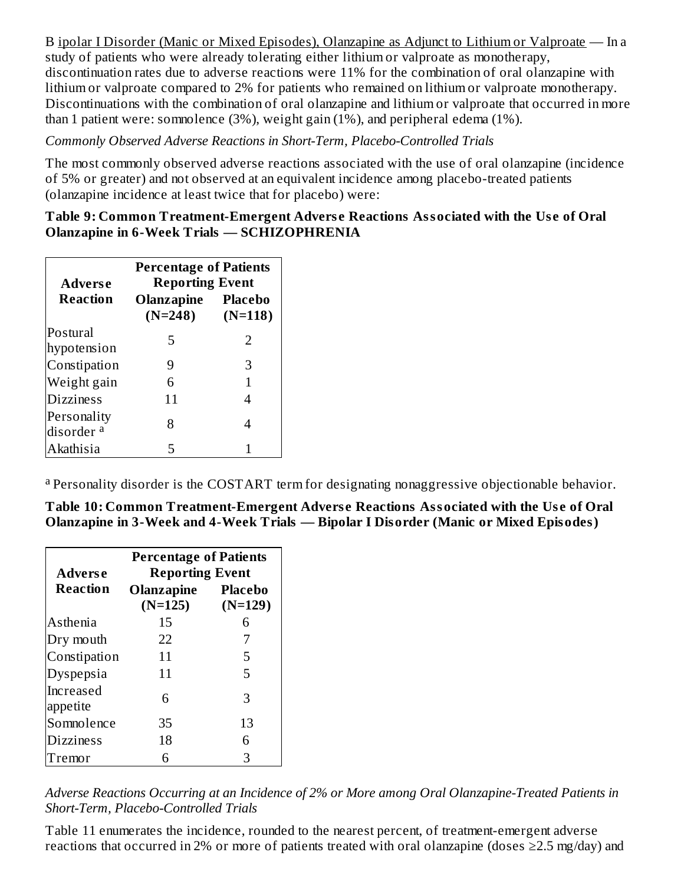Bipolar I Disorder (Manic or Mixed Episodes), Olanzapine as Adjunct to Lithium or Valproate — In a study of patients who were already tolerating either lithium or valproate as monotherapy, discontinuation rates due to adverse reactions were 11% for the combination of oral olanzapine with lithium or valproate compared to 2% for patients who remained on lithium or valproate monotherapy. Discontinuations with the combination of oral olanzapine and lithium or valproate that occurred in more than 1 patient were: somnolence (3%), weight gain (1%), and peripheral edema (1%).

*Commonly Observed Adverse Reactions in Short-Term, Placebo-Controlled Trials*

The most commonly observed adverse reactions associated with the use of oral olanzapine (incidence of 5% or greater) and not observed at an equivalent incidence among placebo-treated patients (olanzapine incidence at least twice that for placebo) were:

**Table 9: Common Treatment-Emergent Adverse Reactions Associated with the Use of Oral Olanzapine in 6-Week Trials — SCHIZOPHRENIA**

| Adverse Reaction | Percentage of Patients Reporting Event | |
|---|---|---|
| | Olanzapine (N=248) | Placebo (N=118) |
| Postural hypotension | 5 | 2 |
| Constipation | 9 | 3 |
| Weight gain | 6 | 1 |
| Dizziness | 11 | 4 |
| Personality disorder [a] | 8 | 4 |
| Akathisia | 5 | 1 |

[a] Personality disorder is the COSTART term for designating nonaggressive objectionable behavior.

**Table 10: Common Treatment-Emergent Adverse Reactions Associated with the Use of Oral Olanzapine in 3-Week and 4-Week Trials — Bipolar I Disorder (Manic or Mixed Episodes)**

| Adverse Reaction | Percentage of Patients Reporting Event | |
|---|---|---|
| | Olanzapine (N=125) | Placebo (N=129) |
| Asthenia | 15 | 6 |
| Dry mouth | 22 | 7 |
| Constipation | 11 | 5 |
| Dyspepsia | 11 | 5 |
| Increased appetite | 6 | 3 |
| Somnolence | 35 | 13 |
| Dizziness | 18 | 6 |
| Tremor | 6 | 3 |

*Adverse Reactions Occurring at an Incidence of 2% or More among Oral Olanzapine-Treated Patients in Short-Term, Placebo-Controlled Trials*

Table 11 enumerates the incidence, rounded to the nearest percent, of treatment-emergent adverse reactions that occurred in 2% or more of patients treated with oral olanzapine (doses ≥2.5 mg/day) and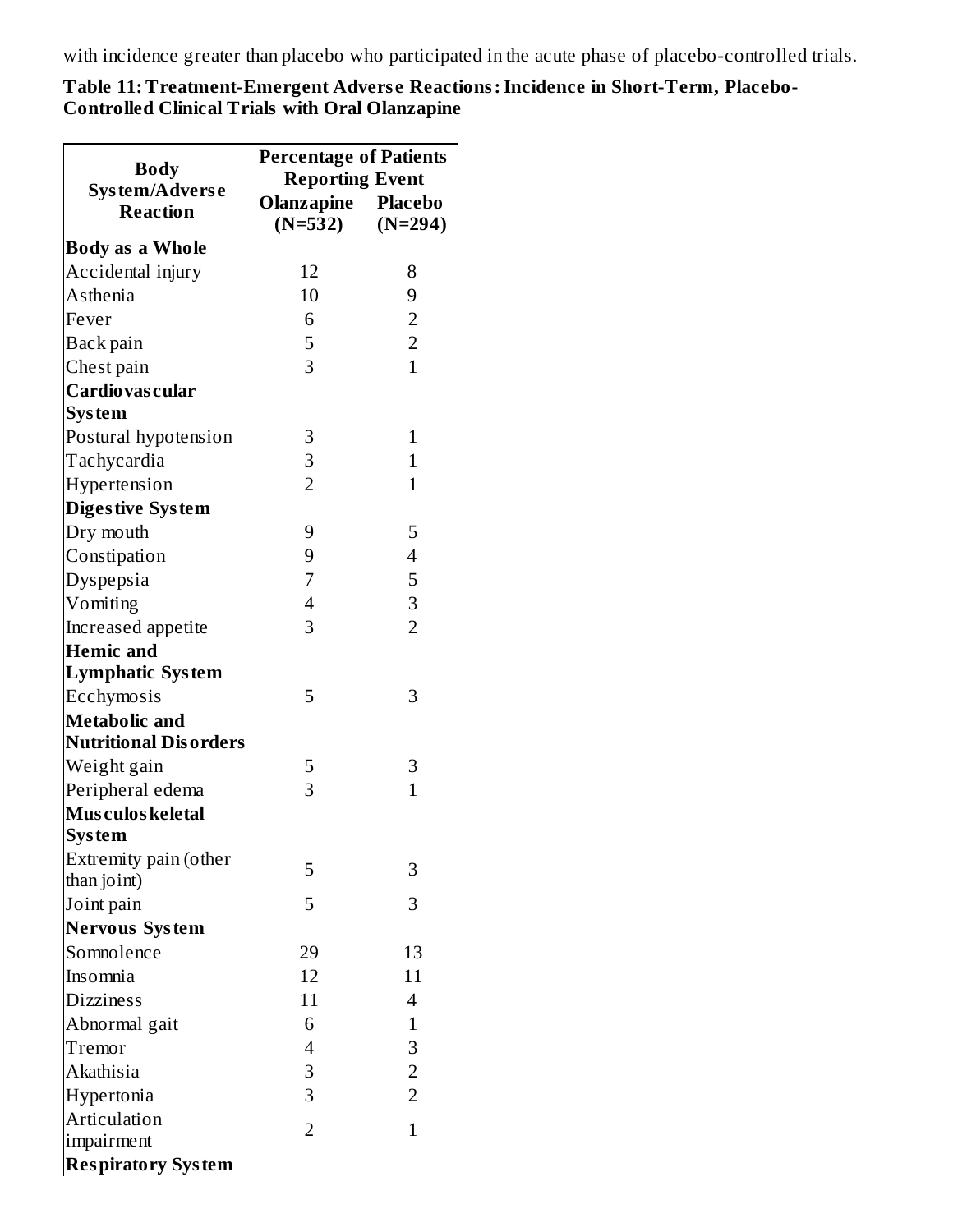with incidence greater than placebo who participated in the acute phase of placebo-controlled trials.

**Table 11: Treatment-Emergent Adverse Reactions: Incidence in Short-Term, Placebo-Controlled Clinical Trials with Oral Olanzapine**

| Body System/Adverse Reaction | Percentage of Patients Reporting Event | |
|---|---|---|
| | Olanzapine (N=532) | Placebo (N=294) |
| **Body as a Whole** | | |
| Accidental injury | 12 | 8 |
| Asthenia | 10 | 9 |
| Fever | 6 | 2 |
| Back pain | 5 | 2 |
| Chest pain | 3 | 1 |
| **Cardiovascular System** | | |
| Postural hypotension | 3 | 1 |
| Tachycardia | 3 | 1 |
| Hypertension | 2 | 1 |
| **Digestive System** | | |
| Dry mouth | 9 | 5 |
| Constipation | 9 | 4 |
| Dyspepsia | 7 | 5 |
| Vomiting | 4 | 3 |
| Increased appetite | 3 | 2 |
| **Hemic and Lymphatic System** | | |
| Ecchymosis | 5 | 3 |
| **Metabolic and Nutritional Disorders** | | |
| Weight gain | 5 | 3 |
| Peripheral edema | 3 | 1 |
| **Musculoskeletal System** | | |
| Extremity pain (other than joint) | 5 | 3 |
| Joint pain | 5 | 3 |
| **Nervous System** | | |
| Somnolence | 29 | 13 |
| Insomnia | 12 | 11 |
| Dizziness | 11 | 4 |
| Abnormal gait | 6 | 1 |
| Tremor | 4 | 3 |
| Akathisia | 3 | 2 |
| Hypertonia | 3 | 2 |
| Articulation impairment | 2 | 1 |
| **Respiratory System** | | |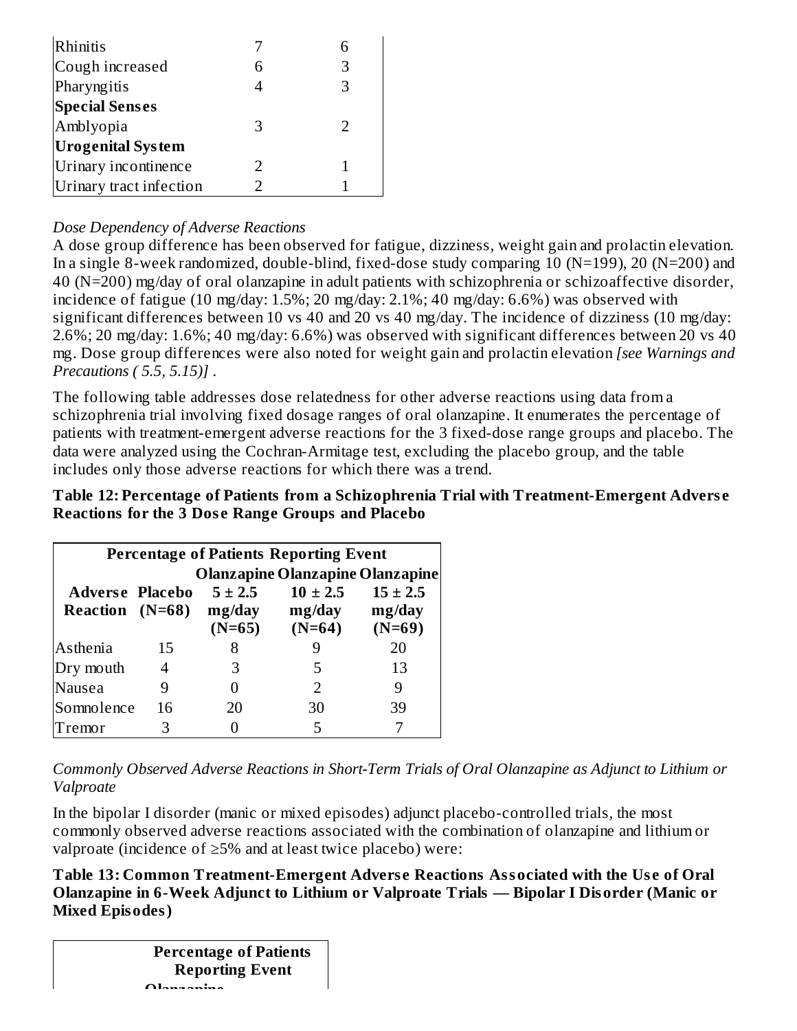| | | |
|---|---|---|
| Rhinitis | 7 | 6 |
| Cough increased | 6 | 3 |
| Pharyngitis | 4 | 3 |
| **Special Senses** | | |
| Amblyopia | 3 | 2 |
| **Urogenital System** | | |
| Urinary incontinence | 2 | 1 |
| Urinary tract infection | 2 | 1 |

*Dose Dependency of Adverse Reactions*

A dose group difference has been observed for fatigue, dizziness, weight gain and prolactin elevation. In a single 8-week randomized, double-blind, fixed-dose study comparing 10 (N=199), 20 (N=200) and 40 (N=200) mg/day of oral olanzapine in adult patients with schizophrenia or schizoaffective disorder, incidence of fatigue (10 mg/day: 1.5%; 20 mg/day: 2.1%; 40 mg/day: 6.6%) was observed with significant differences between 10 vs 40 and 20 vs 40 mg/day. The incidence of dizziness (10 mg/day: 2.6%; 20 mg/day: 1.6%; 40 mg/day: 6.6%) was observed with significant differences between 20 vs 40 mg. Dose group differences were also noted for weight gain and prolactin elevation *[see Warnings and Precautions ( 5.5, 5.15)]* .

The following table addresses dose relatedness for other adverse reactions using data from a schizophrenia trial involving fixed dosage ranges of oral olanzapine. It enumerates the percentage of patients with treatment-emergent adverse reactions for the 3 fixed-dose range groups and placebo. The data were analyzed using the Cochran-Armitage test, excluding the placebo group, and the table includes only those adverse reactions for which there was a trend.

**Table 12: Percentage of Patients from a Schizophrenia Trial with Treatment-Emergent Adverse Reactions for the 3 Dose Range Groups and Placebo**

| Percentage of Patients Reporting Event | | | | |
|---|---|---|---|---|
| **Adverse Reaction** | **Placebo (N=68)** | **Olanzapine 5 ± 2.5 mg/day (N=65)** | **Olanzapine 10 ± 2.5 mg/day (N=64)** | **Olanzapine 15 ± 2.5 mg/day (N=69)** |
| Asthenia | 15 | 8 | 9 | 20 |
| Dry mouth | 4 | 3 | 5 | 13 |
| Nausea | 9 | 0 | 2 | 9 |
| Somnolence | 16 | 20 | 30 | 39 |
| Tremor | 3 | 0 | 5 | 7 |

*Commonly Observed Adverse Reactions in Short-Term Trials of Oral Olanzapine as Adjunct to Lithium or Valproate*

In the bipolar I disorder (manic or mixed episodes) adjunct placebo-controlled trials, the most commonly observed adverse reactions associated with the combination of olanzapine and lithium or valproate (incidence of ≥5% and at least twice placebo) were:

**Table 13: Common Treatment-Emergent Adverse Reactions Associated with the Use of Oral Olanzapine in 6-Week Adjunct to Lithium or Valproate Trials — Bipolar I Disorder (Manic or Mixed Episodes)**

| Percentage of Patients Reporting Event |
|---|
| Olanzapine |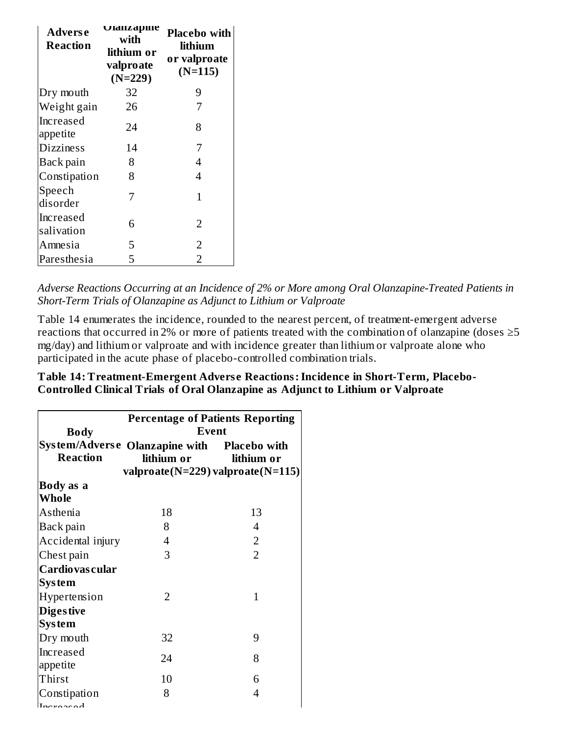| Adverse Reaction | Olanzapine with lithium or valproate (N=229) | Placebo with lithium or valproate (N=115) |
|---|---|---|
| Dry mouth | 32 | 9 |
| Weight gain | 26 | 7 |
| Increased appetite | 24 | 8 |
| Dizziness | 14 | 7 |
| Back pain | 8 | 4 |
| Constipation | 8 | 4 |
| Speech disorder | 7 | 1 |
| Increased salivation | 6 | 2 |
| Amnesia | 5 | 2 |
| Paresthesia | 5 | 2 |

*Adverse Reactions Occurring at an Incidence of 2% or More among Oral Olanzapine-Treated Patients in Short-Term Trials of Olanzapine as Adjunct to Lithium or Valproate*

Table 14 enumerates the incidence, rounded to the nearest percent, of treatment-emergent adverse reactions that occurred in 2% or more of patients treated with the combination of olanzapine (doses ≥5 mg/day) and lithium or valproate and with incidence greater than lithium or valproate alone who participated in the acute phase of placebo-controlled combination trials.

**Table 14: Treatment-Emergent Adverse Reactions: Incidence in Short-Term, Placebo-Controlled Clinical Trials of Oral Olanzapine as Adjunct to Lithium or Valproate**

| Body System/Adverse Reaction | Percentage of Patients Reporting Event | |
|---|---|---|
| | Olanzapine with lithium or valproate(N=229) | Placebo with lithium or valproate(N=115) |
| **Body as a Whole** | | |
| Asthenia | 18 | 13 |
| Back pain | 8 | 4 |
| Accidental injury | 4 | 2 |
| Chest pain | 3 | 2 |
| **Cardiovascular System** | | |
| Hypertension | 2 | 1 |
| **Digestive System** | | |
| Dry mouth | 32 | 9 |
| Increased appetite | 24 | 8 |
| Thirst | 10 | 6 |
| Constipation | 8 | 4 |
| Increased | | |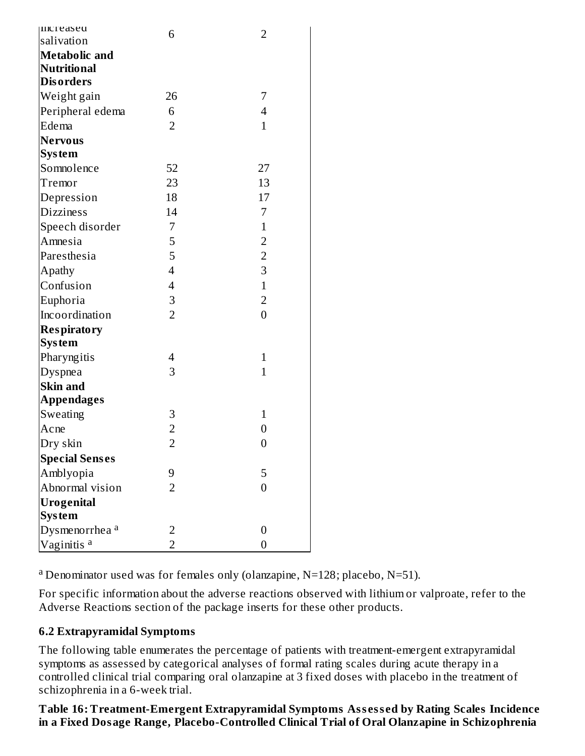| | | |
|---|---|---|
| Increased salivation | 6 | 2 |
| **Metabolic and Nutritional Disorders** | | |
| Weight gain | 26 | 7 |
| Peripheral edema | 6 | 4 |
| Edema | 2 | 1 |
| **Nervous System** | | |
| Somnolence | 52 | 27 |
| Tremor | 23 | 13 |
| Depression | 18 | 17 |
| Dizziness | 14 | 7 |
| Speech disorder | 7 | 1 |
| Amnesia | 5 | 2 |
| Paresthesia | 5 | 2 |
| Apathy | 4 | 3 |
| Confusion | 4 | 1 |
| Euphoria | 3 | 2 |
| Incoordination | 2 | 0 |
| **Respiratory System** | | |
| Pharyngitis | 4 | 1 |
| Dyspnea | 3 | 1 |
| **Skin and Appendages** | | |
| Sweating | 3 | 1 |
| Acne | 2 | 0 |
| Dry skin | 2 | 0 |
| **Special Senses** | | |
| Amblyopia | 9 | 5 |
| Abnormal vision | 2 | 0 |
| **Urogenital System** | | |
| Dysmenorrhea [a] | 2 | 0 |
| Vaginitis [a] | 2 | 0 |

[a] Denominator used was for females only (olanzapine, N=128; placebo, N=51).

For specific information about the adverse reactions observed with lithium or valproate, refer to the Adverse Reactions section of the package inserts for these other products.

### 6.2 Extrapyramidal Symptoms

The following table enumerates the percentage of patients with treatment-emergent extrapyramidal symptoms as assessed by categorical analyses of formal rating scales during acute therapy in a controlled clinical trial comparing oral olanzapine at 3 fixed doses with placebo in the treatment of schizophrenia in a 6-week trial.

**Table 16: Treatment-Emergent Extrapyramidal Symptoms Assessed by Rating Scales Incidence in a Fixed Dosage Range, Placebo-Controlled Clinical Trial of Oral Olanzapine in Schizophrenia**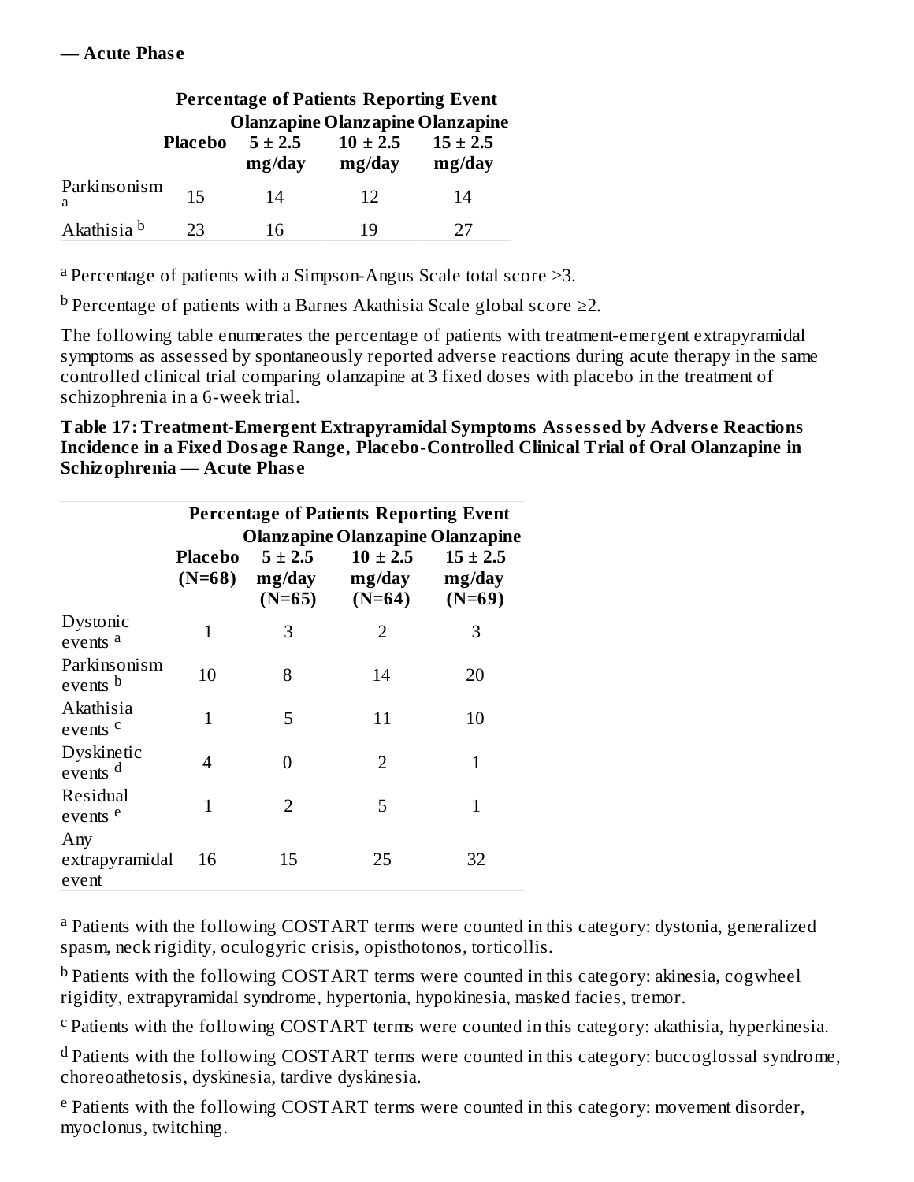**— Acute Phase**

| | Percentage of Patients Reporting Event | | | |
|---|---|---|---|---|
| | Placebo | Olanzapine 5 ± 2.5 mg/day | Olanzapine 10 ± 2.5 mg/day | Olanzapine 15 ± 2.5 mg/day |
| Parkinsonism [a] | 15 | 14 | 12 | 14 |
| Akathisia [b] | 23 | 16 | 19 | 27 |

[a] Percentage of patients with a Simpson-Angus Scale total score >3.

[b] Percentage of patients with a Barnes Akathisia Scale global score ≥2.

The following table enumerates the percentage of patients with treatment-emergent extrapyramidal symptoms as assessed by spontaneously reported adverse reactions during acute therapy in the same controlled clinical trial comparing olanzapine at 3 fixed doses with placebo in the treatment of schizophrenia in a 6-week trial.

**Table 17: Treatment-Emergent Extrapyramidal Symptoms Assessed by Adverse Reactions Incidence in a Fixed Dosage Range, Placebo-Controlled Clinical Trial of Oral Olanzapine in Schizophrenia — Acute Phase**

| | Percentage of Patients Reporting Event | | | |
|---|---|---|---|---|
| | Placebo (N=68) | Olanzapine 5 ± 2.5 mg/day (N=65) | Olanzapine 10 ± 2.5 mg/day (N=64) | Olanzapine 15 ± 2.5 mg/day (N=69) |
| Dystonic events [a] | 1 | 3 | 2 | 3 |
| Parkinsonism events [b] | 10 | 8 | 14 | 20 |
| Akathisia events [c] | 1 | 5 | 11 | 10 |
| Dyskinetic events [d] | 4 | 0 | 2 | 1 |
| Residual events [e] | 1 | 2 | 5 | 1 |
| Any extrapyramidal event | 16 | 15 | 25 | 32 |

[a] Patients with the following COSTART terms were counted in this category: dystonia, generalized spasm, neck rigidity, oculogyric crisis, opisthotonos, torticollis.

[b] Patients with the following COSTART terms were counted in this category: akinesia, cogwheel rigidity, extrapyramidal syndrome, hypertonia, hypokinesia, masked facies, tremor.

[c] Patients with the following COSTART terms were counted in this category: akathisia, hyperkinesia.

[d] Patients with the following COSTART terms were counted in this category: buccoglossal syndrome, choreoathetosis, dyskinesia, tardive dyskinesia.

[e] Patients with the following COSTART terms were counted in this category: movement disorder, myoclonus, twitching.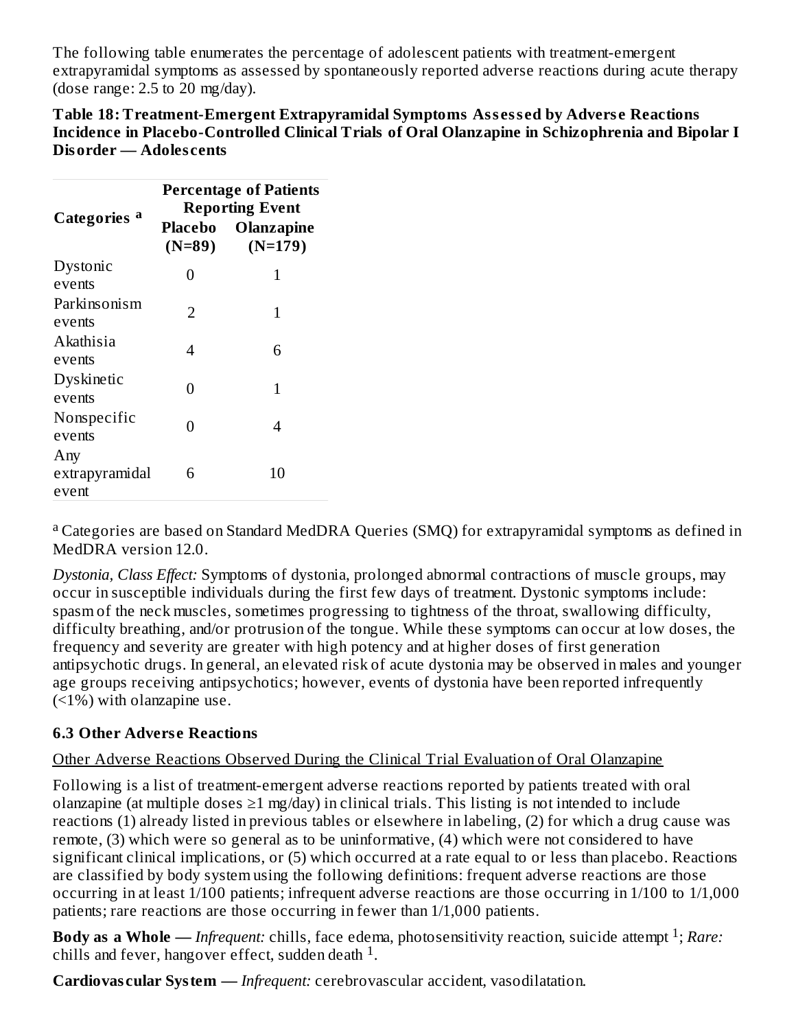The following table enumerates the percentage of adolescent patients with treatment-emergent extrapyramidal symptoms as assessed by spontaneously reported adverse reactions during acute therapy (dose range: 2.5 to 20 mg/day).

**Table 18: Treatment-Emergent Extrapyramidal Symptoms Assessed by Adverse Reactions Incidence in Placebo-Controlled Clinical Trials of Oral Olanzapine in Schizophrenia and Bipolar I Disorder — Adolescents**

| Categories [a] | Percentage of Patients Reporting Event | |
|---|---|---|
| | **Placebo (N=89)** | **Olanzapine (N=179)** |
| Dystonic events | 0 | 1 |
| Parkinsonism events | 2 | 1 |
| Akathisia events | 4 | 6 |
| Dyskinetic events | 0 | 1 |
| Nonspecific events | 0 | 4 |
| Any extrapyramidal event | 6 | 10 |

[a] Categories are based on Standard MedDRA Queries (SMQ) for extrapyramidal symptoms as defined in MedDRA version 12.0.

*Dystonia, Class Effect:* Symptoms of dystonia, prolonged abnormal contractions of muscle groups, may occur in susceptible individuals during the first few days of treatment. Dystonic symptoms include: spasm of the neck muscles, sometimes progressing to tightness of the throat, swallowing difficulty, difficulty breathing, and/or protrusion of the tongue. While these symptoms can occur at low doses, the frequency and severity are greater with high potency and at higher doses of first generation antipsychotic drugs. In general, an elevated risk of acute dystonia may be observed in males and younger age groups receiving antipsychotics; however, events of dystonia have been reported infrequently (<1%) with olanzapine use.

### 6.3 Other Adverse Reactions

Other Adverse Reactions Observed During the Clinical Trial Evaluation of Oral Olanzapine

Following is a list of treatment-emergent adverse reactions reported by patients treated with oral olanzapine (at multiple doses ≥1 mg/day) in clinical trials. This listing is not intended to include reactions (1) already listed in previous tables or elsewhere in labeling, (2) for which a drug cause was remote, (3) which were so general as to be uninformative, (4) which were not considered to have significant clinical implications, or (5) which occurred at a rate equal to or less than placebo. Reactions are classified by body system using the following definitions: frequent adverse reactions are those occurring in at least 1/100 patients; infrequent adverse reactions are those occurring in 1/100 to 1/1,000 patients; rare reactions are those occurring in fewer than 1/1,000 patients.

**Body as a Whole —** *Infrequent:* chills, face edema, photosensitivity reaction, suicide attempt [1]; *Rare:* chills and fever, hangover effect, sudden death [1].

**Cardiovascular System —** *Infrequent:* cerebrovascular accident, vasodilatation.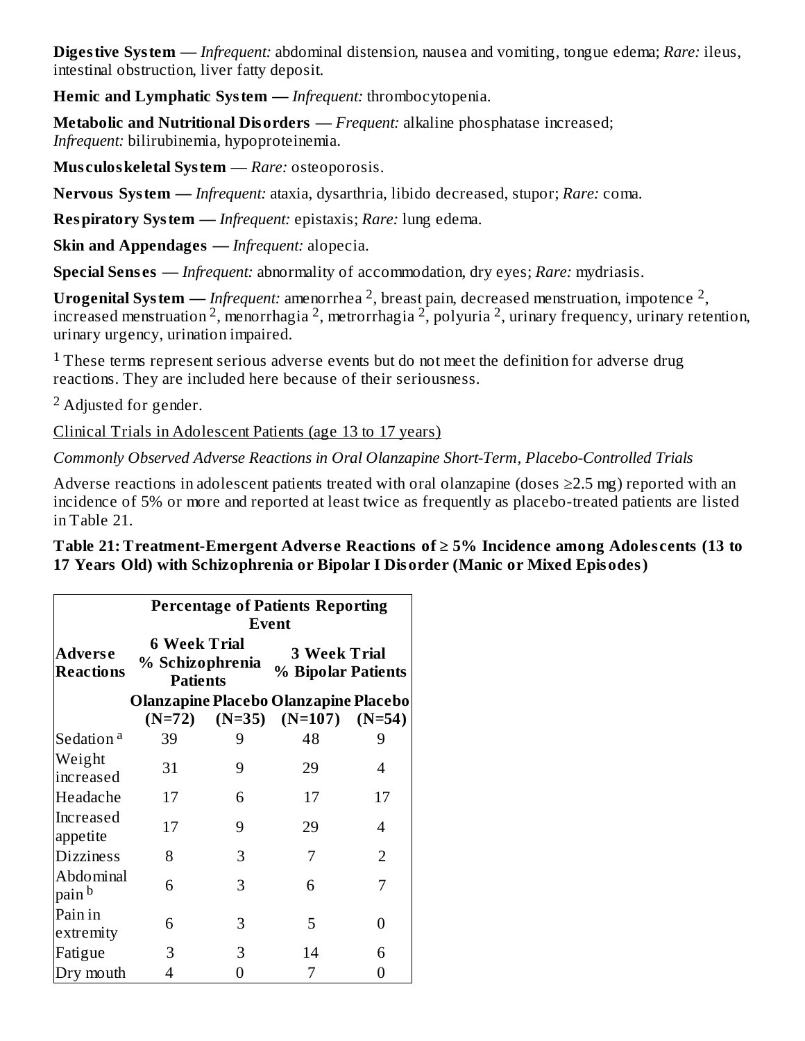**Digestive System —** *Infrequent:* abdominal distension, nausea and vomiting, tongue edema; *Rare:* ileus, intestinal obstruction, liver fatty deposit.

**Hemic and Lymphatic System —** *Infrequent:* thrombocytopenia.

**Metabolic and Nutritional Disorders —** *Frequent:* alkaline phosphatase increased; *Infrequent:* bilirubinemia, hypoproteinemia.

**Musculoskeletal System** — *Rare:* osteoporosis.

**Nervous System —** *Infrequent:* ataxia, dysarthria, libido decreased, stupor; *Rare:* coma.

**Respiratory System —** *Infrequent:* epistaxis; *Rare:* lung edema.

**Skin and Appendages —** *Infrequent:* alopecia.

**Special Senses —** *Infrequent:* abnormality of accommodation, dry eyes; *Rare:* mydriasis.

**Urogenital System —** *Infrequent:* amenorrhea [2], breast pain, decreased menstruation, impotence [2], increased menstruation [2], menorrhagia [2], metrorrhagia [2], polyuria [2], urinary frequency, urinary retention, urinary urgency, urination impaired.

[1] These terms represent serious adverse events but do not meet the definition for adverse drug reactions. They are included here because of their seriousness.

[2] Adjusted for gender.

Clinical Trials in Adolescent Patients (age 13 to 17 years)

*Commonly Observed Adverse Reactions in Oral Olanzapine Short-Term, Placebo-Controlled Trials*

Adverse reactions in adolescent patients treated with oral olanzapine (doses ≥2.5 mg) reported with an incidence of 5% or more and reported at least twice as frequently as placebo-treated patients are listed in Table 21.

**Table 21: Treatment-Emergent Adverse Reactions of ≥ 5% Incidence among Adolescents (13 to 17 Years Old) with Schizophrenia or Bipolar I Disorder (Manic or Mixed Episodes)**

| | Percentage of Patients Reporting Event | | | |
|---|---|---|---|---|
| **Adverse Reactions** | **6 Week Trial % Schizophrenia Patients** | | **3 Week Trial % Bipolar Patients** | |
| | **Olanzapine (N=72)** | **Placebo (N=35)** | **Olanzapine (N=107)** | **Placebo (N=54)** |
| Sedation [a] | 39 | 9 | 48 | 9 |
| Weight increased | 31 | 9 | 29 | 4 |
| Headache | 17 | 6 | 17 | 17 |
| Increased appetite | 17 | 9 | 29 | 4 |
| Dizziness | 8 | 3 | 7 | 2 |
| Abdominal pain [b] | 6 | 3 | 6 | 7 |
| Pain in extremity | 6 | 3 | 5 | 0 |
| Fatigue | 3 | 3 | 14 | 6 |
| Dry mouth | 4 | 0 | 7 | 0 |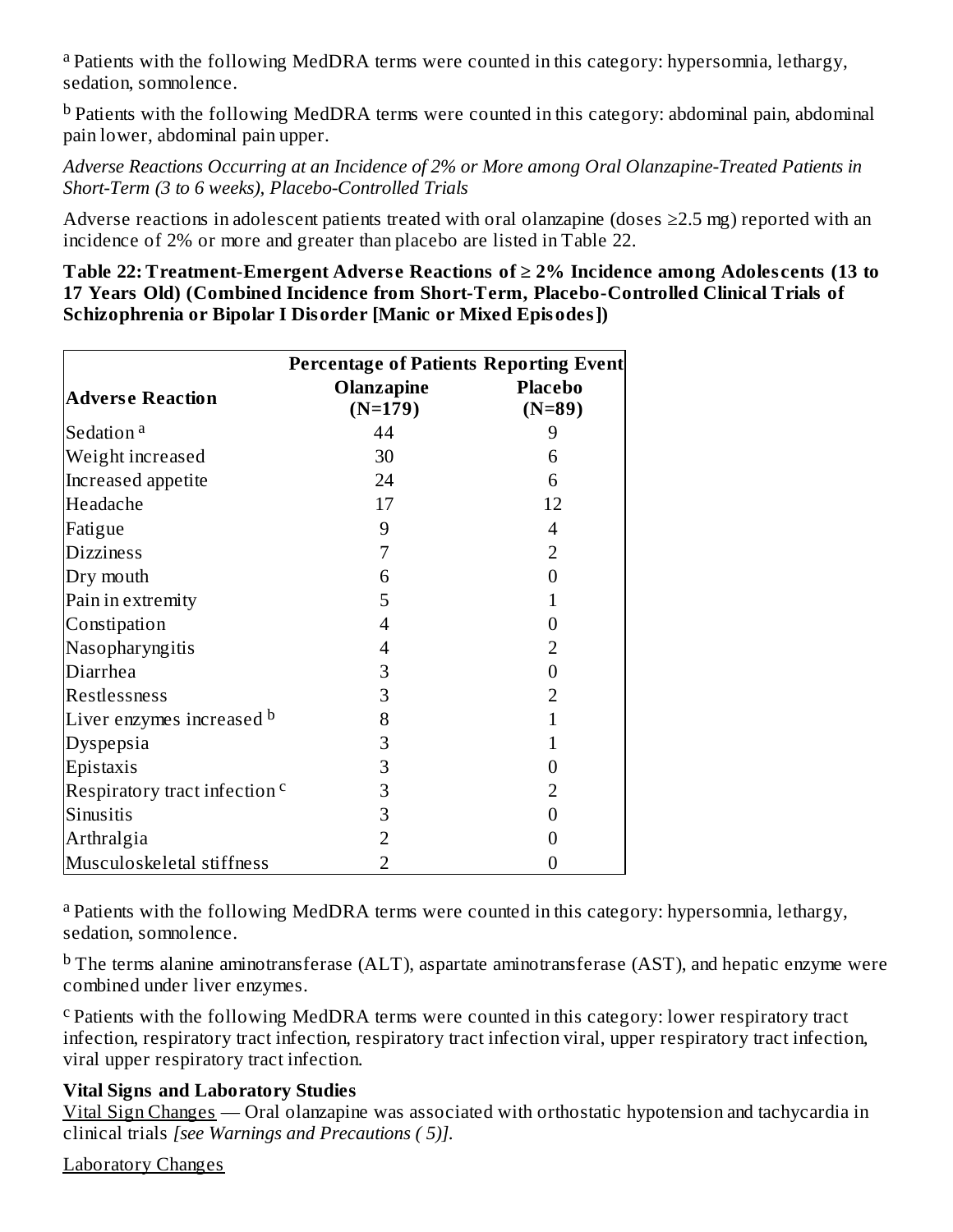[a] Patients with the following MedDRA terms were counted in this category: hypersomnia, lethargy, sedation, somnolence.

[b] Patients with the following MedDRA terms were counted in this category: abdominal pain, abdominal pain lower, abdominal pain upper.

*Adverse Reactions Occurring at an Incidence of 2% or More among Oral Olanzapine-Treated Patients in Short-Term (3 to 6 weeks), Placebo-Controlled Trials*

Adverse reactions in adolescent patients treated with oral olanzapine (doses ≥2.5 mg) reported with an incidence of 2% or more and greater than placebo are listed in Table 22.

**Table 22: Treatment-Emergent Adverse Reactions of ≥ 2% Incidence among Adolescents (13 to 17 Years Old) (Combined Incidence from Short-Term, Placebo-Controlled Clinical Trials of Schizophrenia or Bipolar I Disorder [Manic or Mixed Episodes])**

| Adverse Reaction | Percentage of Patients Reporting Event | |
|---|---|---|
| | Olanzapine (N=179) | Placebo (N=89) |
| Sedation [a] | 44 | 9 |
| Weight increased | 30 | 6 |
| Increased appetite | 24 | 6 |
| Headache | 17 | 12 |
| Fatigue | 9 | 4 |
| Dizziness | 7 | 2 |
| Dry mouth | 6 | 0 |
| Pain in extremity | 5 | 1 |
| Constipation | 4 | 0 |
| Nasopharyngitis | 4 | 2 |
| Diarrhea | 3 | 0 |
| Restlessness | 3 | 2 |
| Liver enzymes increased [b] | 8 | 1 |
| Dyspepsia | 3 | 1 |
| Epistaxis | 3 | 0 |
| Respiratory tract infection [c] | 3 | 2 |
| Sinusitis | 3 | 0 |
| Arthralgia | 2 | 0 |
| Musculoskeletal stiffness | 2 | 0 |

[a] Patients with the following MedDRA terms were counted in this category: hypersomnia, lethargy, sedation, somnolence.

[b] The terms alanine aminotransferase (ALT), aspartate aminotransferase (AST), and hepatic enzyme were combined under liver enzymes.

[c] Patients with the following MedDRA terms were counted in this category: lower respiratory tract infection, respiratory tract infection, respiratory tract infection viral, upper respiratory tract infection, viral upper respiratory tract infection.

**Vital Signs and Laboratory Studies**

Vital Sign Changes — Oral olanzapine was associated with orthostatic hypotension and tachycardia in clinical trials *[see Warnings and Precautions ( 5)]*.

Laboratory Changes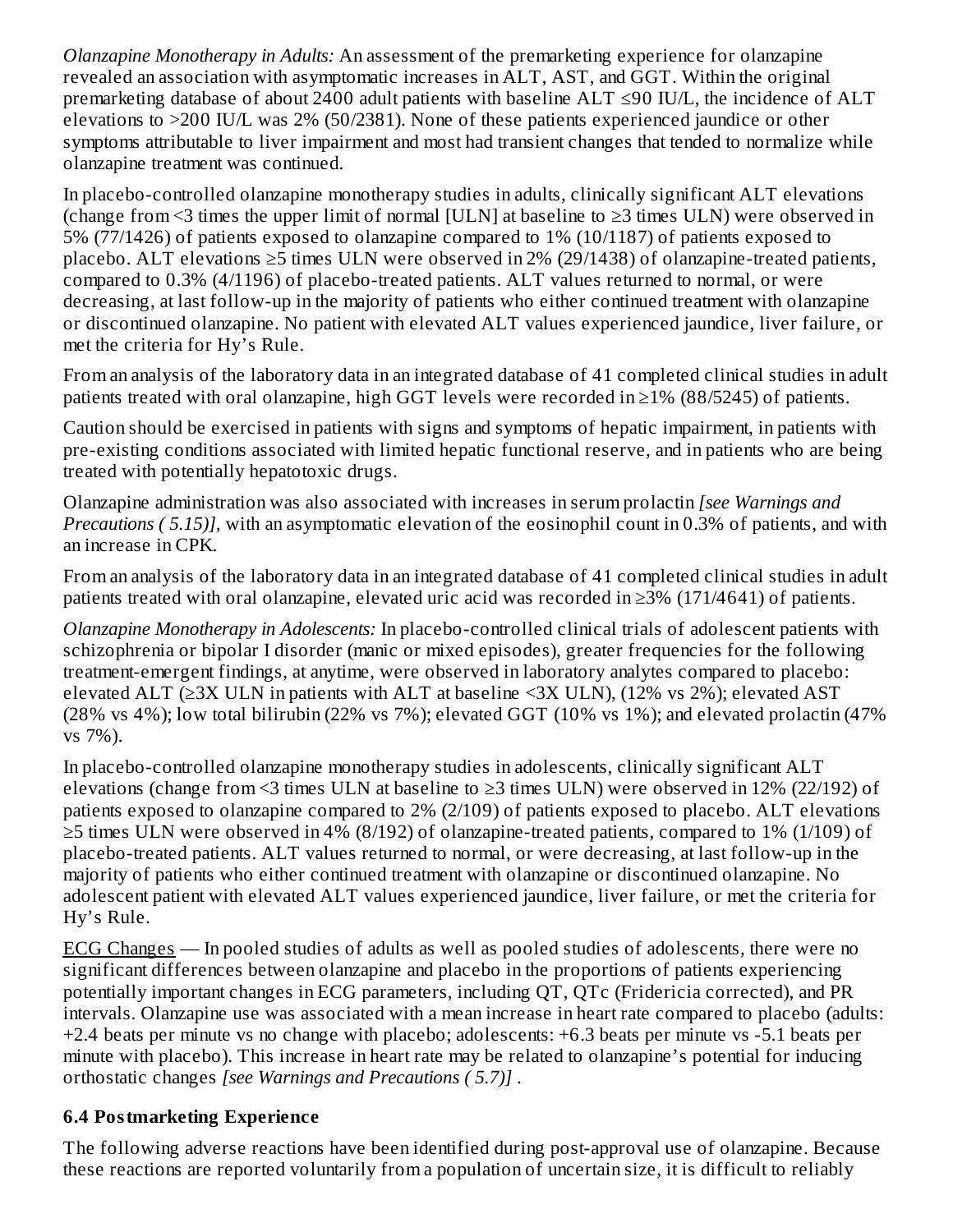*Olanzapine Monotherapy in Adults:* An assessment of the premarketing experience for olanzapine revealed an association with asymptomatic increases in ALT, AST, and GGT. Within the original premarketing database of about 2400 adult patients with baseline ALT ≤90 IU/L, the incidence of ALT elevations to >200 IU/L was 2% (50/2381). None of these patients experienced jaundice or other symptoms attributable to liver impairment and most had transient changes that tended to normalize while olanzapine treatment was continued.

In placebo-controlled olanzapine monotherapy studies in adults, clinically significant ALT elevations (change from <3 times the upper limit of normal [ULN] at baseline to ≥3 times ULN) were observed in 5% (77/1426) of patients exposed to olanzapine compared to 1% (10/1187) of patients exposed to placebo. ALT elevations ≥5 times ULN were observed in 2% (29/1438) of olanzapine-treated patients, compared to 0.3% (4/1196) of placebo-treated patients. ALT values returned to normal, or were decreasing, at last follow-up in the majority of patients who either continued treatment with olanzapine or discontinued olanzapine. No patient with elevated ALT values experienced jaundice, liver failure, or met the criteria for Hy's Rule.

From an analysis of the laboratory data in an integrated database of 41 completed clinical studies in adult patients treated with oral olanzapine, high GGT levels were recorded in ≥1% (88/5245) of patients.

Caution should be exercised in patients with signs and symptoms of hepatic impairment, in patients with pre-existing conditions associated with limited hepatic functional reserve, and in patients who are being treated with potentially hepatotoxic drugs.

Olanzapine administration was also associated with increases in serum prolactin *[see Warnings and Precautions ( 5.15)]*, with an asymptomatic elevation of the eosinophil count in 0.3% of patients, and with an increase in CPK.

From an analysis of the laboratory data in an integrated database of 41 completed clinical studies in adult patients treated with oral olanzapine, elevated uric acid was recorded in ≥3% (171/4641) of patients.

*Olanzapine Monotherapy in Adolescents:* In placebo-controlled clinical trials of adolescent patients with schizophrenia or bipolar I disorder (manic or mixed episodes), greater frequencies for the following treatment-emergent findings, at anytime, were observed in laboratory analytes compared to placebo: elevated ALT (≥3X ULN in patients with ALT at baseline <3X ULN), (12% vs 2%); elevated AST (28% vs 4%); low total bilirubin (22% vs 7%); elevated GGT (10% vs 1%); and elevated prolactin (47% vs 7%).

In placebo-controlled olanzapine monotherapy studies in adolescents, clinically significant ALT elevations (change from <3 times ULN at baseline to ≥3 times ULN) were observed in 12% (22/192) of patients exposed to olanzapine compared to 2% (2/109) of patients exposed to placebo. ALT elevations ≥5 times ULN were observed in 4% (8/192) of olanzapine-treated patients, compared to 1% (1/109) of placebo-treated patients. ALT values returned to normal, or were decreasing, at last follow-up in the majority of patients who either continued treatment with olanzapine or discontinued olanzapine. No adolescent patient with elevated ALT values experienced jaundice, liver failure, or met the criteria for Hy's Rule.

ECG Changes — In pooled studies of adults as well as pooled studies of adolescents, there were no significant differences between olanzapine and placebo in the proportions of patients experiencing potentially important changes in ECG parameters, including QT, QTc (Fridericia corrected), and PR intervals. Olanzapine use was associated with a mean increase in heart rate compared to placebo (adults: +2.4 beats per minute vs no change with placebo; adolescents: +6.3 beats per minute vs -5.1 beats per minute with placebo). This increase in heart rate may be related to olanzapine's potential for inducing orthostatic changes *[see Warnings and Precautions ( 5.7)]* .

### 6.4 Postmarketing Experience

The following adverse reactions have been identified during post-approval use of olanzapine. Because these reactions are reported voluntarily from a population of uncertain size, it is difficult to reliably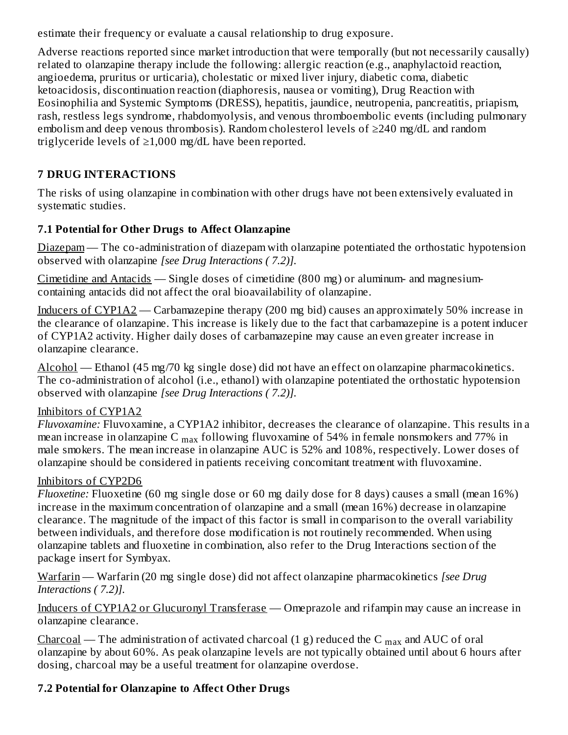estimate their frequency or evaluate a causal relationship to drug exposure.

Adverse reactions reported since market introduction that were temporally (but not necessarily causally) related to olanzapine therapy include the following: allergic reaction (e.g., anaphylactoid reaction, angioedema, pruritus or urticaria), cholestatic or mixed liver injury, diabetic coma, diabetic ketoacidosis, discontinuation reaction (diaphoresis, nausea or vomiting), Drug Reaction with Eosinophilia and Systemic Symptoms (DRESS), hepatitis, jaundice, neutropenia, pancreatitis, priapism, rash, restless legs syndrome, rhabdomyolysis, and venous thromboembolic events (including pulmonary embolism and deep venous thrombosis). Random cholesterol levels of ≥240 mg/dL and random triglyceride levels of ≥1,000 mg/dL have been reported.

## 7 DRUG INTERACTIONS

The risks of using olanzapine in combination with other drugs have not been extensively evaluated in systematic studies.

### 7.1 Potential for Other Drugs to Affect Olanzapine

Diazepam — The co-administration of diazepam with olanzapine potentiated the orthostatic hypotension observed with olanzapine *[see Drug Interactions ( 7.2)].*

Cimetidine and Antacids — Single doses of cimetidine (800 mg) or aluminum- and magnesium-containing antacids did not affect the oral bioavailability of olanzapine.

Inducers of CYP1A2 — Carbamazepine therapy (200 mg bid) causes an approximately 50% increase in the clearance of olanzapine. This increase is likely due to the fact that carbamazepine is a potent inducer of CYP1A2 activity. Higher daily doses of carbamazepine may cause an even greater increase in olanzapine clearance.

Alcohol — Ethanol (45 mg/70 kg single dose) did not have an effect on olanzapine pharmacokinetics. The co-administration of alcohol (i.e., ethanol) with olanzapine potentiated the orthostatic hypotension observed with olanzapine *[see Drug Interactions ( 7.2)].*

Inhibitors of CYP1A2

*Fluvoxamine:* Fluvoxamine, a CYP1A2 inhibitor, decreases the clearance of olanzapine. This results in a mean increase in olanzapine $C_{max}$ following fluvoxamine of 54% in female nonsmokers and 77% in male smokers. The mean increase in olanzapine AUC is 52% and 108%, respectively. Lower doses of olanzapine should be considered in patients receiving concomitant treatment with fluvoxamine.

Inhibitors of CYP2D6

*Fluoxetine:* Fluoxetine (60 mg single dose or 60 mg daily dose for 8 days) causes a small (mean 16%) increase in the maximum concentration of olanzapine and a small (mean 16%) decrease in olanzapine clearance. The magnitude of the impact of this factor is small in comparison to the overall variability between individuals, and therefore dose modification is not routinely recommended. When using olanzapine tablets and fluoxetine in combination, also refer to the Drug Interactions section of the package insert for Symbyax.

Warfarin — Warfarin (20 mg single dose) did not affect olanzapine pharmacokinetics *[see Drug Interactions ( 7.2)].*

Inducers of CYP1A2 or Glucuronyl Transferase — Omeprazole and rifampin may cause an increase in olanzapine clearance.

Charcoal — The administration of activated charcoal (1 g) reduced the $C_{max}$ and AUC of oral olanzapine by about 60%. As peak olanzapine levels are not typically obtained until about 6 hours after dosing, charcoal may be a useful treatment for olanzapine overdose.

### 7.2 Potential for Olanzapine to Affect Other Drugs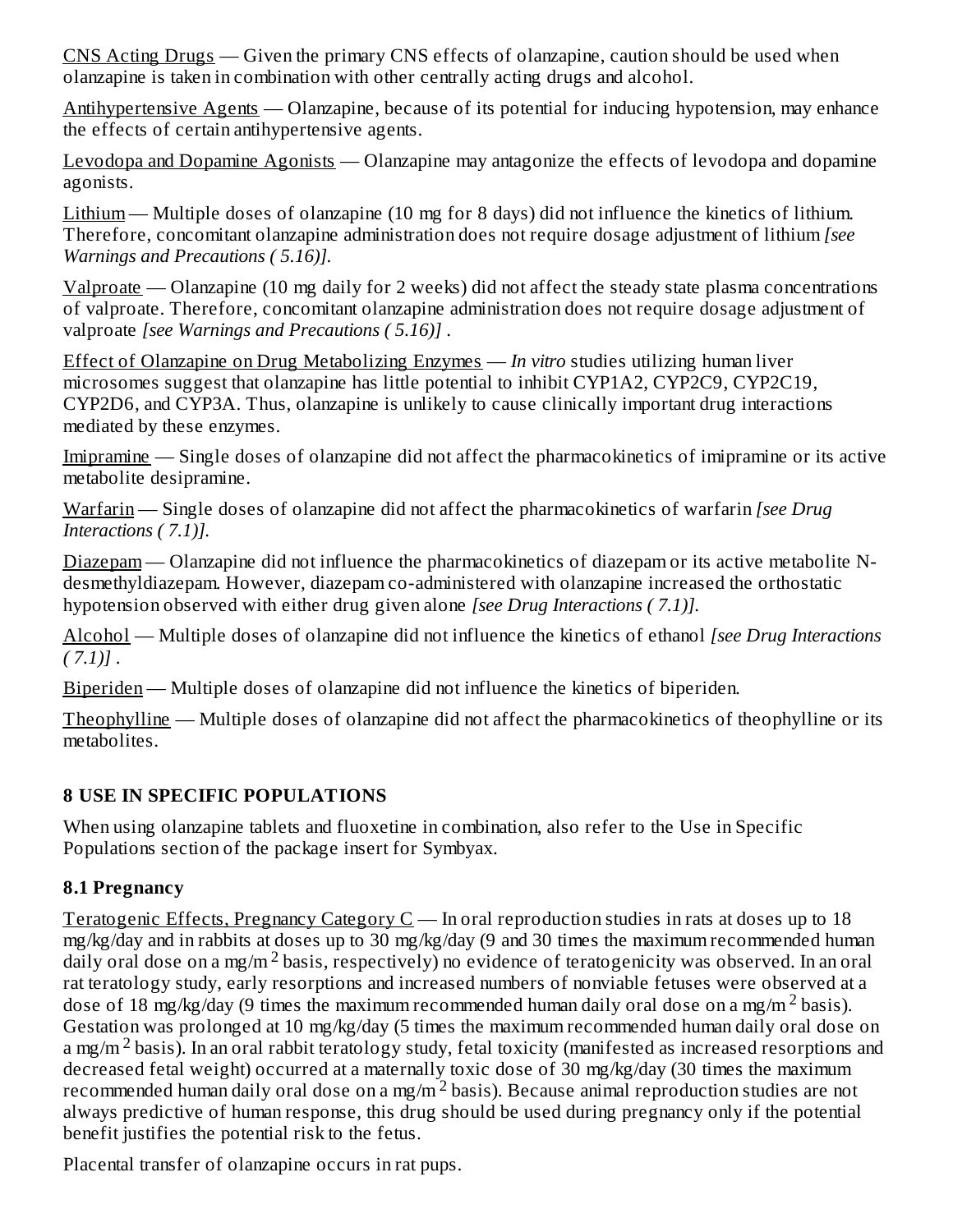CNS Acting Drugs — Given the primary CNS effects of olanzapine, caution should be used when olanzapine is taken in combination with other centrally acting drugs and alcohol.

Antihypertensive Agents — Olanzapine, because of its potential for inducing hypotension, may enhance the effects of certain antihypertensive agents.

Levodopa and Dopamine Agonists — Olanzapine may antagonize the effects of levodopa and dopamine agonists.

Lithium — Multiple doses of olanzapine (10 mg for 8 days) did not influence the kinetics of lithium. Therefore, concomitant olanzapine administration does not require dosage adjustment of lithium *[see Warnings and Precautions ( 5.16)]*.

Valproate — Olanzapine (10 mg daily for 2 weeks) did not affect the steady state plasma concentrations of valproate. Therefore, concomitant olanzapine administration does not require dosage adjustment of valproate *[see Warnings and Precautions ( 5.16)]* .

Effect of Olanzapine on Drug Metabolizing Enzymes — *In vitro* studies utilizing human liver microsomes suggest that olanzapine has little potential to inhibit CYP1A2, CYP2C9, CYP2C19, CYP2D6, and CYP3A. Thus, olanzapine is unlikely to cause clinically important drug interactions mediated by these enzymes.

Imipramine — Single doses of olanzapine did not affect the pharmacokinetics of imipramine or its active metabolite desipramine.

Warfarin — Single doses of olanzapine did not affect the pharmacokinetics of warfarin *[see Drug Interactions ( 7.1)]*.

Diazepam — Olanzapine did not influence the pharmacokinetics of diazepam or its active metabolite N-desmethyldiazepam. However, diazepam co-administered with olanzapine increased the orthostatic hypotension observed with either drug given alone *[see Drug Interactions ( 7.1)]*.

Alcohol — Multiple doses of olanzapine did not influence the kinetics of ethanol *[see Drug Interactions ( 7.1)]* .

Biperiden — Multiple doses of olanzapine did not influence the kinetics of biperiden.

Theophylline — Multiple doses of olanzapine did not affect the pharmacokinetics of theophylline or its metabolites.

## 8 USE IN SPECIFIC POPULATIONS

When using olanzapine tablets and fluoxetine in combination, also refer to the Use in Specific Populations section of the package insert for Symbyax.

### 8.1 Pregnancy

Teratogenic Effects, Pregnancy Category C — In oral reproduction studies in rats at doses up to 18 mg/kg/day and in rabbits at doses up to 30 mg/kg/day (9 and 30 times the maximum recommended human daily oral dose on a mg/m$^2$ basis, respectively) no evidence of teratogenicity was observed. In an oral rat teratology study, early resorptions and increased numbers of nonviable fetuses were observed at a dose of 18 mg/kg/day (9 times the maximum recommended human daily oral dose on a mg/m$^2$ basis). Gestation was prolonged at 10 mg/kg/day (5 times the maximum recommended human daily oral dose on a mg/m$^2$ basis). In an oral rabbit teratology study, fetal toxicity (manifested as increased resorptions and decreased fetal weight) occurred at a maternally toxic dose of 30 mg/kg/day (30 times the maximum recommended human daily oral dose on a mg/m$^2$ basis). Because animal reproduction studies are not always predictive of human response, this drug should be used during pregnancy only if the potential benefit justifies the potential risk to the fetus.

Placental transfer of olanzapine occurs in rat pups.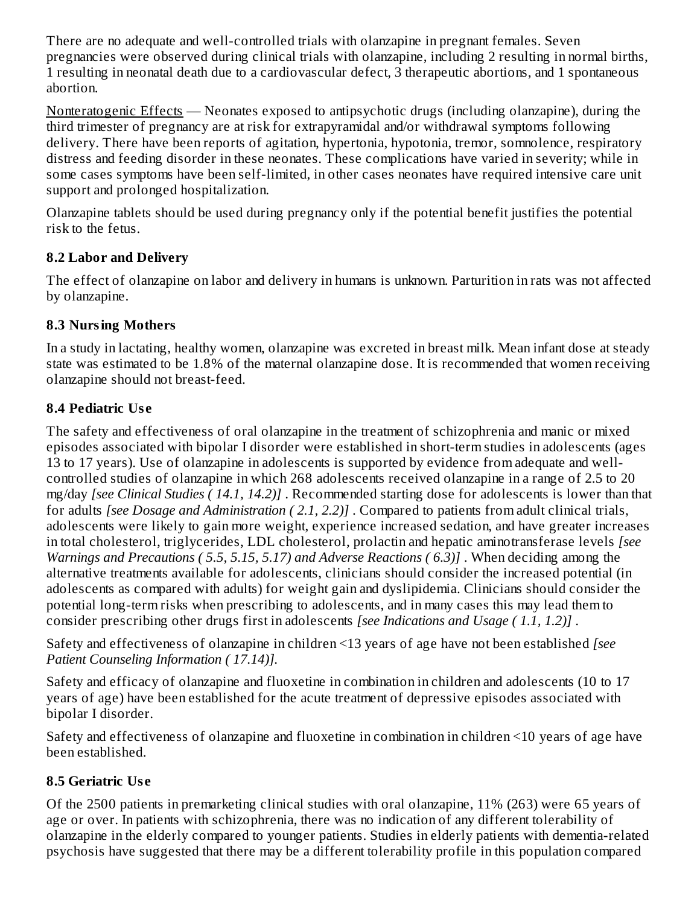There are no adequate and well-controlled trials with olanzapine in pregnant females. Seven pregnancies were observed during clinical trials with olanzapine, including 2 resulting in normal births, 1 resulting in neonatal death due to a cardiovascular defect, 3 therapeutic abortions, and 1 spontaneous abortion.

Nonteratogenic Effects — Neonates exposed to antipsychotic drugs (including olanzapine), during the third trimester of pregnancy are at risk for extrapyramidal and/or withdrawal symptoms following delivery. There have been reports of agitation, hypertonia, hypotonia, tremor, somnolence, respiratory distress and feeding disorder in these neonates. These complications have varied in severity; while in some cases symptoms have been self-limited, in other cases neonates have required intensive care unit support and prolonged hospitalization.

Olanzapine tablets should be used during pregnancy only if the potential benefit justifies the potential risk to the fetus.

### 8.2 Labor and Delivery

The effect of olanzapine on labor and delivery in humans is unknown. Parturition in rats was not affected by olanzapine.

### 8.3 Nursing Mothers

In a study in lactating, healthy women, olanzapine was excreted in breast milk. Mean infant dose at steady state was estimated to be 1.8% of the maternal olanzapine dose. It is recommended that women receiving olanzapine should not breast-feed.

### 8.4 Pediatric Use

The safety and effectiveness of oral olanzapine in the treatment of schizophrenia and manic or mixed episodes associated with bipolar I disorder were established in short-term studies in adolescents (ages 13 to 17 years). Use of olanzapine in adolescents is supported by evidence from adequate and well-controlled studies of olanzapine in which 268 adolescents received olanzapine in a range of 2.5 to 20 mg/day *[see Clinical Studies ( 14.1, 14.2)]* . Recommended starting dose for adolescents is lower than that for adults *[see Dosage and Administration ( 2.1, 2.2)]* . Compared to patients from adult clinical trials, adolescents were likely to gain more weight, experience increased sedation, and have greater increases in total cholesterol, triglycerides, LDL cholesterol, prolactin and hepatic aminotransferase levels *[see Warnings and Precautions ( 5.5, 5.15, 5.17) and Adverse Reactions ( 6.3)]* . When deciding among the alternative treatments available for adolescents, clinicians should consider the increased potential (in adolescents as compared with adults) for weight gain and dyslipidemia. Clinicians should consider the potential long-term risks when prescribing to adolescents, and in many cases this may lead them to consider prescribing other drugs first in adolescents *[see Indications and Usage ( 1.1, 1.2)]* .

Safety and effectiveness of olanzapine in children <13 years of age have not been established *[see Patient Counseling Information ( 17.14)].*

Safety and efficacy of olanzapine and fluoxetine in combination in children and adolescents (10 to 17 years of age) have been established for the acute treatment of depressive episodes associated with bipolar I disorder.

Safety and effectiveness of olanzapine and fluoxetine in combination in children <10 years of age have been established.

### 8.5 Geriatric Use

Of the 2500 patients in premarketing clinical studies with oral olanzapine, 11% (263) were 65 years of age or over. In patients with schizophrenia, there was no indication of any different tolerability of olanzapine in the elderly compared to younger patients. Studies in elderly patients with dementia-related psychosis have suggested that there may be a different tolerability profile in this population compared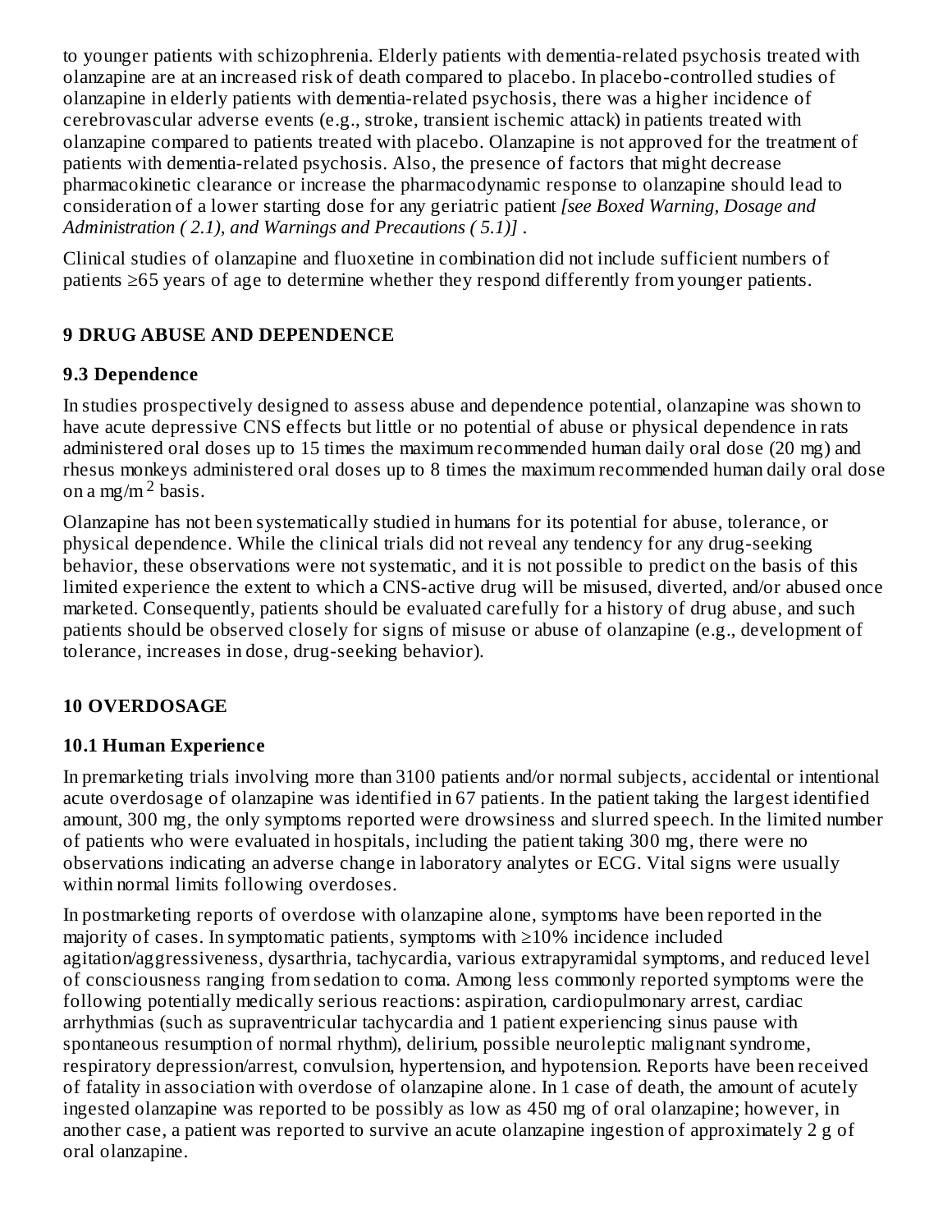to younger patients with schizophrenia. Elderly patients with dementia-related psychosis treated with olanzapine are at an increased risk of death compared to placebo. In placebo-controlled studies of olanzapine in elderly patients with dementia-related psychosis, there was a higher incidence of cerebrovascular adverse events (e.g., stroke, transient ischemic attack) in patients treated with olanzapine compared to patients treated with placebo. Olanzapine is not approved for the treatment of patients with dementia-related psychosis. Also, the presence of factors that might decrease pharmacokinetic clearance or increase the pharmacodynamic response to olanzapine should lead to consideration of a lower starting dose for any geriatric patient *[see Boxed Warning, Dosage and Administration ( 2.1), and Warnings and Precautions ( 5.1)]* .

Clinical studies of olanzapine and fluoxetine in combination did not include sufficient numbers of patients ≥65 years of age to determine whether they respond differently from younger patients.

## 9 DRUG ABUSE AND DEPENDENCE

### 9.3 Dependence

In studies prospectively designed to assess abuse and dependence potential, olanzapine was shown to have acute depressive CNS effects but little or no potential of abuse or physical dependence in rats administered oral doses up to 15 times the maximum recommended human daily oral dose (20 mg) and rhesus monkeys administered oral doses up to 8 times the maximum recommended human daily oral dose on a $mg/m^2$ basis.

Olanzapine has not been systematically studied in humans for its potential for abuse, tolerance, or physical dependence. While the clinical trials did not reveal any tendency for any drug-seeking behavior, these observations were not systematic, and it is not possible to predict on the basis of this limited experience the extent to which a CNS-active drug will be misused, diverted, and/or abused once marketed. Consequently, patients should be evaluated carefully for a history of drug abuse, and such patients should be observed closely for signs of misuse or abuse of olanzapine (e.g., development of tolerance, increases in dose, drug-seeking behavior).

## 10 OVERDOSAGE

### 10.1 Human Experience

In premarketing trials involving more than 3100 patients and/or normal subjects, accidental or intentional acute overdosage of olanzapine was identified in 67 patients. In the patient taking the largest identified amount, 300 mg, the only symptoms reported were drowsiness and slurred speech. In the limited number of patients who were evaluated in hospitals, including the patient taking 300 mg, there were no observations indicating an adverse change in laboratory analytes or ECG. Vital signs were usually within normal limits following overdoses.

In postmarketing reports of overdose with olanzapine alone, symptoms have been reported in the majority of cases. In symptomatic patients, symptoms with ≥10% incidence included agitation/aggressiveness, dysarthria, tachycardia, various extrapyramidal symptoms, and reduced level of consciousness ranging from sedation to coma. Among less commonly reported symptoms were the following potentially medically serious reactions: aspiration, cardiopulmonary arrest, cardiac arrhythmias (such as supraventricular tachycardia and 1 patient experiencing sinus pause with spontaneous resumption of normal rhythm), delirium, possible neuroleptic malignant syndrome, respiratory depression/arrest, convulsion, hypertension, and hypotension. Reports have been received of fatality in association with overdose of olanzapine alone. In 1 case of death, the amount of acutely ingested olanzapine was reported to be possibly as low as 450 mg of oral olanzapine; however, in another case, a patient was reported to survive an acute olanzapine ingestion of approximately 2 g of oral olanzapine.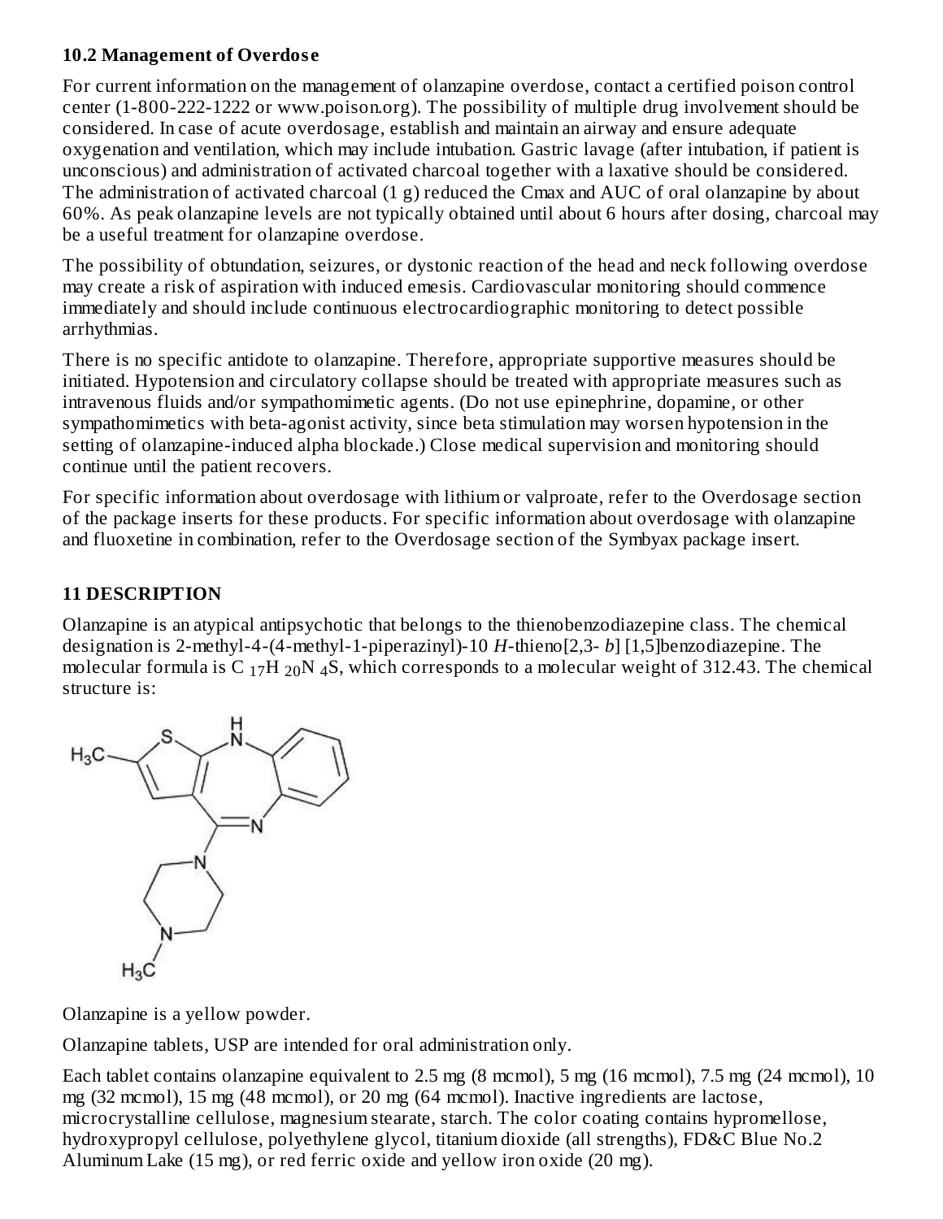### 10.2 Management of Overdose

For current information on the management of olanzapine overdose, contact a certified poison control center (1-800-222-1222 or www.poison.org). The possibility of multiple drug involvement should be considered. In case of acute overdosage, establish and maintain an airway and ensure adequate oxygenation and ventilation, which may include intubation. Gastric lavage (after intubation, if patient is unconscious) and administration of activated charcoal together with a laxative should be considered. The administration of activated charcoal (1 g) reduced the Cmax and AUC of oral olanzapine by about 60%. As peak olanzapine levels are not typically obtained until about 6 hours after dosing, charcoal may be a useful treatment for olanzapine overdose.

The possibility of obtundation, seizures, or dystonic reaction of the head and neck following overdose may create a risk of aspiration with induced emesis. Cardiovascular monitoring should commence immediately and should include continuous electrocardiographic monitoring to detect possible arrhythmias.

There is no specific antidote to olanzapine. Therefore, appropriate supportive measures should be initiated. Hypotension and circulatory collapse should be treated with appropriate measures such as intravenous fluids and/or sympathomimetic agents. (Do not use epinephrine, dopamine, or other sympathomimetics with beta-agonist activity, since beta stimulation may worsen hypotension in the setting of olanzapine-induced alpha blockade.) Close medical supervision and monitoring should continue until the patient recovers.

For specific information about overdosage with lithium or valproate, refer to the Overdosage section of the package inserts for these products. For specific information about overdosage with olanzapine and fluoxetine in combination, refer to the Overdosage section of the Symbyax package insert.

## 11 DESCRIPTION

Olanzapine is an atypical antipsychotic that belongs to the thienobenzodiazepine class. The chemical designation is 2-methyl-4-(4-methyl-1-piperazinyl)-10 *H*-thieno[2,3- *b*] [1,5]benzodiazepine. The molecular formula is $C_{17}H_{20}N_4S$, which corresponds to a molecular weight of 312.43. The chemical structure is:

Olanzapine is a yellow powder.

Olanzapine tablets, USP are intended for oral administration only.

Each tablet contains olanzapine equivalent to 2.5 mg (8 mcmol), 5 mg (16 mcmol), 7.5 mg (24 mcmol), 10 mg (32 mcmol), 15 mg (48 mcmol), or 20 mg (64 mcmol). Inactive ingredients are lactose, microcrystalline cellulose, magnesium stearate, starch. The color coating contains hypromellose, hydroxypropyl cellulose, polyethylene glycol, titanium dioxide (all strengths), FD&C Blue No.2 Aluminum Lake (15 mg), or red ferric oxide and yellow iron oxide (20 mg).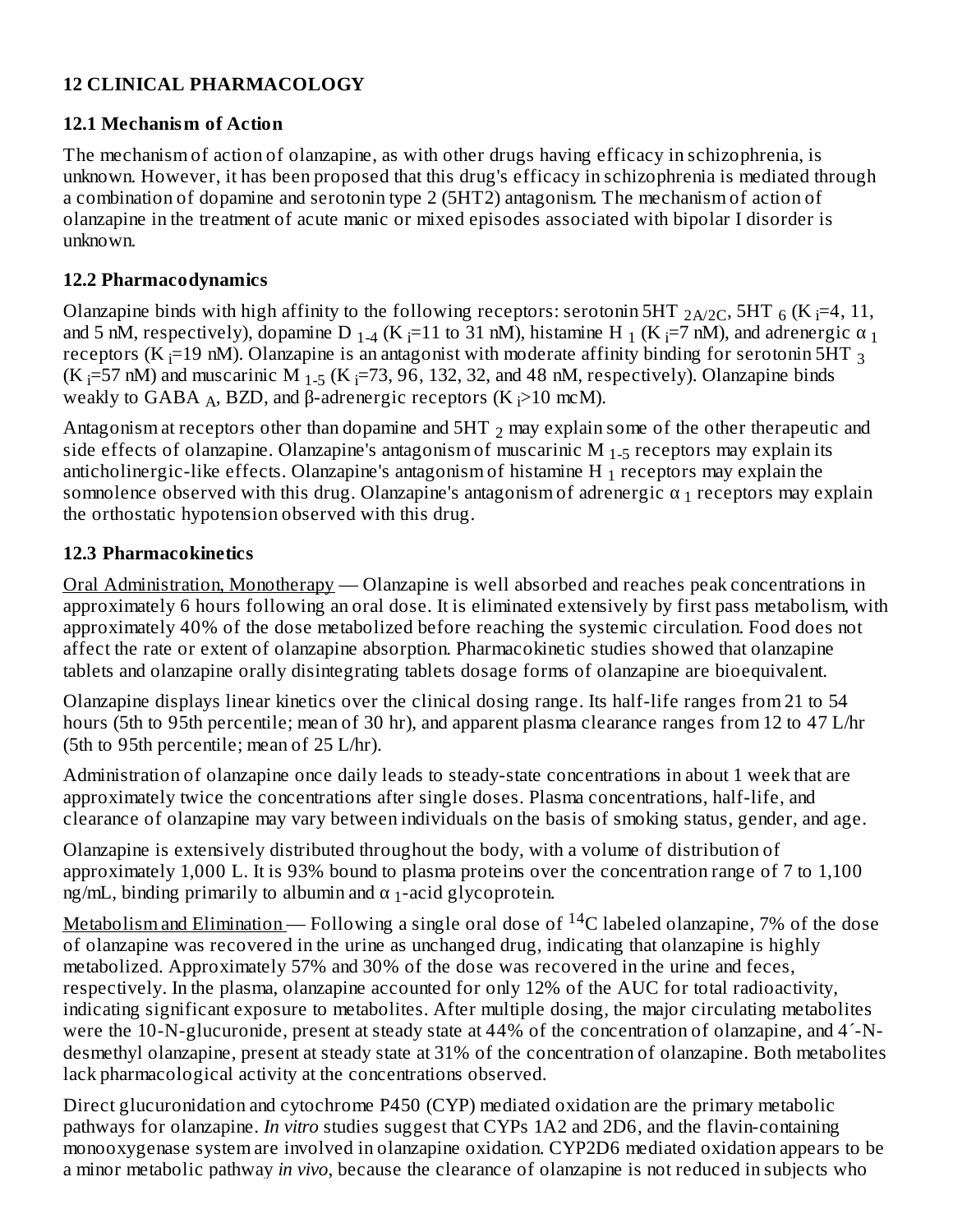## 12 CLINICAL PHARMACOLOGY

### 12.1 Mechanism of Action

The mechanism of action of olanzapine, as with other drugs having efficacy in schizophrenia, is unknown. However, it has been proposed that this drug's efficacy in schizophrenia is mediated through a combination of dopamine and serotonin type 2 (5HT2) antagonism. The mechanism of action of olanzapine in the treatment of acute manic or mixed episodes associated with bipolar I disorder is unknown.

### 12.2 Pharmacodynamics

Olanzapine binds with high affinity to the following receptors: serotonin 5HT $_{2A/2C}$, 5HT $_6$ ($K_i$=4, 11, and 5 nM, respectively), dopamine D $_{1-4}$ ($K_i$=11 to 31 nM), histamine H $_1$ ($K_i$=7 nM), and adrenergic α $_1$ receptors ($K_i$=19 nM). Olanzapine is an antagonist with moderate affinity binding for serotonin 5HT $_3$ ($K_i$=57 nM) and muscarinic M $_{1-5}$ ($K_i$=73, 96, 132, 32, and 48 nM, respectively). Olanzapine binds weakly to GABA $_A$, BZD, and β-adrenergic receptors ($K_i$>10 mcM).

Antagonism at receptors other than dopamine and 5HT $_2$ may explain some of the other therapeutic and side effects of olanzapine. Olanzapine's antagonism of muscarinic M $_{1-5}$ receptors may explain its anticholinergic-like effects. Olanzapine's antagonism of histamine H $_1$ receptors may explain the somnolence observed with this drug. Olanzapine's antagonism of adrenergic α $_1$ receptors may explain the orthostatic hypotension observed with this drug.

### 12.3 Pharmacokinetics

Oral Administration, Monotherapy — Olanzapine is well absorbed and reaches peak concentrations in approximately 6 hours following an oral dose. It is eliminated extensively by first pass metabolism, with approximately 40% of the dose metabolized before reaching the systemic circulation. Food does not affect the rate or extent of olanzapine absorption. Pharmacokinetic studies showed that olanzapine tablets and olanzapine orally disintegrating tablets dosage forms of olanzapine are bioequivalent.

Olanzapine displays linear kinetics over the clinical dosing range. Its half-life ranges from 21 to 54 hours (5th to 95th percentile; mean of 30 hr), and apparent plasma clearance ranges from 12 to 47 L/hr (5th to 95th percentile; mean of 25 L/hr).

Administration of olanzapine once daily leads to steady-state concentrations in about 1 week that are approximately twice the concentrations after single doses. Plasma concentrations, half-life, and clearance of olanzapine may vary between individuals on the basis of smoking status, gender, and age.

Olanzapine is extensively distributed throughout the body, with a volume of distribution of approximately 1,000 L. It is 93% bound to plasma proteins over the concentration range of 7 to 1,100 ng/mL, binding primarily to albumin and α $_1$-acid glycoprotein.

Metabolism and Elimination — Following a single oral dose of $^{14}C$ labeled olanzapine, 7% of the dose of olanzapine was recovered in the urine as unchanged drug, indicating that olanzapine is highly metabolized. Approximately 57% and 30% of the dose was recovered in the urine and feces, respectively. In the plasma, olanzapine accounted for only 12% of the AUC for total radioactivity, indicating significant exposure to metabolites. After multiple dosing, the major circulating metabolites were the 10-N-glucuronide, present at steady state at 44% of the concentration of olanzapine, and 4´-N-desmethyl olanzapine, present at steady state at 31% of the concentration of olanzapine. Both metabolites lack pharmacological activity at the concentrations observed.

Direct glucuronidation and cytochrome P450 (CYP) mediated oxidation are the primary metabolic pathways for olanzapine. *In vitro* studies suggest that CYPs 1A2 and 2D6, and the flavin-containing monooxygenase system are involved in olanzapine oxidation. CYP2D6 mediated oxidation appears to be a minor metabolic pathway *in vivo*, because the clearance of olanzapine is not reduced in subjects who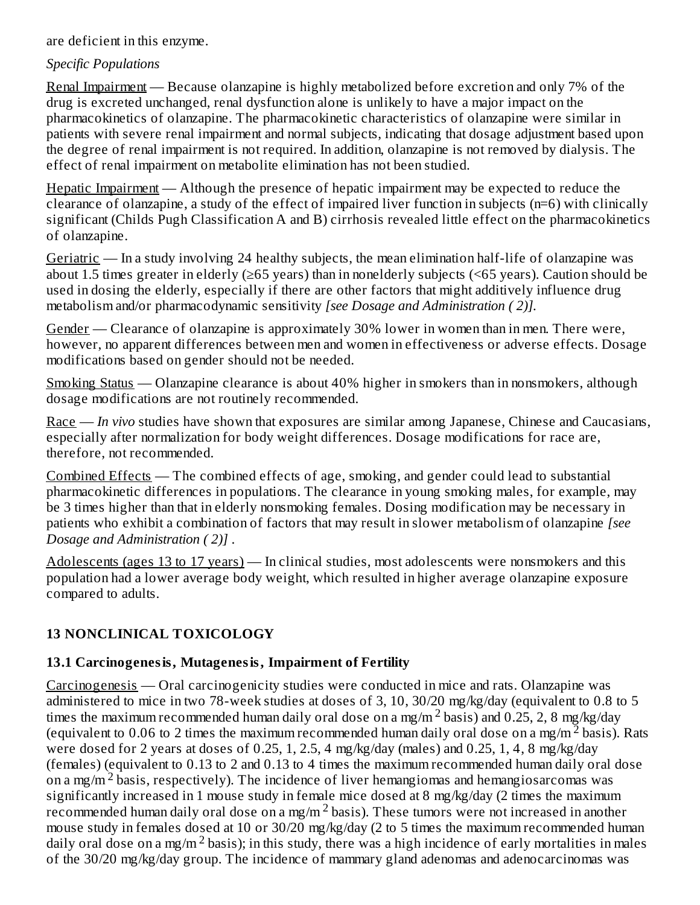are deficient in this enzyme.

*Specific Populations*

Renal Impairment — Because olanzapine is highly metabolized before excretion and only 7% of the drug is excreted unchanged, renal dysfunction alone is unlikely to have a major impact on the pharmacokinetics of olanzapine. The pharmacokinetic characteristics of olanzapine were similar in patients with severe renal impairment and normal subjects, indicating that dosage adjustment based upon the degree of renal impairment is not required. In addition, olanzapine is not removed by dialysis. The effect of renal impairment on metabolite elimination has not been studied.

Hepatic Impairment — Although the presence of hepatic impairment may be expected to reduce the clearance of olanzapine, a study of the effect of impaired liver function in subjects (n=6) with clinically significant (Childs Pugh Classification A and B) cirrhosis revealed little effect on the pharmacokinetics of olanzapine.

Geriatric — In a study involving 24 healthy subjects, the mean elimination half-life of olanzapine was about 1.5 times greater in elderly (≥65 years) than in nonelderly subjects (<65 years). Caution should be used in dosing the elderly, especially if there are other factors that might additively influence drug metabolism and/or pharmacodynamic sensitivity *[see Dosage and Administration ( 2)].*

Gender — Clearance of olanzapine is approximately 30% lower in women than in men. There were, however, no apparent differences between men and women in effectiveness or adverse effects. Dosage modifications based on gender should not be needed.

Smoking Status — Olanzapine clearance is about 40% higher in smokers than in nonsmokers, although dosage modifications are not routinely recommended.

Race — *In vivo* studies have shown that exposures are similar among Japanese, Chinese and Caucasians, especially after normalization for body weight differences. Dosage modifications for race are, therefore, not recommended.

Combined Effects — The combined effects of age, smoking, and gender could lead to substantial pharmacokinetic differences in populations. The clearance in young smoking males, for example, may be 3 times higher than that in elderly nonsmoking females. Dosing modification may be necessary in patients who exhibit a combination of factors that may result in slower metabolism of olanzapine *[see Dosage and Administration ( 2)]* .

Adolescents (ages 13 to 17 years) — In clinical studies, most adolescents were nonsmokers and this population had a lower average body weight, which resulted in higher average olanzapine exposure compared to adults.

## 13 NONCLINICAL TOXICOLOGY

### 13.1 Carcinogenesis, Mutagenesis, Impairment of Fertility

Carcinogenesis — Oral carcinogenicity studies were conducted in mice and rats. Olanzapine was administered to mice in two 78-week studies at doses of 3, 10, 30/20 mg/kg/day (equivalent to 0.8 to 5 times the maximum recommended human daily oral dose on a mg/m$^2$ basis) and 0.25, 2, 8 mg/kg/day (equivalent to 0.06 to 2 times the maximum recommended human daily oral dose on a mg/m$^2$ basis). Rats were dosed for 2 years at doses of 0.25, 1, 2.5, 4 mg/kg/day (males) and 0.25, 1, 4, 8 mg/kg/day (females) (equivalent to 0.13 to 2 and 0.13 to 4 times the maximum recommended human daily oral dose on a mg/m$^2$ basis, respectively). The incidence of liver hemangiomas and hemangiosarcomas was significantly increased in 1 mouse study in female mice dosed at 8 mg/kg/day (2 times the maximum recommended human daily oral dose on a mg/m$^2$ basis). These tumors were not increased in another mouse study in females dosed at 10 or 30/20 mg/kg/day (2 to 5 times the maximum recommended human daily oral dose on a mg/m$^2$ basis); in this study, there was a high incidence of early mortalities in males of the 30/20 mg/kg/day group. The incidence of mammary gland adenomas and adenocarcinomas was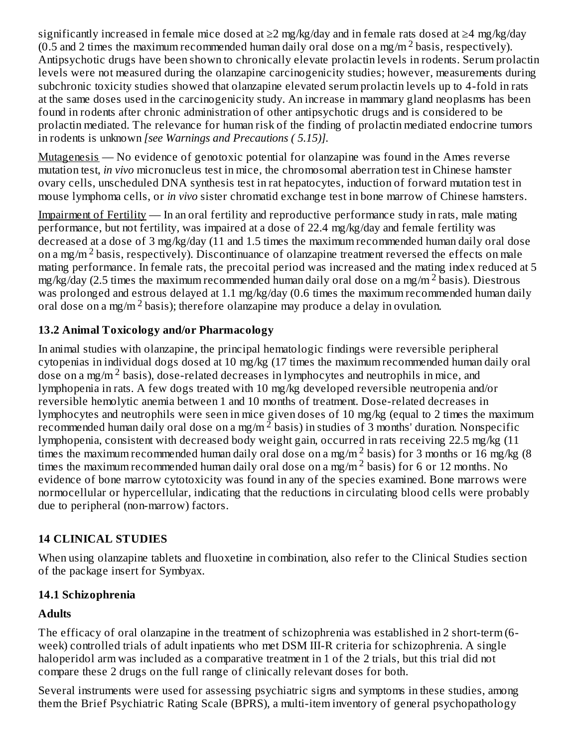significantly increased in female mice dosed at ≥2 mg/kg/day and in female rats dosed at ≥4 mg/kg/day (0.5 and 2 times the maximum recommended human daily oral dose on a mg/m$^2$ basis, respectively). Antipsychotic drugs have been shown to chronically elevate prolactin levels in rodents. Serum prolactin levels were not measured during the olanzapine carcinogenicity studies; however, measurements during subchronic toxicity studies showed that olanzapine elevated serum prolactin levels up to 4-fold in rats at the same doses used in the carcinogenicity study. An increase in mammary gland neoplasms has been found in rodents after chronic administration of other antipsychotic drugs and is considered to be prolactin mediated. The relevance for human risk of the finding of prolactin mediated endocrine tumors in rodents is unknown *[see Warnings and Precautions ( 5.15)]*.

Mutagenesis — No evidence of genotoxic potential for olanzapine was found in the Ames reverse mutation test, *in vivo* micronucleus test in mice, the chromosomal aberration test in Chinese hamster ovary cells, unscheduled DNA synthesis test in rat hepatocytes, induction of forward mutation test in mouse lymphoma cells, or *in vivo* sister chromatid exchange test in bone marrow of Chinese hamsters.

Impairment of Fertility — In an oral fertility and reproductive performance study in rats, male mating performance, but not fertility, was impaired at a dose of 22.4 mg/kg/day and female fertility was decreased at a dose of 3 mg/kg/day (11 and 1.5 times the maximum recommended human daily oral dose on a mg/m$^2$ basis, respectively). Discontinuance of olanzapine treatment reversed the effects on male mating performance. In female rats, the precoital period was increased and the mating index reduced at 5 mg/kg/day (2.5 times the maximum recommended human daily oral dose on a mg/m$^2$ basis). Diestrous was prolonged and estrous delayed at 1.1 mg/kg/day (0.6 times the maximum recommended human daily oral dose on a mg/m$^2$ basis); therefore olanzapine may produce a delay in ovulation.

### 13.2 Animal Toxicology and/or Pharmacology

In animal studies with olanzapine, the principal hematologic findings were reversible peripheral cytopenias in individual dogs dosed at 10 mg/kg (17 times the maximum recommended human daily oral dose on a mg/m$^2$ basis), dose-related decreases in lymphocytes and neutrophils in mice, and lymphopenia in rats. A few dogs treated with 10 mg/kg developed reversible neutropenia and/or reversible hemolytic anemia between 1 and 10 months of treatment. Dose-related decreases in lymphocytes and neutrophils were seen in mice given doses of 10 mg/kg (equal to 2 times the maximum recommended human daily oral dose on a mg/m$^2$ basis) in studies of 3 months' duration. Nonspecific lymphopenia, consistent with decreased body weight gain, occurred in rats receiving 22.5 mg/kg (11 times the maximum recommended human daily oral dose on a mg/m$^2$ basis) for 3 months or 16 mg/kg (8 times the maximum recommended human daily oral dose on a mg/m$^2$ basis) for 6 or 12 months. No evidence of bone marrow cytotoxicity was found in any of the species examined. Bone marrows were normocellular or hypercellular, indicating that the reductions in circulating blood cells were probably due to peripheral (non-marrow) factors.

## 14 CLINICAL STUDIES

When using olanzapine tablets and fluoxetine in combination, also refer to the Clinical Studies section of the package insert for Symbyax.

### 14.1 Schizophrenia

**Adults**

The efficacy of oral olanzapine in the treatment of schizophrenia was established in 2 short-term (6-week) controlled trials of adult inpatients who met DSM III-R criteria for schizophrenia. A single haloperidol arm was included as a comparative treatment in 1 of the 2 trials, but this trial did not compare these 2 drugs on the full range of clinically relevant doses for both.

Several instruments were used for assessing psychiatric signs and symptoms in these studies, among them the Brief Psychiatric Rating Scale (BPRS), a multi-item inventory of general psychopathology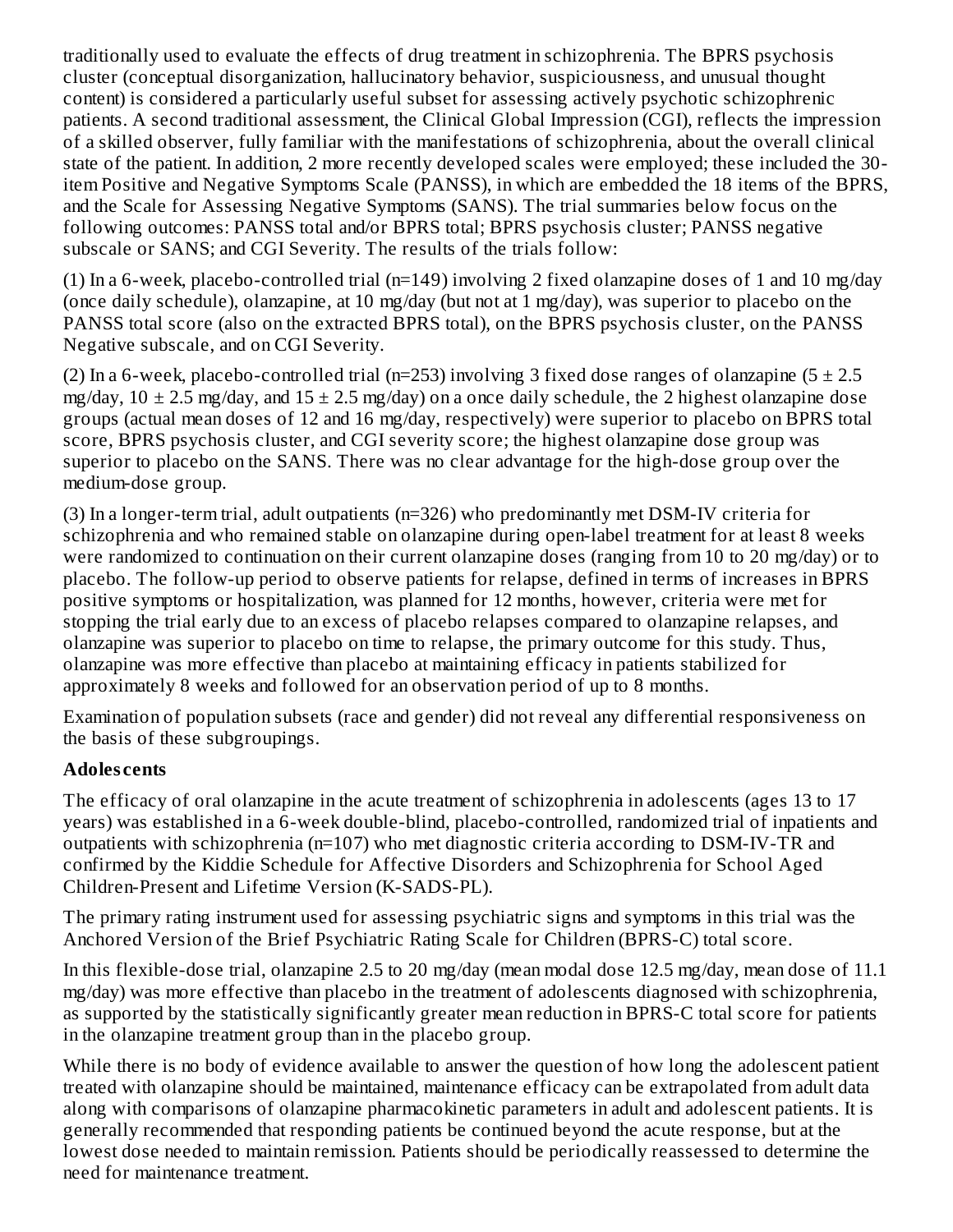traditionally used to evaluate the effects of drug treatment in schizophrenia. The BPRS psychosis cluster (conceptual disorganization, hallucinatory behavior, suspiciousness, and unusual thought content) is considered a particularly useful subset for assessing actively psychotic schizophrenic patients. A second traditional assessment, the Clinical Global Impression (CGI), reflects the impression of a skilled observer, fully familiar with the manifestations of schizophrenia, about the overall clinical state of the patient. In addition, 2 more recently developed scales were employed; these included the 30-item Positive and Negative Symptoms Scale (PANSS), in which are embedded the 18 items of the BPRS, and the Scale for Assessing Negative Symptoms (SANS). The trial summaries below focus on the following outcomes: PANSS total and/or BPRS total; BPRS psychosis cluster; PANSS negative subscale or SANS; and CGI Severity. The results of the trials follow:

(1) In a 6-week, placebo-controlled trial (n=149) involving 2 fixed olanzapine doses of 1 and 10 mg/day (once daily schedule), olanzapine, at 10 mg/day (but not at 1 mg/day), was superior to placebo on the PANSS total score (also on the extracted BPRS total), on the BPRS psychosis cluster, on the PANSS Negative subscale, and on CGI Severity.

(2) In a 6-week, placebo-controlled trial (n=253) involving 3 fixed dose ranges of olanzapine ($5 \pm 2.5$ mg/day, $10 \pm 2.5$ mg/day, and $15 \pm 2.5$ mg/day) on a once daily schedule, the 2 highest olanzapine dose groups (actual mean doses of 12 and 16 mg/day, respectively) were superior to placebo on BPRS total score, BPRS psychosis cluster, and CGI severity score; the highest olanzapine dose group was superior to placebo on the SANS. There was no clear advantage for the high-dose group over the medium-dose group.

(3) In a longer-term trial, adult outpatients (n=326) who predominantly met DSM-IV criteria for schizophrenia and who remained stable on olanzapine during open-label treatment for at least 8 weeks were randomized to continuation on their current olanzapine doses (ranging from 10 to 20 mg/day) or to placebo. The follow-up period to observe patients for relapse, defined in terms of increases in BPRS positive symptoms or hospitalization, was planned for 12 months, however, criteria were met for stopping the trial early due to an excess of placebo relapses compared to olanzapine relapses, and olanzapine was superior to placebo on time to relapse, the primary outcome for this study. Thus, olanzapine was more effective than placebo at maintaining efficacy in patients stabilized for approximately 8 weeks and followed for an observation period of up to 8 months.

Examination of population subsets (race and gender) did not reveal any differential responsiveness on the basis of these subgroupings.

**Adolescents**

The efficacy of oral olanzapine in the acute treatment of schizophrenia in adolescents (ages 13 to 17 years) was established in a 6-week double-blind, placebo-controlled, randomized trial of inpatients and outpatients with schizophrenia (n=107) who met diagnostic criteria according to DSM-IV-TR and confirmed by the Kiddie Schedule for Affective Disorders and Schizophrenia for School Aged Children-Present and Lifetime Version (K-SADS-PL).

The primary rating instrument used for assessing psychiatric signs and symptoms in this trial was the Anchored Version of the Brief Psychiatric Rating Scale for Children (BPRS-C) total score.

In this flexible-dose trial, olanzapine 2.5 to 20 mg/day (mean modal dose 12.5 mg/day, mean dose of 11.1 mg/day) was more effective than placebo in the treatment of adolescents diagnosed with schizophrenia, as supported by the statistically significantly greater mean reduction in BPRS-C total score for patients in the olanzapine treatment group than in the placebo group.

While there is no body of evidence available to answer the question of how long the adolescent patient treated with olanzapine should be maintained, maintenance efficacy can be extrapolated from adult data along with comparisons of olanzapine pharmacokinetic parameters in adult and adolescent patients. It is generally recommended that responding patients be continued beyond the acute response, but at the lowest dose needed to maintain remission. Patients should be periodically reassessed to determine the need for maintenance treatment.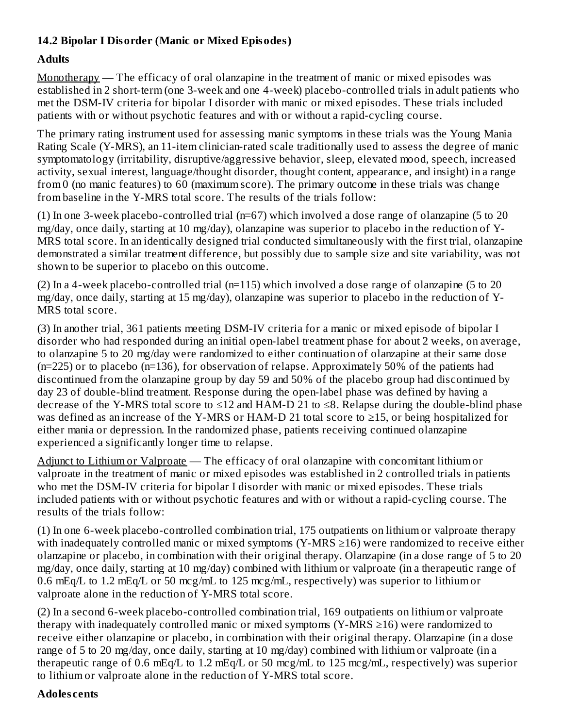### 14.2 Bipolar I Disorder (Manic or Mixed Episodes)

**Adults**

Monotherapy — The efficacy of oral olanzapine in the treatment of manic or mixed episodes was established in 2 short-term (one 3-week and one 4-week) placebo-controlled trials in adult patients who met the DSM-IV criteria for bipolar I disorder with manic or mixed episodes. These trials included patients with or without psychotic features and with or without a rapid-cycling course.

The primary rating instrument used for assessing manic symptoms in these trials was the Young Mania Rating Scale (Y-MRS), an 11-item clinician-rated scale traditionally used to assess the degree of manic symptomatology (irritability, disruptive/aggressive behavior, sleep, elevated mood, speech, increased activity, sexual interest, language/thought disorder, thought content, appearance, and insight) in a range from 0 (no manic features) to 60 (maximum score). The primary outcome in these trials was change from baseline in the Y-MRS total score. The results of the trials follow:

(1) In one 3-week placebo-controlled trial (n=67) which involved a dose range of olanzapine (5 to 20 mg/day, once daily, starting at 10 mg/day), olanzapine was superior to placebo in the reduction of Y-MRS total score. In an identically designed trial conducted simultaneously with the first trial, olanzapine demonstrated a similar treatment difference, but possibly due to sample size and site variability, was not shown to be superior to placebo on this outcome.

(2) In a 4-week placebo-controlled trial (n=115) which involved a dose range of olanzapine (5 to 20 mg/day, once daily, starting at 15 mg/day), olanzapine was superior to placebo in the reduction of Y-MRS total score.

(3) In another trial, 361 patients meeting DSM-IV criteria for a manic or mixed episode of bipolar I disorder who had responded during an initial open-label treatment phase for about 2 weeks, on average, to olanzapine 5 to 20 mg/day were randomized to either continuation of olanzapine at their same dose (n=225) or to placebo (n=136), for observation of relapse. Approximately 50% of the patients had discontinued from the olanzapine group by day 59 and 50% of the placebo group had discontinued by day 23 of double-blind treatment. Response during the open-label phase was defined by having a decrease of the Y-MRS total score to ≤12 and HAM-D 21 to ≤8. Relapse during the double-blind phase was defined as an increase of the Y-MRS or HAM-D 21 total score to ≥15, or being hospitalized for either mania or depression. In the randomized phase, patients receiving continued olanzapine experienced a significantly longer time to relapse.

Adjunct to Lithium or Valproate — The efficacy of oral olanzapine with concomitant lithium or valproate in the treatment of manic or mixed episodes was established in 2 controlled trials in patients who met the DSM-IV criteria for bipolar I disorder with manic or mixed episodes. These trials included patients with or without psychotic features and with or without a rapid-cycling course. The results of the trials follow:

(1) In one 6-week placebo-controlled combination trial, 175 outpatients on lithium or valproate therapy with inadequately controlled manic or mixed symptoms (Y-MRS ≥16) were randomized to receive either olanzapine or placebo, in combination with their original therapy. Olanzapine (in a dose range of 5 to 20 mg/day, once daily, starting at 10 mg/day) combined with lithium or valproate (in a therapeutic range of 0.6 mEq/L to 1.2 mEq/L or 50 mcg/mL to 125 mcg/mL, respectively) was superior to lithium or valproate alone in the reduction of Y-MRS total score.

(2) In a second 6-week placebo-controlled combination trial, 169 outpatients on lithium or valproate therapy with inadequately controlled manic or mixed symptoms (Y-MRS ≥16) were randomized to receive either olanzapine or placebo, in combination with their original therapy. Olanzapine (in a dose range of 5 to 20 mg/day, once daily, starting at 10 mg/day) combined with lithium or valproate (in a therapeutic range of 0.6 mEq/L to 1.2 mEq/L or 50 mcg/mL to 125 mcg/mL, respectively) was superior to lithium or valproate alone in the reduction of Y-MRS total score.

**Adolescents**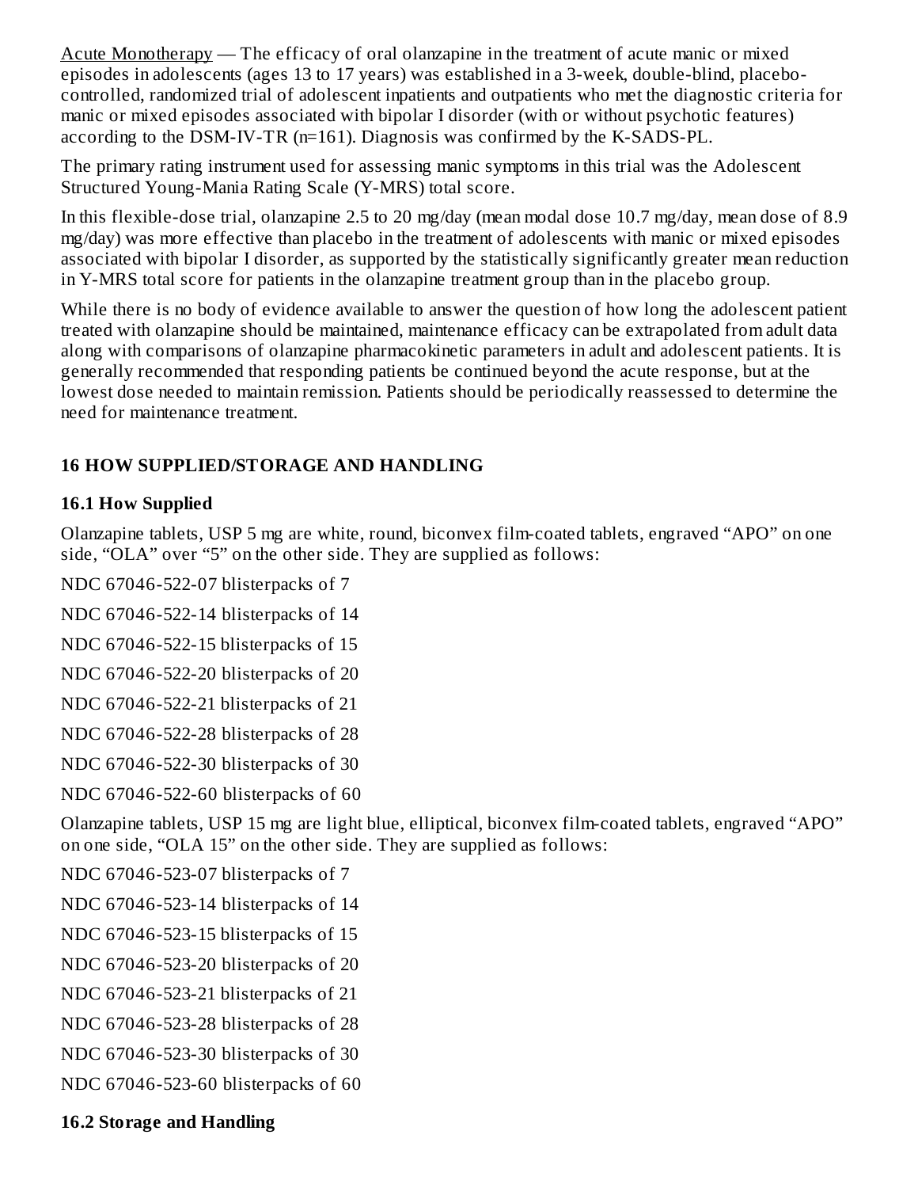Acute Monotherapy — The efficacy of oral olanzapine in the treatment of acute manic or mixed episodes in adolescents (ages 13 to 17 years) was established in a 3-week, double-blind, placebo-controlled, randomized trial of adolescent inpatients and outpatients who met the diagnostic criteria for manic or mixed episodes associated with bipolar I disorder (with or without psychotic features) according to the DSM-IV-TR (n=161). Diagnosis was confirmed by the K-SADS-PL.

The primary rating instrument used for assessing manic symptoms in this trial was the Adolescent Structured Young-Mania Rating Scale (Y-MRS) total score.

In this flexible-dose trial, olanzapine 2.5 to 20 mg/day (mean modal dose 10.7 mg/day, mean dose of 8.9 mg/day) was more effective than placebo in the treatment of adolescents with manic or mixed episodes associated with bipolar I disorder, as supported by the statistically significantly greater mean reduction in Y-MRS total score for patients in the olanzapine treatment group than in the placebo group.

While there is no body of evidence available to answer the question of how long the adolescent patient treated with olanzapine should be maintained, maintenance efficacy can be extrapolated from adult data along with comparisons of olanzapine pharmacokinetic parameters in adult and adolescent patients. It is generally recommended that responding patients be continued beyond the acute response, but at the lowest dose needed to maintain remission. Patients should be periodically reassessed to determine the need for maintenance treatment.

## 16 HOW SUPPLIED/STORAGE AND HANDLING

### 16.1 How Supplied

Olanzapine tablets, USP 5 mg are white, round, biconvex film-coated tablets, engraved “APO” on one side, “OLA” over “5” on the other side. They are supplied as follows:

NDC 67046-522-07 blisterpacks of 7

NDC 67046-522-14 blisterpacks of 14

NDC 67046-522-15 blisterpacks of 15

NDC 67046-522-20 blisterpacks of 20

NDC 67046-522-21 blisterpacks of 21

NDC 67046-522-28 blisterpacks of 28

NDC 67046-522-30 blisterpacks of 30

NDC 67046-522-60 blisterpacks of 60

Olanzapine tablets, USP 15 mg are light blue, elliptical, biconvex film-coated tablets, engraved “APO” on one side, “OLA 15” on the other side. They are supplied as follows:

NDC 67046-523-07 blisterpacks of 7

NDC 67046-523-14 blisterpacks of 14

NDC 67046-523-15 blisterpacks of 15

NDC 67046-523-20 blisterpacks of 20

NDC 67046-523-21 blisterpacks of 21

NDC 67046-523-28 blisterpacks of 28

NDC 67046-523-30 blisterpacks of 30

NDC 67046-523-60 blisterpacks of 60

### 16.2 Storage and Handling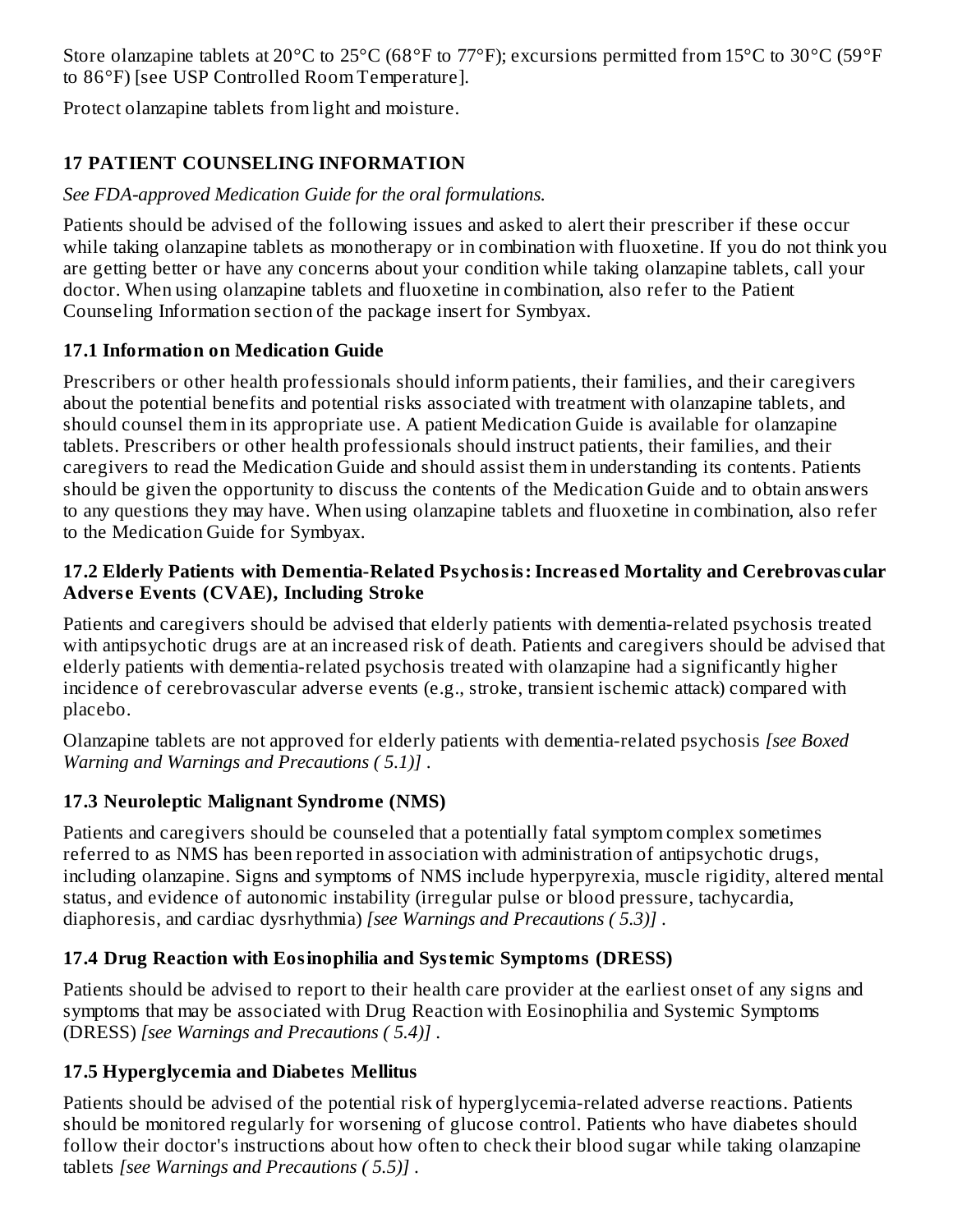Store olanzapine tablets at 20°C to 25°C (68°F to 77°F); excursions permitted from 15°C to 30°C (59°F to 86°F) [see USP Controlled Room Temperature].

Protect olanzapine tablets from light and moisture.

## 17 PATIENT COUNSELING INFORMATION

*See FDA-approved Medication Guide for the oral formulations.*

Patients should be advised of the following issues and asked to alert their prescriber if these occur while taking olanzapine tablets as monotherapy or in combination with fluoxetine. If you do not think you are getting better or have any concerns about your condition while taking olanzapine tablets, call your doctor. When using olanzapine tablets and fluoxetine in combination, also refer to the Patient Counseling Information section of the package insert for Symbyax.

### 17.1 Information on Medication Guide

Prescribers or other health professionals should inform patients, their families, and their caregivers about the potential benefits and potential risks associated with treatment with olanzapine tablets, and should counsel them in its appropriate use. A patient Medication Guide is available for olanzapine tablets. Prescribers or other health professionals should instruct patients, their families, and their caregivers to read the Medication Guide and should assist them in understanding its contents. Patients should be given the opportunity to discuss the contents of the Medication Guide and to obtain answers to any questions they may have. When using olanzapine tablets and fluoxetine in combination, also refer to the Medication Guide for Symbyax.

### 17.2 Elderly Patients with Dementia-Related Psychosis: Increased Mortality and Cerebrovascular Adverse Events (CVAE), Including Stroke

Patients and caregivers should be advised that elderly patients with dementia-related psychosis treated with antipsychotic drugs are at an increased risk of death. Patients and caregivers should be advised that elderly patients with dementia-related psychosis treated with olanzapine had a significantly higher incidence of cerebrovascular adverse events (e.g., stroke, transient ischemic attack) compared with placebo.

Olanzapine tablets are not approved for elderly patients with dementia-related psychosis *[see Boxed Warning and Warnings and Precautions ( 5.1)]* .

### 17.3 Neuroleptic Malignant Syndrome (NMS)

Patients and caregivers should be counseled that a potentially fatal symptom complex sometimes referred to as NMS has been reported in association with administration of antipsychotic drugs, including olanzapine. Signs and symptoms of NMS include hyperpyrexia, muscle rigidity, altered mental status, and evidence of autonomic instability (irregular pulse or blood pressure, tachycardia, diaphoresis, and cardiac dysrhythmia) *[see Warnings and Precautions ( 5.3)]* .

### 17.4 Drug Reaction with Eosinophilia and Systemic Symptoms (DRESS)

Patients should be advised to report to their health care provider at the earliest onset of any signs and symptoms that may be associated with Drug Reaction with Eosinophilia and Systemic Symptoms (DRESS) *[see Warnings and Precautions ( 5.4)]* .

### 17.5 Hyperglycemia and Diabetes Mellitus

Patients should be advised of the potential risk of hyperglycemia-related adverse reactions. Patients should be monitored regularly for worsening of glucose control. Patients who have diabetes should follow their doctor's instructions about how often to check their blood sugar while taking olanzapine tablets *[see Warnings and Precautions ( 5.5)]* .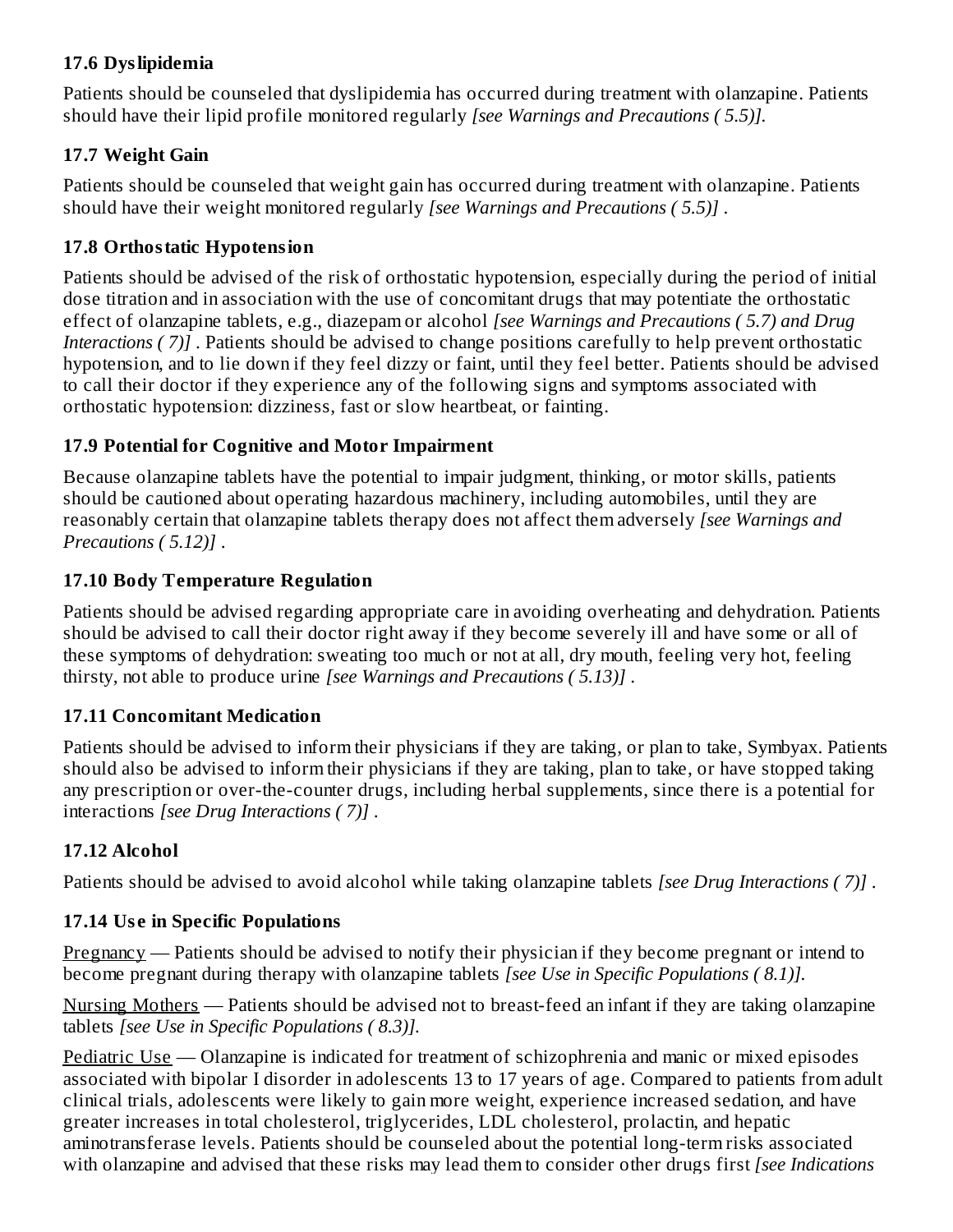### 17.6 Dyslipidemia

Patients should be counseled that dyslipidemia has occurred during treatment with olanzapine. Patients should have their lipid profile monitored regularly *[see Warnings and Precautions ( 5.5)].*

### 17.7 Weight Gain

Patients should be counseled that weight gain has occurred during treatment with olanzapine. Patients should have their weight monitored regularly *[see Warnings and Precautions ( 5.5)]* .

### 17.8 Orthostatic Hypotension

Patients should be advised of the risk of orthostatic hypotension, especially during the period of initial dose titration and in association with the use of concomitant drugs that may potentiate the orthostatic effect of olanzapine tablets, e.g., diazepam or alcohol *[see Warnings and Precautions ( 5.7) and Drug Interactions ( 7)]* . Patients should be advised to change positions carefully to help prevent orthostatic hypotension, and to lie down if they feel dizzy or faint, until they feel better. Patients should be advised to call their doctor if they experience any of the following signs and symptoms associated with orthostatic hypotension: dizziness, fast or slow heartbeat, or fainting.

### 17.9 Potential for Cognitive and Motor Impairment

Because olanzapine tablets have the potential to impair judgment, thinking, or motor skills, patients should be cautioned about operating hazardous machinery, including automobiles, until they are reasonably certain that olanzapine tablets therapy does not affect them adversely *[see Warnings and Precautions ( 5.12)]* .

### 17.10 Body Temperature Regulation

Patients should be advised regarding appropriate care in avoiding overheating and dehydration. Patients should be advised to call their doctor right away if they become severely ill and have some or all of these symptoms of dehydration: sweating too much or not at all, dry mouth, feeling very hot, feeling thirsty, not able to produce urine *[see Warnings and Precautions ( 5.13)]* .

### 17.11 Concomitant Medication

Patients should be advised to inform their physicians if they are taking, or plan to take, Symbyax. Patients should also be advised to inform their physicians if they are taking, plan to take, or have stopped taking any prescription or over-the-counter drugs, including herbal supplements, since there is a potential for interactions *[see Drug Interactions ( 7)]* .

### 17.12 Alcohol

Patients should be advised to avoid alcohol while taking olanzapine tablets *[see Drug Interactions ( 7)]* .

### 17.14 Use in Specific Populations

Pregnancy — Patients should be advised to notify their physician if they become pregnant or intend to become pregnant during therapy with olanzapine tablets *[see Use in Specific Populations ( 8.1)].*

Nursing Mothers — Patients should be advised not to breast-feed an infant if they are taking olanzapine tablets *[see Use in Specific Populations ( 8.3)].*

Pediatric Use — Olanzapine is indicated for treatment of schizophrenia and manic or mixed episodes associated with bipolar I disorder in adolescents 13 to 17 years of age. Compared to patients from adult clinical trials, adolescents were likely to gain more weight, experience increased sedation, and have greater increases in total cholesterol, triglycerides, LDL cholesterol, prolactin, and hepatic aminotransferase levels. Patients should be counseled about the potential long-term risks associated with olanzapine and advised that these risks may lead them to consider other drugs first *[see Indications*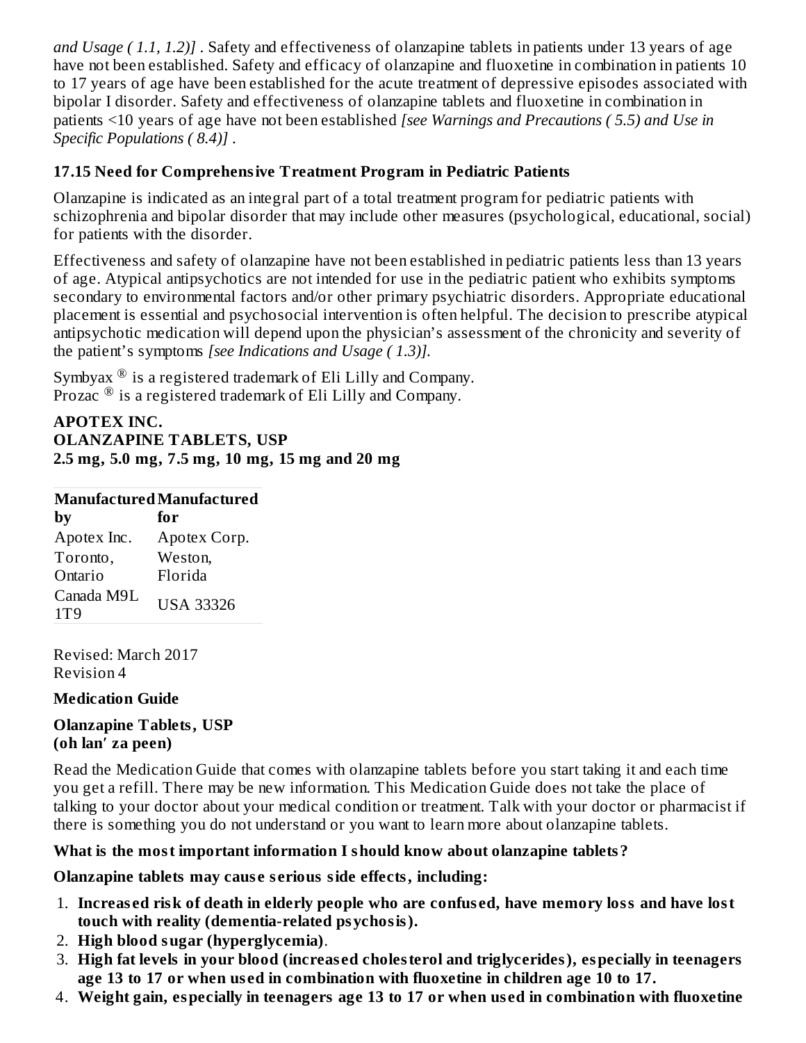*and Usage ( 1.1, 1.2)]* . Safety and effectiveness of olanzapine tablets in patients under 13 years of age have not been established. Safety and efficacy of olanzapine and fluoxetine in combination in patients 10 to 17 years of age have been established for the acute treatment of depressive episodes associated with bipolar I disorder. Safety and effectiveness of olanzapine tablets and fluoxetine in combination in patients <10 years of age have not been established *[see Warnings and Precautions ( 5.5) and Use in Specific Populations ( 8.4)]* .

### 17.15 Need for Comprehensive Treatment Program in Pediatric Patients

Olanzapine is indicated as an integral part of a total treatment program for pediatric patients with schizophrenia and bipolar disorder that may include other measures (psychological, educational, social) for patients with the disorder.

Effectiveness and safety of olanzapine have not been established in pediatric patients less than 13 years of age. Atypical antipsychotics are not intended for use in the pediatric patient who exhibits symptoms secondary to environmental factors and/or other primary psychiatric disorders. Appropriate educational placement is essential and psychosocial intervention is often helpful. The decision to prescribe atypical antipsychotic medication will depend upon the physician's assessment of the chronicity and severity of the patient's symptoms *[see Indications and Usage ( 1.3)].*

Symbyax ® is a registered trademark of Eli Lilly and Company.
Prozac ® is a registered trademark of Eli Lilly and Company.

**APOTEX INC.**
**OLANZAPINE TABLETS, USP**
**2.5 mg, 5.0 mg, 7.5 mg, 10 mg, 15 mg and 20 mg**

| Manufactured by | Manufactured for |
|---|---|
| Apotex Inc. | Apotex Corp. |
| Toronto, Ontario | Weston, Florida |
| Canada M9L 1T9 | USA 33326 |

Revised: March 2017
Revision 4

**Medication Guide**

**Olanzapine Tablets, USP**
**(oh lan′ za peen)**

Read the Medication Guide that comes with olanzapine tablets before you start taking it and each time you get a refill. There may be new information. This Medication Guide does not take the place of talking to your doctor about your medical condition or treatment. Talk with your doctor or pharmacist if there is something you do not understand or you want to learn more about olanzapine tablets.

**What is the most important information I should know about olanzapine tablets?**

**Olanzapine tablets may cause serious side effects, including:**

1. **Increased risk of death in elderly people who are confused, have memory loss and have lost touch with reality (dementia-related psychosis).**
2. **High blood sugar (hyperglycemia)**.
3. **High fat levels in your blood (increased cholesterol and triglycerides), especially in teenagers age 13 to 17 or when used in combination with fluoxetine in children age 10 to 17.**
4. **Weight gain, especially in teenagers age 13 to 17 or when used in combination with fluoxetine**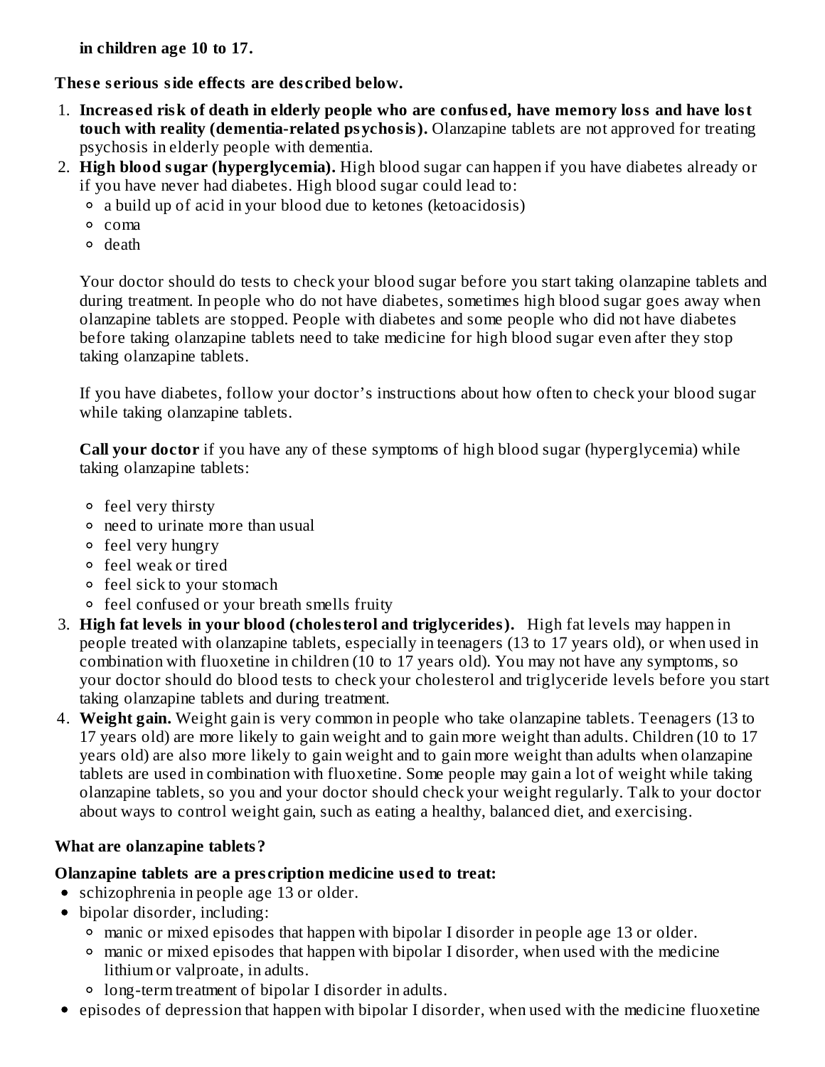**in children age 10 to 17.**

**These serious side effects are described below.**

1. **Increased risk of death in elderly people who are confused, have memory loss and have lost touch with reality (dementia-related psychosis).** Olanzapine tablets are not approved for treating psychosis in elderly people with dementia.
2. **High blood sugar (hyperglycemia).** High blood sugar can happen if you have diabetes already or if you have never had diabetes. High blood sugar could lead to:
   - a build up of acid in your blood due to ketones (ketoacidosis)
   - coma
   - death

   Your doctor should do tests to check your blood sugar before you start taking olanzapine tablets and during treatment. In people who do not have diabetes, sometimes high blood sugar goes away when olanzapine tablets are stopped. People with diabetes and some people who did not have diabetes before taking olanzapine tablets need to take medicine for high blood sugar even after they stop taking olanzapine tablets.

   If you have diabetes, follow your doctor's instructions about how often to check your blood sugar while taking olanzapine tablets.

   **Call your doctor** if you have any of these symptoms of high blood sugar (hyperglycemia) while taking olanzapine tablets:

   - feel very thirsty
   - need to urinate more than usual
   - feel very hungry
   - feel weak or tired
   - feel sick to your stomach
   - feel confused or your breath smells fruity
3. **High fat levels in your blood (cholesterol and triglycerides).** High fat levels may happen in people treated with olanzapine tablets, especially in teenagers (13 to 17 years old), or when used in combination with fluoxetine in children (10 to 17 years old). You may not have any symptoms, so your doctor should do blood tests to check your cholesterol and triglyceride levels before you start taking olanzapine tablets and during treatment.
4. **Weight gain.** Weight gain is very common in people who take olanzapine tablets. Teenagers (13 to 17 years old) are more likely to gain weight and to gain more weight than adults. Children (10 to 17 years old) are also more likely to gain weight and to gain more weight than adults when olanzapine tablets are used in combination with fluoxetine. Some people may gain a lot of weight while taking olanzapine tablets, so you and your doctor should check your weight regularly. Talk to your doctor about ways to control weight gain, such as eating a healthy, balanced diet, and exercising.

**What are olanzapine tablets?**

**Olanzapine tablets are a prescription medicine used to treat:**

- schizophrenia in people age 13 or older.
- bipolar disorder, including:
  - manic or mixed episodes that happen with bipolar I disorder in people age 13 or older.
  - manic or mixed episodes that happen with bipolar I disorder, when used with the medicine lithium or valproate, in adults.
  - long-term treatment of bipolar I disorder in adults.
- episodes of depression that happen with bipolar I disorder, when used with the medicine fluoxetine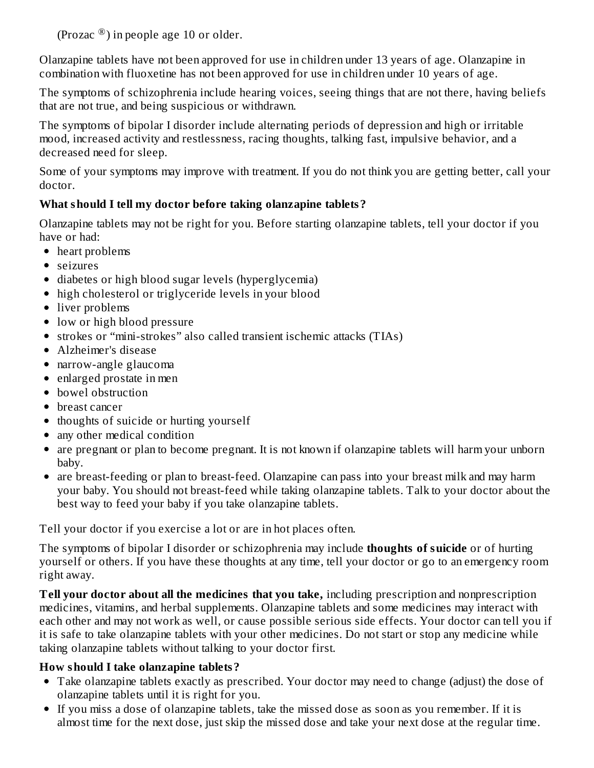(Prozac ®) in people age 10 or older.

Olanzapine tablets have not been approved for use in children under 13 years of age. Olanzapine in combination with fluoxetine has not been approved for use in children under 10 years of age.

The symptoms of schizophrenia include hearing voices, seeing things that are not there, having beliefs that are not true, and being suspicious or withdrawn.

The symptoms of bipolar I disorder include alternating periods of depression and high or irritable mood, increased activity and restlessness, racing thoughts, talking fast, impulsive behavior, and a decreased need for sleep.

Some of your symptoms may improve with treatment. If you do not think you are getting better, call your doctor.

**What should I tell my doctor before taking olanzapine tablets?**

Olanzapine tablets may not be right for you. Before starting olanzapine tablets, tell your doctor if you have or had:

- heart problems
- seizures
- diabetes or high blood sugar levels (hyperglycemia)
- high cholesterol or triglyceride levels in your blood
- liver problems
- low or high blood pressure
- strokes or "mini-strokes" also called transient ischemic attacks (TIAs)
- Alzheimer's disease
- narrow-angle glaucoma
- enlarged prostate in men
- bowel obstruction
- breast cancer
- thoughts of suicide or hurting yourself
- any other medical condition
- are pregnant or plan to become pregnant. It is not known if olanzapine tablets will harm your unborn baby.
- are breast-feeding or plan to breast-feed. Olanzapine can pass into your breast milk and may harm your baby. You should not breast-feed while taking olanzapine tablets. Talk to your doctor about the best way to feed your baby if you take olanzapine tablets.

Tell your doctor if you exercise a lot or are in hot places often.

The symptoms of bipolar I disorder or schizophrenia may include **thoughts of suicide** or of hurting yourself or others. If you have these thoughts at any time, tell your doctor or go to an emergency room right away.

**Tell your doctor about all the medicines that you take,** including prescription and nonprescription medicines, vitamins, and herbal supplements. Olanzapine tablets and some medicines may interact with each other and may not work as well, or cause possible serious side effects. Your doctor can tell you if it is safe to take olanzapine tablets with your other medicines. Do not start or stop any medicine while taking olanzapine tablets without talking to your doctor first.

**How should I take olanzapine tablets?**

- Take olanzapine tablets exactly as prescribed. Your doctor may need to change (adjust) the dose of olanzapine tablets until it is right for you.
- If you miss a dose of olanzapine tablets, take the missed dose as soon as you remember. If it is almost time for the next dose, just skip the missed dose and take your next dose at the regular time.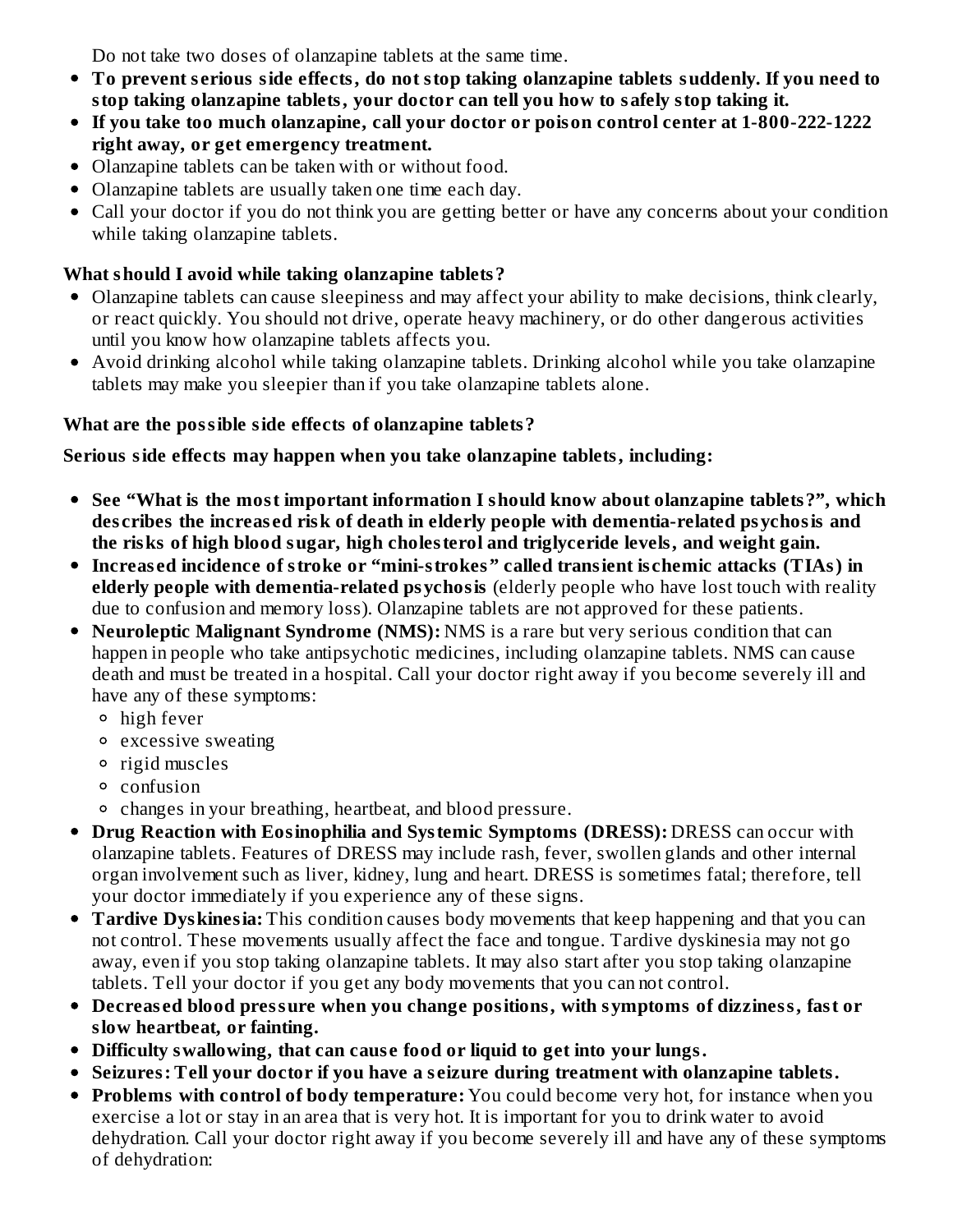Do not take two doses of olanzapine tablets at the same time.

- **To prevent serious side effects, do not stop taking olanzapine tablets suddenly. If you need to stop taking olanzapine tablets, your doctor can tell you how to safely stop taking it.**
- **If you take too much olanzapine, call your doctor or poison control center at 1-800-222-1222 right away, or get emergency treatment.**
- Olanzapine tablets can be taken with or without food.
- Olanzapine tablets are usually taken one time each day.
- Call your doctor if you do not think you are getting better or have any concerns about your condition while taking olanzapine tablets.

**What should I avoid while taking olanzapine tablets?**

- Olanzapine tablets can cause sleepiness and may affect your ability to make decisions, think clearly, or react quickly. You should not drive, operate heavy machinery, or do other dangerous activities until you know how olanzapine tablets affects you.
- Avoid drinking alcohol while taking olanzapine tablets. Drinking alcohol while you take olanzapine tablets may make you sleepier than if you take olanzapine tablets alone.

**What are the possible side effects of olanzapine tablets?**

**Serious side effects may happen when you take olanzapine tablets, including:**

- **See "What is the most important information I should know about olanzapine tablets?", which describes the increased risk of death in elderly people with dementia-related psychosis and the risks of high blood sugar, high cholesterol and triglyceride levels, and weight gain.**
- **Increased incidence of stroke or "mini-strokes" called transient ischemic attacks (TIAs) in elderly people with dementia-related psychosis** (elderly people who have lost touch with reality due to confusion and memory loss). Olanzapine tablets are not approved for these patients.
- **Neuroleptic Malignant Syndrome (NMS):** NMS is a rare but very serious condition that can happen in people who take antipsychotic medicines, including olanzapine tablets. NMS can cause death and must be treated in a hospital. Call your doctor right away if you become severely ill and have any of these symptoms:
  - high fever
  - excessive sweating
  - rigid muscles
  - confusion
  - changes in your breathing, heartbeat, and blood pressure.
- **Drug Reaction with Eosinophilia and Systemic Symptoms (DRESS):** DRESS can occur with olanzapine tablets. Features of DRESS may include rash, fever, swollen glands and other internal organ involvement such as liver, kidney, lung and heart. DRESS is sometimes fatal; therefore, tell your doctor immediately if you experience any of these signs.
- **Tardive Dyskinesia:** This condition causes body movements that keep happening and that you can not control. These movements usually affect the face and tongue. Tardive dyskinesia may not go away, even if you stop taking olanzapine tablets. It may also start after you stop taking olanzapine tablets. Tell your doctor if you get any body movements that you can not control.
- **Decreased blood pressure when you change positions, with symptoms of dizziness, fast or slow heartbeat, or fainting.**
- **Difficulty swallowing, that can cause food or liquid to get into your lungs.**
- **Seizures: Tell your doctor if you have a seizure during treatment with olanzapine tablets.**
- **Problems with control of body temperature:** You could become very hot, for instance when you exercise a lot or stay in an area that is very hot. It is important for you to drink water to avoid dehydration. Call your doctor right away if you become severely ill and have any of these symptoms of dehydration: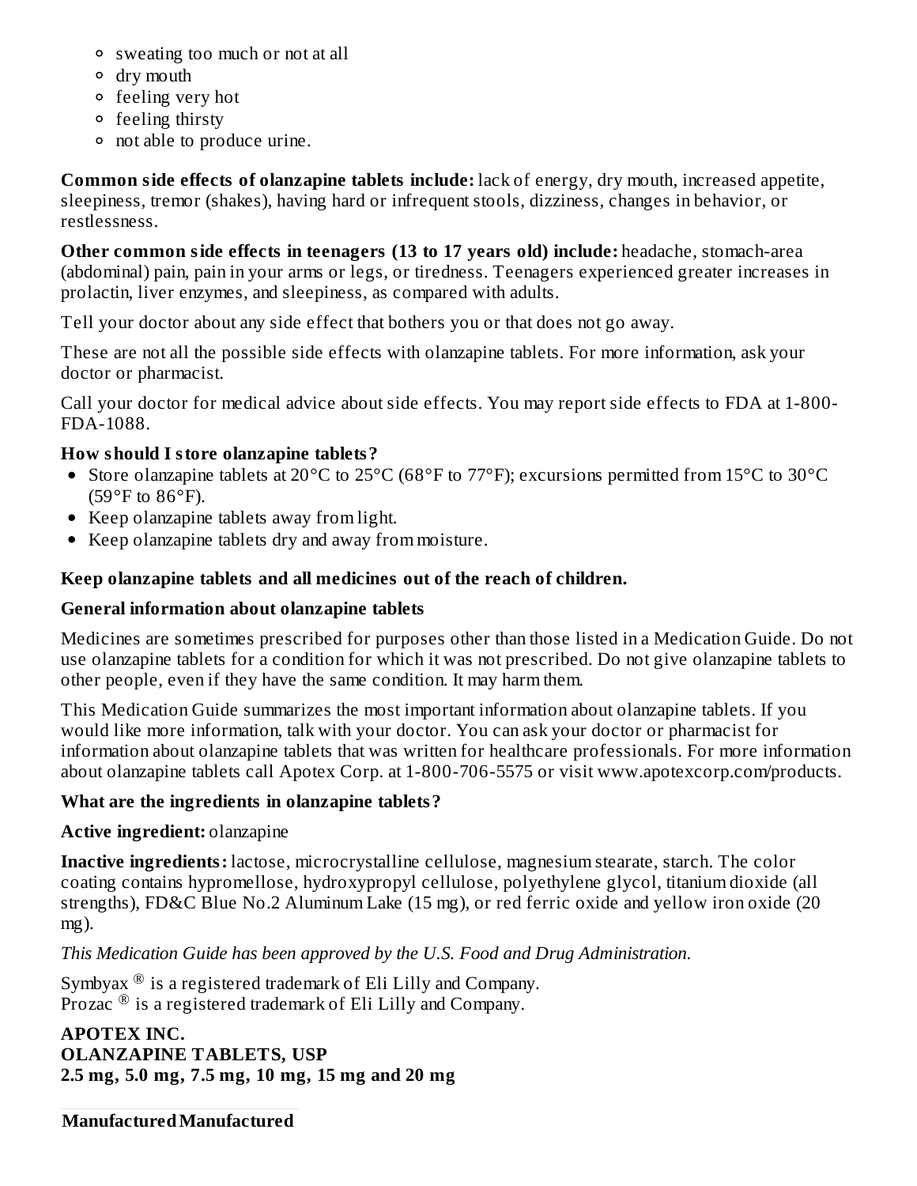- sweating too much or not at all
- dry mouth
- feeling very hot
- feeling thirsty
- not able to produce urine.

**Common side effects of olanzapine tablets include:** lack of energy, dry mouth, increased appetite, sleepiness, tremor (shakes), having hard or infrequent stools, dizziness, changes in behavior, or restlessness.

**Other common side effects in teenagers (13 to 17 years old) include:** headache, stomach-area (abdominal) pain, pain in your arms or legs, or tiredness. Teenagers experienced greater increases in prolactin, liver enzymes, and sleepiness, as compared with adults.

Tell your doctor about any side effect that bothers you or that does not go away.

These are not all the possible side effects with olanzapine tablets. For more information, ask your doctor or pharmacist.

Call your doctor for medical advice about side effects. You may report side effects to FDA at 1-800-FDA-1088.

**How should I store olanzapine tablets?**

- Store olanzapine tablets at 20°C to 25°C (68°F to 77°F); excursions permitted from 15°C to 30°C (59°F to 86°F).
- Keep olanzapine tablets away from light.
- Keep olanzapine tablets dry and away from moisture.

**Keep olanzapine tablets and all medicines out of the reach of children.**

**General information about olanzapine tablets**

Medicines are sometimes prescribed for purposes other than those listed in a Medication Guide. Do not use olanzapine tablets for a condition for which it was not prescribed. Do not give olanzapine tablets to other people, even if they have the same condition. It may harm them.

This Medication Guide summarizes the most important information about olanzapine tablets. If you would like more information, talk with your doctor. You can ask your doctor or pharmacist for information about olanzapine tablets that was written for healthcare professionals. For more information about olanzapine tablets call Apotex Corp. at 1-800-706-5575 or visit www.apotexcorp.com/products.

**What are the ingredients in olanzapine tablets?**

**Active ingredient:** olanzapine

**Inactive ingredients:** lactose, microcrystalline cellulose, magnesium stearate, starch. The color coating contains hypromellose, hydroxypropyl cellulose, polyethylene glycol, titanium dioxide (all strengths), FD&C Blue No.2 Aluminum Lake (15 mg), or red ferric oxide and yellow iron oxide (20 mg).

*This Medication Guide has been approved by the U.S. Food and Drug Administration.*

Symbyax ® is a registered trademark of Eli Lilly and Company.
Prozac ® is a registered trademark of Eli Lilly and Company.

**APOTEX INC.**
**OLANZAPINE TABLETS, USP**
**2.5 mg, 5.0 mg, 7.5 mg, 10 mg, 15 mg and 20 mg**

**Manufactured Manufactured**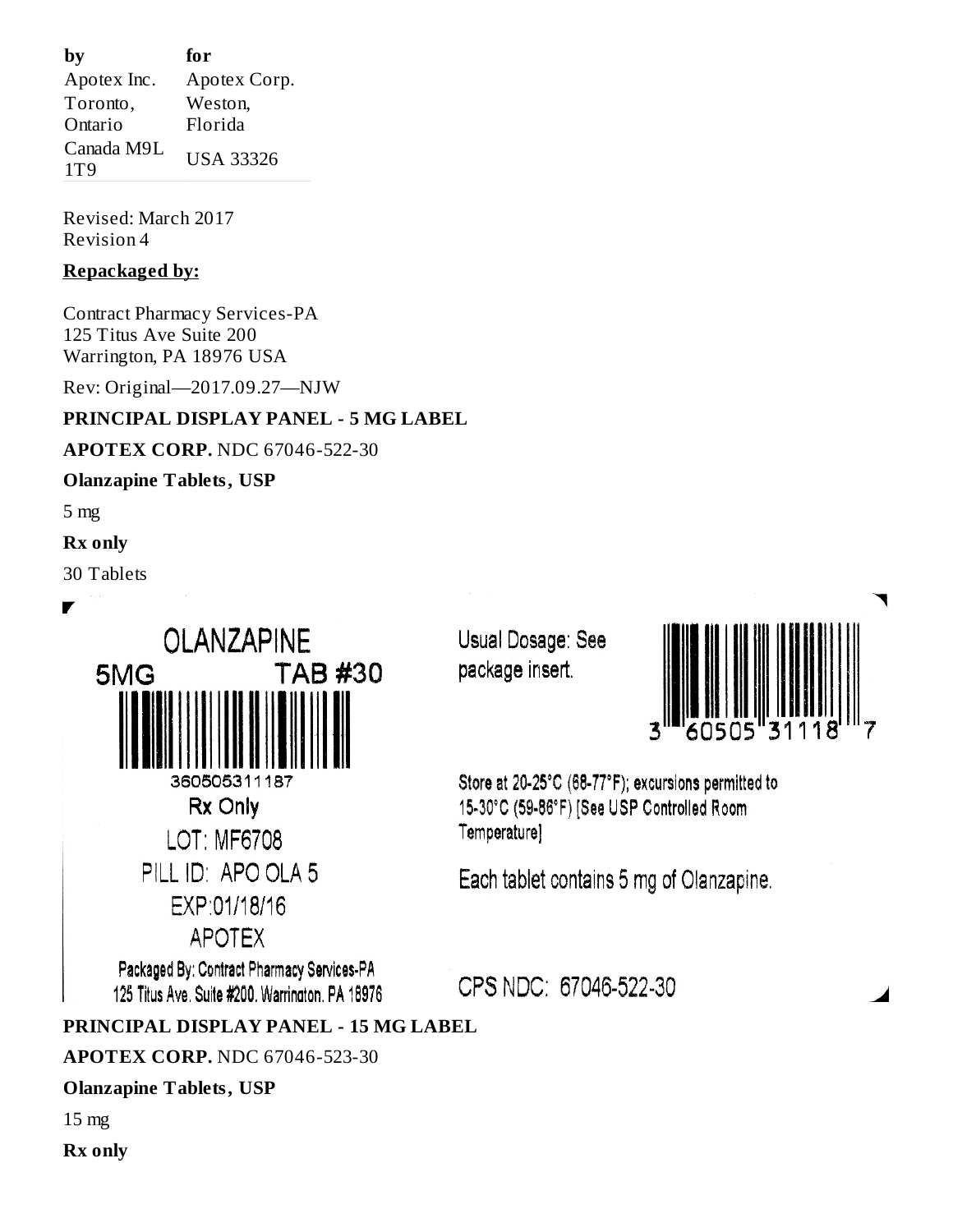| by | for |
| --- | --- |
| Apotex Inc. | Apotex Corp. |
| Toronto, Ontario | Weston, Florida |
| Canada M9L 1T9 | USA 33326 |

Revised: March 2017
Revision 4

**Repackaged by:**

Contract Pharmacy Services-PA
125 Titus Ave Suite 200
Warrington, PA 18976 USA

Rev: Original—2017.09.27—NJW

**PRINCIPAL DISPLAY PANEL - 5 MG LABEL**

**APOTEX CORP.** NDC 67046-522-30

**Olanzapine Tablets, USP**

5 mg

**Rx only**

30 Tablets

OLANZAPINE
5MG TAB #30
360505311187
Rx Only
LOT: MF6708
PILL ID: APO OLA 5
EXP:01/18/16
APOTEX
Packaged By: Contract Pharmacy Services-PA
125 Titus Ave. Suite #200. Warrington, PA 18976

Usual Dosage: See package insert.

3 60505 31118 7

Store at 20-25°C (68-77°F); excursions permitted to 15-30°C (59-86°F) [See USP Controlled Room Temperature]

Each tablet contains 5 mg of Olanzapine.

CPS NDC: 67046-522-30

**PRINCIPAL DISPLAY PANEL - 15 MG LABEL**

**APOTEX CORP.** NDC 67046-523-30

**Olanzapine Tablets, USP**

15 mg

**Rx only**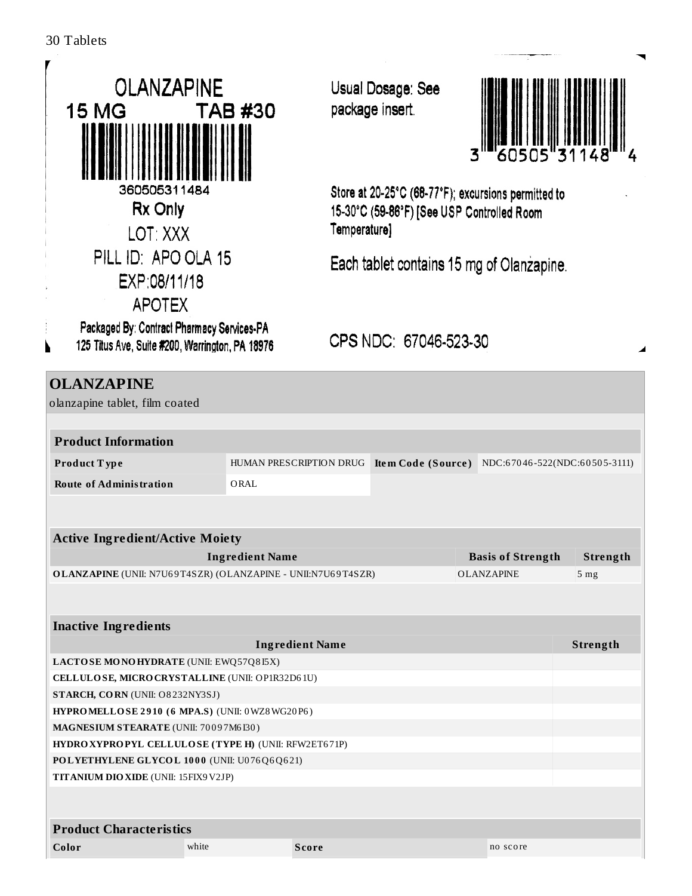30 Tablets

OLANZAPINE
15 MG TAB #30

360505311484

Rx Only

LOT: XXX

PILL ID: APO OLA 15

EXP:08/11/18

APOTEX

Packaged By: Contract Pharmacy Services-PA
125 Titus Ave, Suite #200, Warrington, PA 18976

Usual Dosage: See package insert.

3 60505 31148 4

Store at 20-25°C (68-77°F); excursions permitted to 15-30°C (59-86°F) [See USP Controlled Room Temperature]

Each tablet contains 15 mg of Olanzapine.

CPS NDC: 67046-523-30

## OLANZAPINE

olanzapine tablet, film coated

| Product Information | | | |
|---|---|---|---|
| **Product Type** | HUMAN PRESCRIPTION DRUG | **Item Code (Source)** | NDC:67046-522(NDC:60505-3111) |
| **Route of Administration** | ORAL | | |

| Active Ingredient/Active Moiety | | |
|---|---|---|
| **Ingredient Name** | **Basis of Strength** | **Strength** |
| **OLANZAPINE** (UNII: N7U69T4SZR) (OLANZAPINE - UNII:N7U69T4SZR) | OLANZAPINE | 5 mg |

| Inactive Ingredients | |
|---|---|
| **Ingredient Name** | **Strength** |
| **LACTOSE MONOHYDRATE** (UNII: EWQ57Q8I5X) | |
| **CELLULOSE, MICROCRYSTALLINE** (UNII: OP1R32D61U) | |
| **STARCH, CORN** (UNII: O8232NY3SJ) | |
| **HYPROMELLOSE 2910 (6 MPA.S)** (UNII: 0WZ8WG20P6) | |
| **MAGNESIUM STEARATE** (UNII: 70097M6I30) | |
| **HYDROXYPROPYL CELLULOSE (TYPE H)** (UNII: RFW2ET671P) | |
| **POLYETHYLENE GLYCOL 1000** (UNII: U076Q6Q621) | |
| **TITANIUM DIOXIDE** (UNII: 15FIX9V2JP) | |

| Product Characteristics | | | |
|---|---|---|---|
| **Color** | white | **Score** | no score |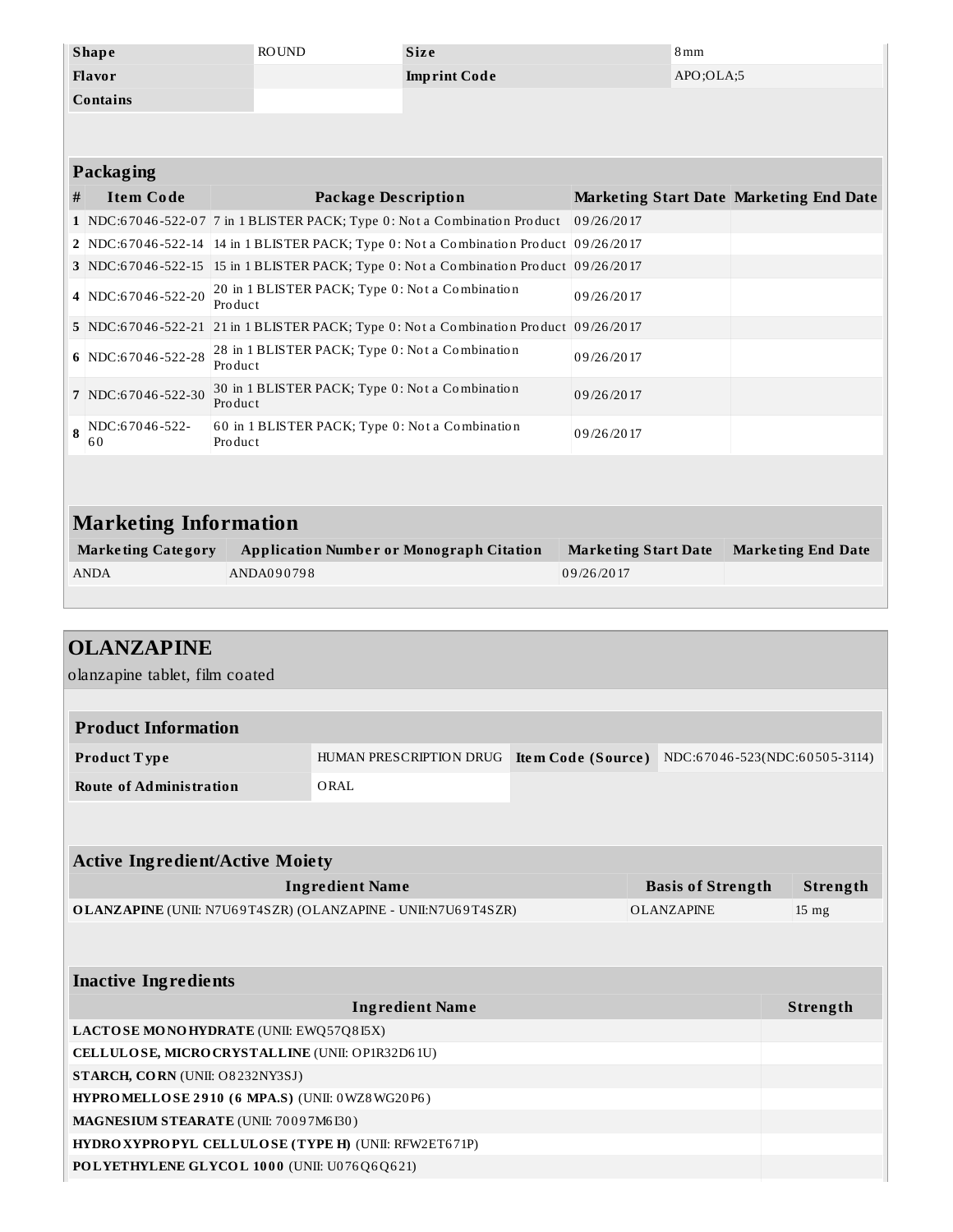| Shape | ROUND | Size | 8mm |
| --- | --- | --- | --- |
| Flavor | | Imprint Code | APO;OLA;5 |
| Contains | | | |

**Packaging**

| # | Item Code | Package Description | Marketing Start Date | Marketing End Date |
| --- | --- | --- | --- | --- |
| 1 | NDC:67046-522-07 | 7 in 1 BLISTER PACK; Type 0: Not a Combination Product | 09/26/2017 | |
| 2 | NDC:67046-522-14 | 14 in 1 BLISTER PACK; Type 0: Not a Combination Product | 09/26/2017 | |
| 3 | NDC:67046-522-15 | 15 in 1 BLISTER PACK; Type 0: Not a Combination Product | 09/26/2017 | |
| 4 | NDC:67046-522-20 | 20 in 1 BLISTER PACK; Type 0: Not a Combination Product | 09/26/2017 | |
| 5 | NDC:67046-522-21 | 21 in 1 BLISTER PACK; Type 0: Not a Combination Product | 09/26/2017 | |
| 6 | NDC:67046-522-28 | 28 in 1 BLISTER PACK; Type 0: Not a Combination Product | 09/26/2017 | |
| 7 | NDC:67046-522-30 | 30 in 1 BLISTER PACK; Type 0: Not a Combination Product | 09/26/2017 | |
| 8 | NDC:67046-522-60 | 60 in 1 BLISTER PACK; Type 0: Not a Combination Product | 09/26/2017 | |

## Marketing Information

| Marketing Category | Application Number or Monograph Citation | Marketing Start Date | Marketing End Date |
| --- | --- | --- | --- |
| ANDA | ANDA090798 | 09/26/2017 | |

# OLANZAPINE

olanzapine tablet, film coated

**Product Information**

| Product Type | HUMAN PRESCRIPTION DRUG | Item Code (Source) | NDC:67046-523(NDC:60505-3114) |
| --- | --- | --- | --- |
| Route of Administration | ORAL | | |

**Active Ingredient/Active Moiety**

| Ingredient Name | Basis of Strength | Strength |
| --- | --- | --- |
| **OLANZAPINE** (UNII: N7U69T4SZR) (OLANZAPINE - UNII:N7U69T4SZR) | OLANZAPINE | 15 mg |

**Inactive Ingredients**

| Ingredient Name | Strength |
| --- | --- |
| **LACTOSE MONOHYDRATE** (UNII: EWQ57Q8I5X) | |
| **CELLULOSE, MICROCRYSTALLINE** (UNII: OP1R32D61U) | |
| **STARCH, CORN** (UNII: O8232NY3SJ) | |
| **HYPROMELLOSE 2910 (6 MPA.S)** (UNII: 0WZ8WG20P6) | |
| **MAGNESIUM STEARATE** (UNII: 70097M6I30) | |
| **HYDROXYPROPYL CELLULOSE (TYPE H)** (UNII: RFW2ET671P) | |
| **POLYETHYLENE GLYCOL 1000** (UNII: U076Q6Q621) | |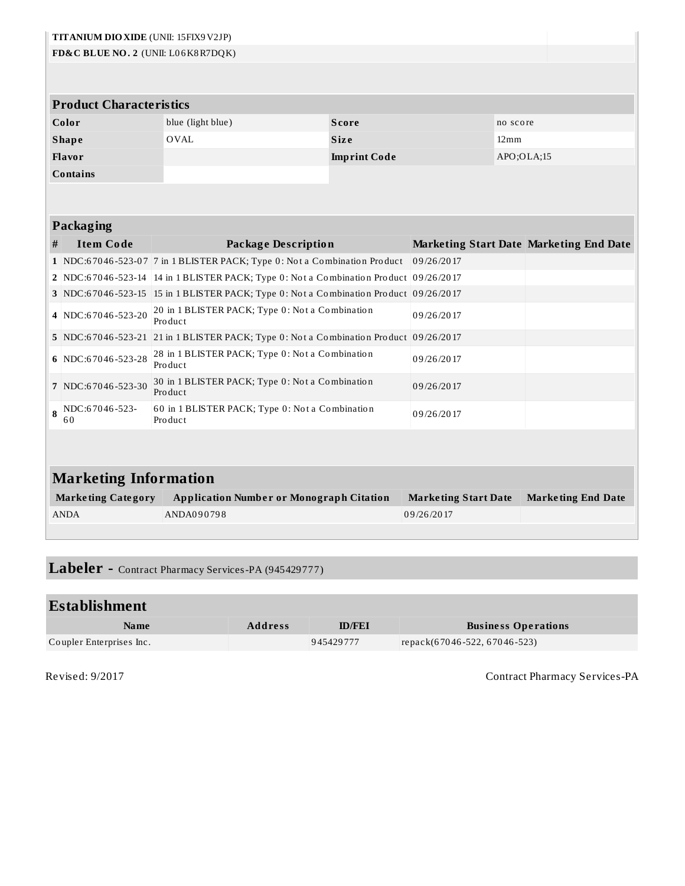| | |
|---|---|
| **TITANIUM DIOXIDE** (UNII: 15FIX9V2JP) | |
| **FD&C BLUE NO. 2** (UNII: L06K8R7DQK) | |

| Product Characteristics | | | |
|---|---|---|---|
| **Color** | blue (light blue) | **Score** | no score |
| **Shape** | OVAL | **Size** | 12mm |
| **Flavor** | | **Imprint Code** | APO;OLA;15 |
| **Contains** | | | |

| Packaging | | | | |
|---|---|---|---|---|
| **#** | **Item Code** | **Package Description** | **Marketing Start Date** | **Marketing End Date** |
| 1 | NDC:67046-523-07 | 7 in 1 BLISTER PACK; Type 0: Not a Combination Product | 09/26/2017 | |
| 2 | NDC:67046-523-14 | 14 in 1 BLISTER PACK; Type 0: Not a Combination Product | 09/26/2017 | |
| 3 | NDC:67046-523-15 | 15 in 1 BLISTER PACK; Type 0: Not a Combination Product | 09/26/2017 | |
| 4 | NDC:67046-523-20 | 20 in 1 BLISTER PACK; Type 0: Not a Combination Product | 09/26/2017 | |
| 5 | NDC:67046-523-21 | 21 in 1 BLISTER PACK; Type 0: Not a Combination Product | 09/26/2017 | |
| 6 | NDC:67046-523-28 | 28 in 1 BLISTER PACK; Type 0: Not a Combination Product | 09/26/2017 | |
| 7 | NDC:67046-523-30 | 30 in 1 BLISTER PACK; Type 0: Not a Combination Product | 09/26/2017 | |
| 8 | NDC:67046-523-60 | 60 in 1 BLISTER PACK; Type 0: Not a Combination Product | 09/26/2017 | |

| Marketing Information | | | |
|---|---|---|---|
| **Marketing Category** | **Application Number or Monograph Citation** | **Marketing Start Date** | **Marketing End Date** |
| ANDA | ANDA090798 | 09/26/2017 | |

## Labeler - Contract Pharmacy Services-PA (945429777)

| Establishment | | | |
|---|---|---|---|
| **Name** | **Address** | **ID/FEI** | **Business Operations** |
| Coupler Enterprises Inc. | | 945429777 | repack(67046-522, 67046-523) |

Revised: 9/2017 Contract Pharmacy Services-PA